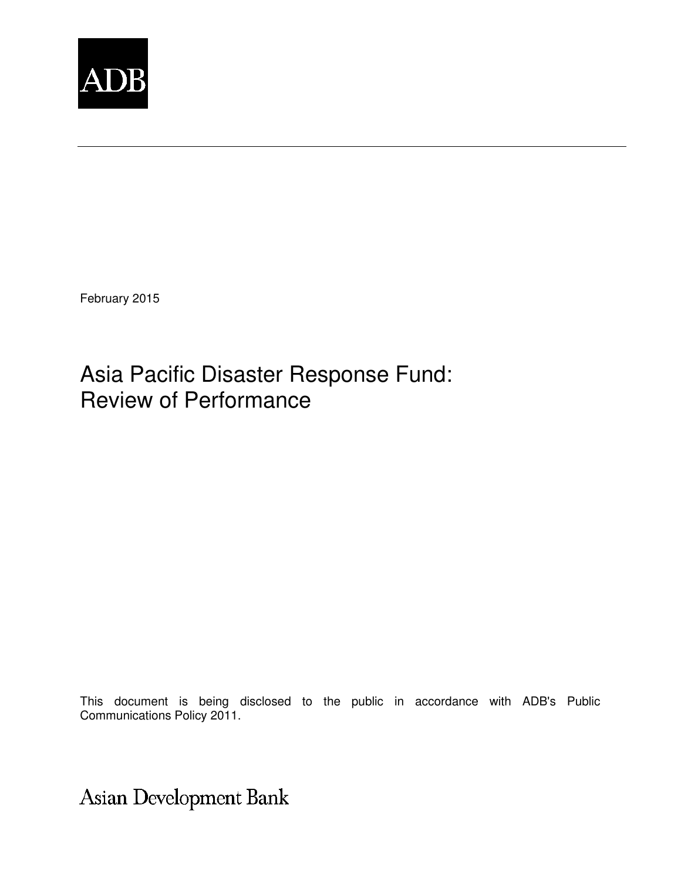ADB

February 2015

# Asia Pacific Disaster Response Fund: Review of Performance

This document is being disclosed to the public in accordance with ADB's Public Communications Policy 2011.

Asian Development Bank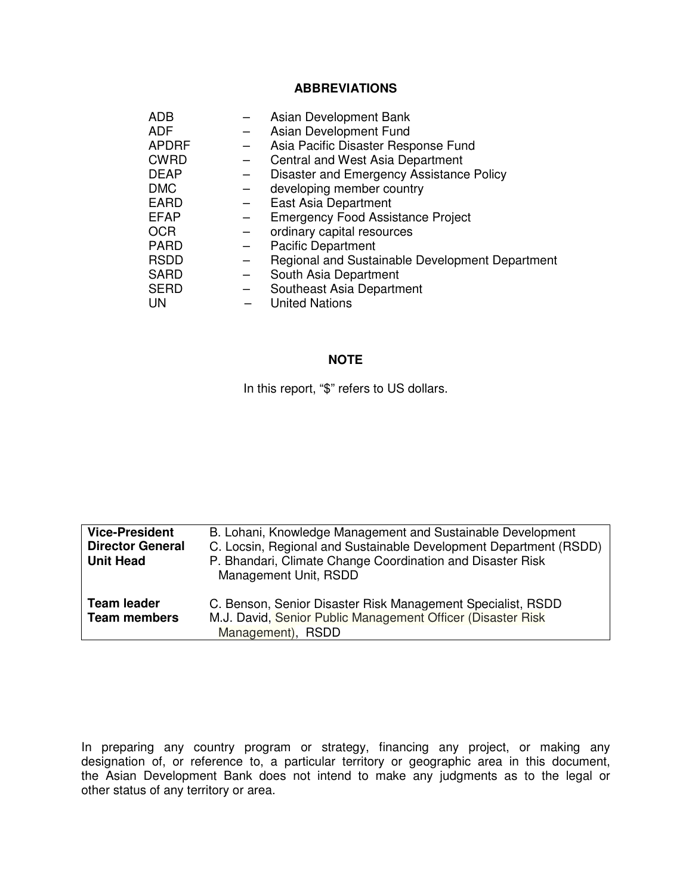## ABBREVIATIONS

| | | |
|---|---|---|
| ADB | – | Asian Development Bank |
| ADF | – | Asian Development Fund |
| APDRF | – | Asia Pacific Disaster Response Fund |
| CWRD | – | Central and West Asia Department |
| DEAP | – | Disaster and Emergency Assistance Policy |
| DMC | – | developing member country |
| EARD | – | East Asia Department |
| EFAP | – | Emergency Food Assistance Project |
| OCR | – | ordinary capital resources |
| PARD | – | Pacific Department |
| RSDD | – | Regional and Sustainable Development Department |
| SARD | – | South Asia Department |
| SERD | – | Southeast Asia Department |
| UN | – | United Nations |

## NOTE

In this report, "$" refers to US dollars.

| | |
|---|---|
| **Vice-President** | B. Lohani, Knowledge Management and Sustainable Development |
| **Director General** | C. Locsin, Regional and Sustainable Development Department (RSDD) |
| **Unit Head** | P. Bhandari, Climate Change Coordination and Disaster Risk Management Unit, RSDD |
| **Team leader** | C. Benson, Senior Disaster Risk Management Specialist, RSDD |
| **Team members** | M.J. David, Senior Public Management Officer (Disaster Risk Management), RSDD |

In preparing any country program or strategy, financing any project, or making any designation of, or reference to, a particular territory or geographic area in this document, the Asian Development Bank does not intend to make any judgments as to the legal or other status of any territory or area.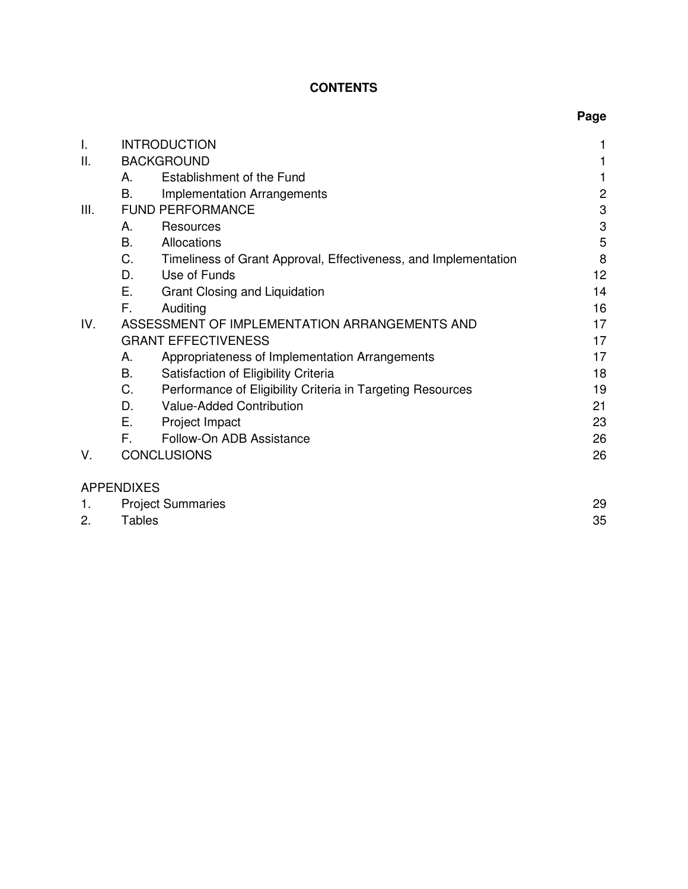# CONTENTS

| | | | Page |
|---|---|---|---|
| I. | INTRODUCTION | | 1 |
| II. | BACKGROUND | | 1 |
| | A. | Establishment of the Fund | 1 |
| | B. | Implementation Arrangements | 2 |
| III. | FUND PERFORMANCE | | 3 |
| | A. | Resources | 3 |
| | B. | Allocations | 5 |
| | C. | Timeliness of Grant Approval, Effectiveness, and Implementation | 8 |
| | D. | Use of Funds | 12 |
| | E. | Grant Closing and Liquidation | 14 |
| | F. | Auditing | 16 |
| IV. | ASSESSMENT OF IMPLEMENTATION ARRANGEMENTS AND GRANT EFFECTIVENESS | | 17 |
| | A. | Appropriateness of Implementation Arrangements | 17 |
| | B. | Satisfaction of Eligibility Criteria | 18 |
| | C. | Performance of Eligibility Criteria in Targeting Resources | 19 |
| | D. | Value-Added Contribution | 21 |
| | E. | Project Impact | 23 |
| | F. | Follow-On ADB Assistance | 26 |
| V. | CONCLUSIONS | | 26 |

APPENDIXES

| | | |
|---|---|---|
| 1. | Project Summaries | 29 |
| 2. | Tables | 35 |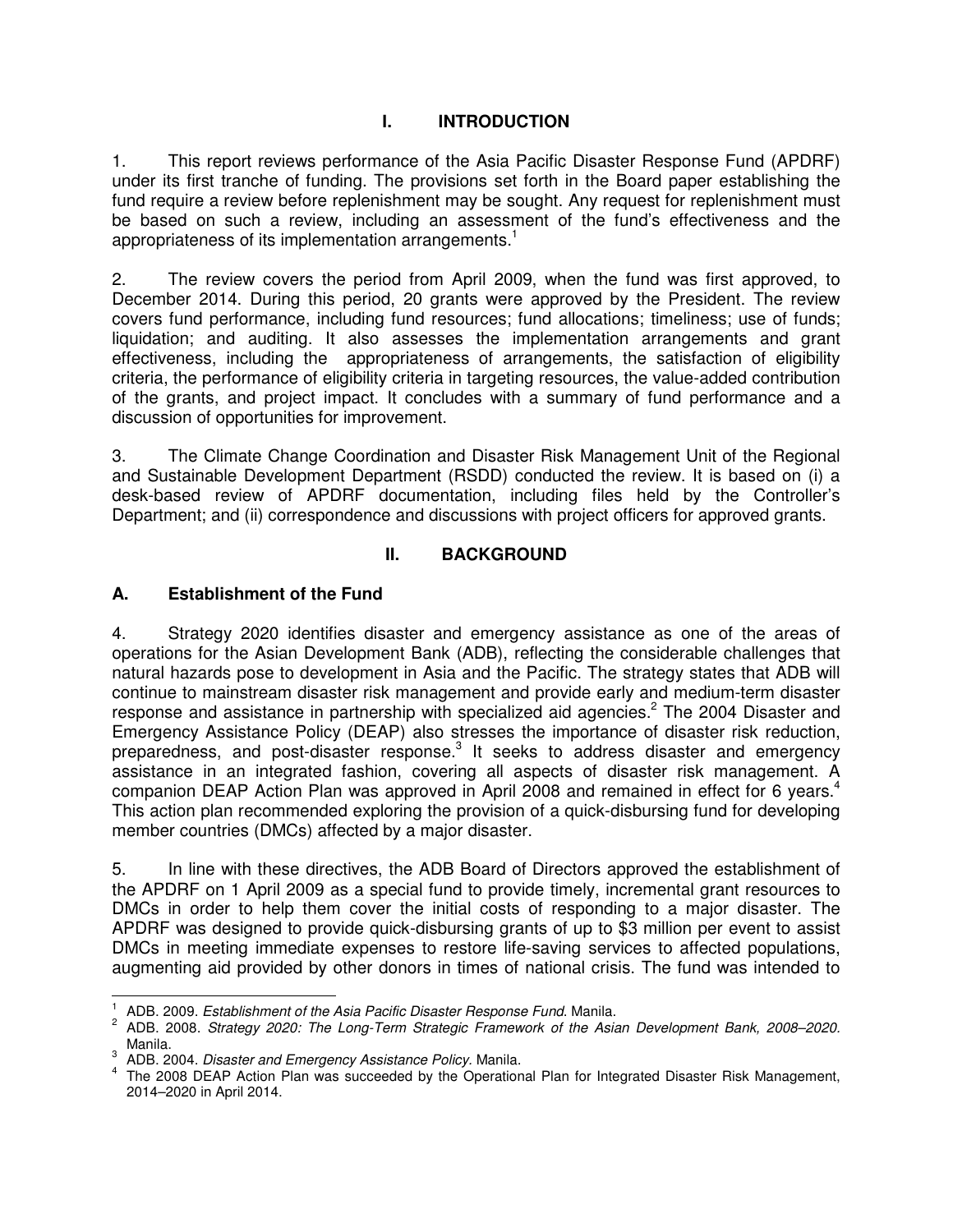# I. INTRODUCTION

1. This report reviews performance of the Asia Pacific Disaster Response Fund (APDRF) under its first tranche of funding. The provisions set forth in the Board paper establishing the fund require a review before replenishment may be sought. Any request for replenishment must be based on such a review, including an assessment of the fund's effectiveness and the appropriateness of its implementation arrangements.[1]

2. The review covers the period from April 2009, when the fund was first approved, to December 2014. During this period, 20 grants were approved by the President. The review covers fund performance, including fund resources; fund allocations; timeliness; use of funds; liquidation; and auditing. It also assesses the implementation arrangements and grant effectiveness, including the appropriateness of arrangements, the satisfaction of eligibility criteria, the performance of eligibility criteria in targeting resources, the value-added contribution of the grants, and project impact. It concludes with a summary of fund performance and a discussion of opportunities for improvement.

3. The Climate Change Coordination and Disaster Risk Management Unit of the Regional and Sustainable Development Department (RSDD) conducted the review. It is based on (i) a desk-based review of APDRF documentation, including files held by the Controller's Department; and (ii) correspondence and discussions with project officers for approved grants.

# II. BACKGROUND

## A. Establishment of the Fund

4. Strategy 2020 identifies disaster and emergency assistance as one of the areas of operations for the Asian Development Bank (ADB), reflecting the considerable challenges that natural hazards pose to development in Asia and the Pacific. The strategy states that ADB will continue to mainstream disaster risk management and provide early and medium-term disaster response and assistance in partnership with specialized aid agencies.[2] The 2004 Disaster and Emergency Assistance Policy (DEAP) also stresses the importance of disaster risk reduction, preparedness, and post-disaster response.[3] It seeks to address disaster and emergency assistance in an integrated fashion, covering all aspects of disaster risk management. A companion DEAP Action Plan was approved in April 2008 and remained in effect for 6 years.[4] This action plan recommended exploring the provision of a quick-disbursing fund for developing member countries (DMCs) affected by a major disaster.

5. In line with these directives, the ADB Board of Directors approved the establishment of the APDRF on 1 April 2009 as a special fund to provide timely, incremental grant resources to DMCs in order to help them cover the initial costs of responding to a major disaster. The APDRF was designed to provide quick-disbursing grants of up to \$3 million per event to assist DMCs in meeting immediate expenses to restore life-saving services to affected populations, augmenting aid provided by other donors in times of national crisis. The fund was intended to

---

[1] ADB. 2009. *Establishment of the Asia Pacific Disaster Response Fund*. Manila.

[2] ADB. 2008. *Strategy 2020: The Long-Term Strategic Framework of the Asian Development Bank, 2008–2020.* Manila.

[3] ADB. 2004. *Disaster and Emergency Assistance Policy.* Manila.

[4] The 2008 DEAP Action Plan was succeeded by the Operational Plan for Integrated Disaster Risk Management, 2014–2020 in April 2014.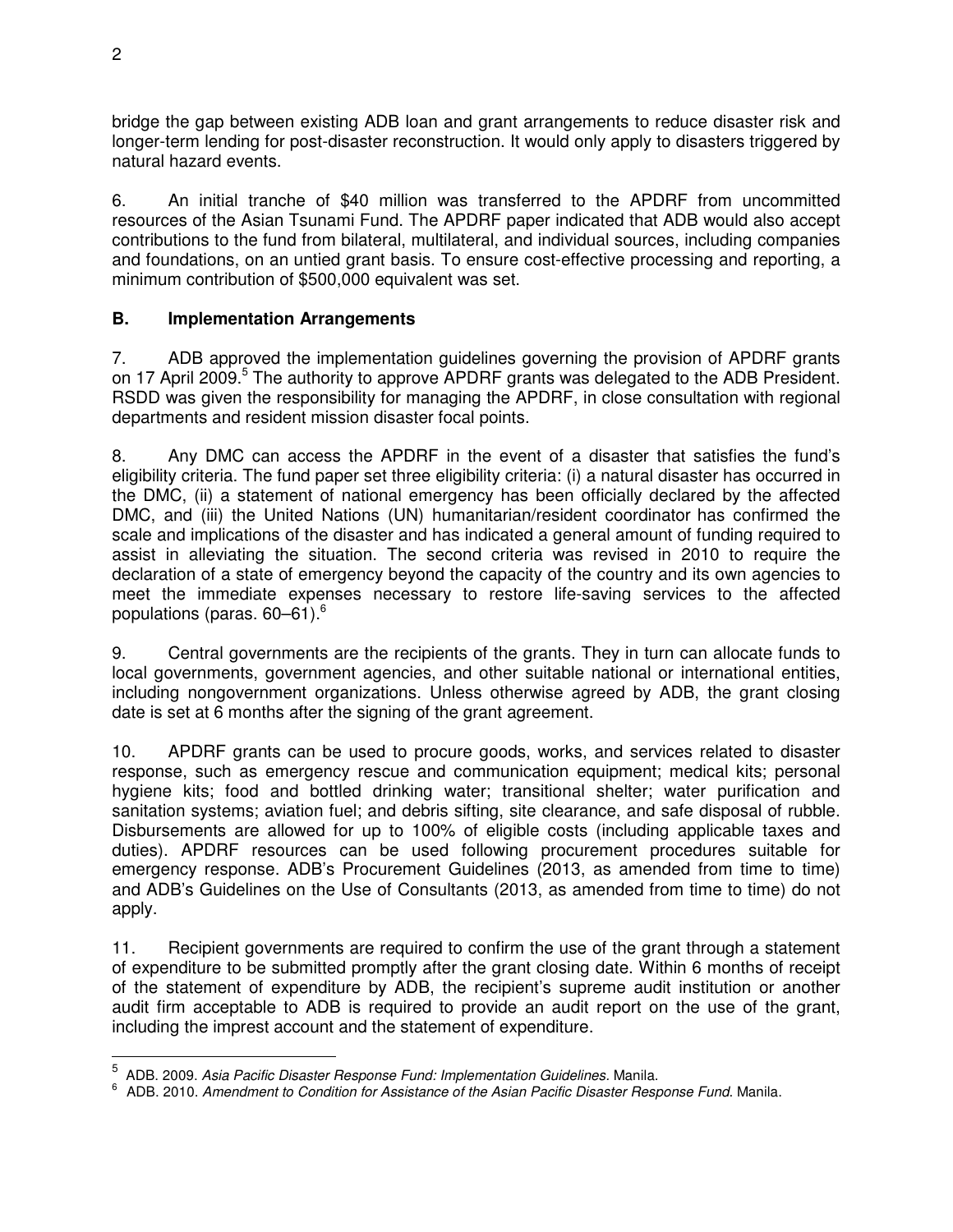bridge the gap between existing ADB loan and grant arrangements to reduce disaster risk and longer-term lending for post-disaster reconstruction. It would only apply to disasters triggered by natural hazard events.

6. An initial tranche of $40 million was transferred to the APDRF from uncommitted resources of the Asian Tsunami Fund. The APDRF paper indicated that ADB would also accept contributions to the fund from bilateral, multilateral, and individual sources, including companies and foundations, on an untied grant basis. To ensure cost-effective processing and reporting, a minimum contribution of $500,000 equivalent was set.

### B. Implementation Arrangements

7. ADB approved the implementation guidelines governing the provision of APDRF grants on 17 April 2009.[5] The authority to approve APDRF grants was delegated to the ADB President. RSDD was given the responsibility for managing the APDRF, in close consultation with regional departments and resident mission disaster focal points.

8. Any DMC can access the APDRF in the event of a disaster that satisfies the fund's eligibility criteria. The fund paper set three eligibility criteria: (i) a natural disaster has occurred in the DMC, (ii) a statement of national emergency has been officially declared by the affected DMC, and (iii) the United Nations (UN) humanitarian/resident coordinator has confirmed the scale and implications of the disaster and has indicated a general amount of funding required to assist in alleviating the situation. The second criteria was revised in 2010 to require the declaration of a state of emergency beyond the capacity of the country and its own agencies to meet the immediate expenses necessary to restore life-saving services to the affected populations (paras. 60–61).[6]

9. Central governments are the recipients of the grants. They in turn can allocate funds to local governments, government agencies, and other suitable national or international entities, including nongovernment organizations. Unless otherwise agreed by ADB, the grant closing date is set at 6 months after the signing of the grant agreement.

10. APDRF grants can be used to procure goods, works, and services related to disaster response, such as emergency rescue and communication equipment; medical kits; personal hygiene kits; food and bottled drinking water; transitional shelter; water purification and sanitation systems; aviation fuel; and debris sifting, site clearance, and safe disposal of rubble. Disbursements are allowed for up to 100% of eligible costs (including applicable taxes and duties). APDRF resources can be used following procurement procedures suitable for emergency response. ADB's Procurement Guidelines (2013, as amended from time to time) and ADB's Guidelines on the Use of Consultants (2013, as amended from time to time) do not apply.

11. Recipient governments are required to confirm the use of the grant through a statement of expenditure to be submitted promptly after the grant closing date. Within 6 months of receipt of the statement of expenditure by ADB, the recipient's supreme audit institution or another audit firm acceptable to ADB is required to provide an audit report on the use of the grant, including the imprest account and the statement of expenditure.

---

[5] ADB. 2009. *Asia Pacific Disaster Response Fund: Implementation Guidelines.* Manila.

[6] ADB. 2010. *Amendment to Condition for Assistance of the Asian Pacific Disaster Response Fund*. Manila.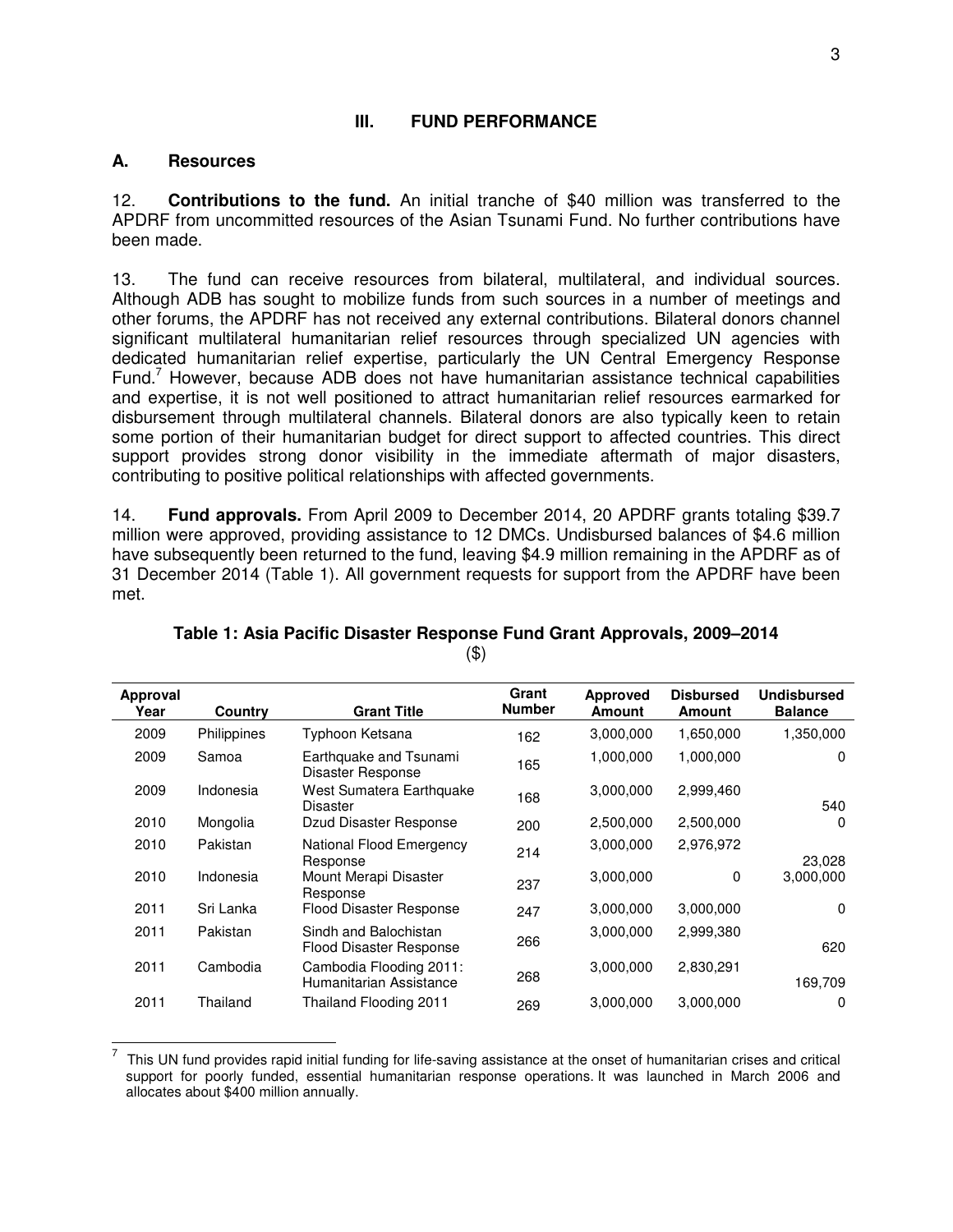## III. FUND PERFORMANCE

### A. Resources

12. **Contributions to the fund.** An initial tranche of $40 million was transferred to the APDRF from uncommitted resources of the Asian Tsunami Fund. No further contributions have been made.

13. The fund can receive resources from bilateral, multilateral, and individual sources. Although ADB has sought to mobilize funds from such sources in a number of meetings and other forums, the APDRF has not received any external contributions. Bilateral donors channel significant multilateral humanitarian relief resources through specialized UN agencies with dedicated humanitarian relief expertise, particularly the UN Central Emergency Response Fund.[7] However, because ADB does not have humanitarian assistance technical capabilities and expertise, it is not well positioned to attract humanitarian relief resources earmarked for disbursement through multilateral channels. Bilateral donors are also typically keen to retain some portion of their humanitarian budget for direct support to affected countries. This direct support provides strong donor visibility in the immediate aftermath of major disasters, contributing to positive political relationships with affected governments.

14. **Fund approvals.** From April 2009 to December 2014, 20 APDRF grants totaling $39.7 million were approved, providing assistance to 12 DMCs. Undisbursed balances of $4.6 million have subsequently been returned to the fund, leaving $4.9 million remaining in the APDRF as of 31 December 2014 (Table 1). All government requests for support from the APDRF have been met.

**Table 1: Asia Pacific Disaster Response Fund Grant Approvals, 2009–2014**
($)

| Approval Year | Country | Grant Title | Grant Number | Approved Amount | Disbursed Amount | Undisbursed Balance |
|---|---|---|---|---|---|---|
| 2009 | Philippines | Typhoon Ketsana | 162 | 3,000,000 | 1,650,000 | 1,350,000 |
| 2009 | Samoa | Earthquake and Tsunami Disaster Response | 165 | 1,000,000 | 1,000,000 | 0 |
| 2009 | Indonesia | West Sumatera Earthquake Disaster | 168 | 3,000,000 | 2,999,460 | 540 |
| 2010 | Mongolia | Dzud Disaster Response | 200 | 2,500,000 | 2,500,000 | 0 |
| 2010 | Pakistan | National Flood Emergency Response | 214 | 3,000,000 | 2,976,972 | 23,028 |
| 2010 | Indonesia | Mount Merapi Disaster Response | 237 | 3,000,000 | 0 | 3,000,000 |
| 2011 | Sri Lanka | Flood Disaster Response | 247 | 3,000,000 | 3,000,000 | 0 |
| 2011 | Pakistan | Sindh and Balochistan Flood Disaster Response | 266 | 3,000,000 | 2,999,380 | 620 |
| 2011 | Cambodia | Cambodia Flooding 2011: Humanitarian Assistance | 268 | 3,000,000 | 2,830,291 | 169,709 |
| 2011 | Thailand | Thailand Flooding 2011 | 269 | 3,000,000 | 3,000,000 | 0 |

[7] This UN fund provides rapid initial funding for life-saving assistance at the onset of humanitarian crises and critical support for poorly funded, essential humanitarian response operations. It was launched in March 2006 and allocates about $400 million annually.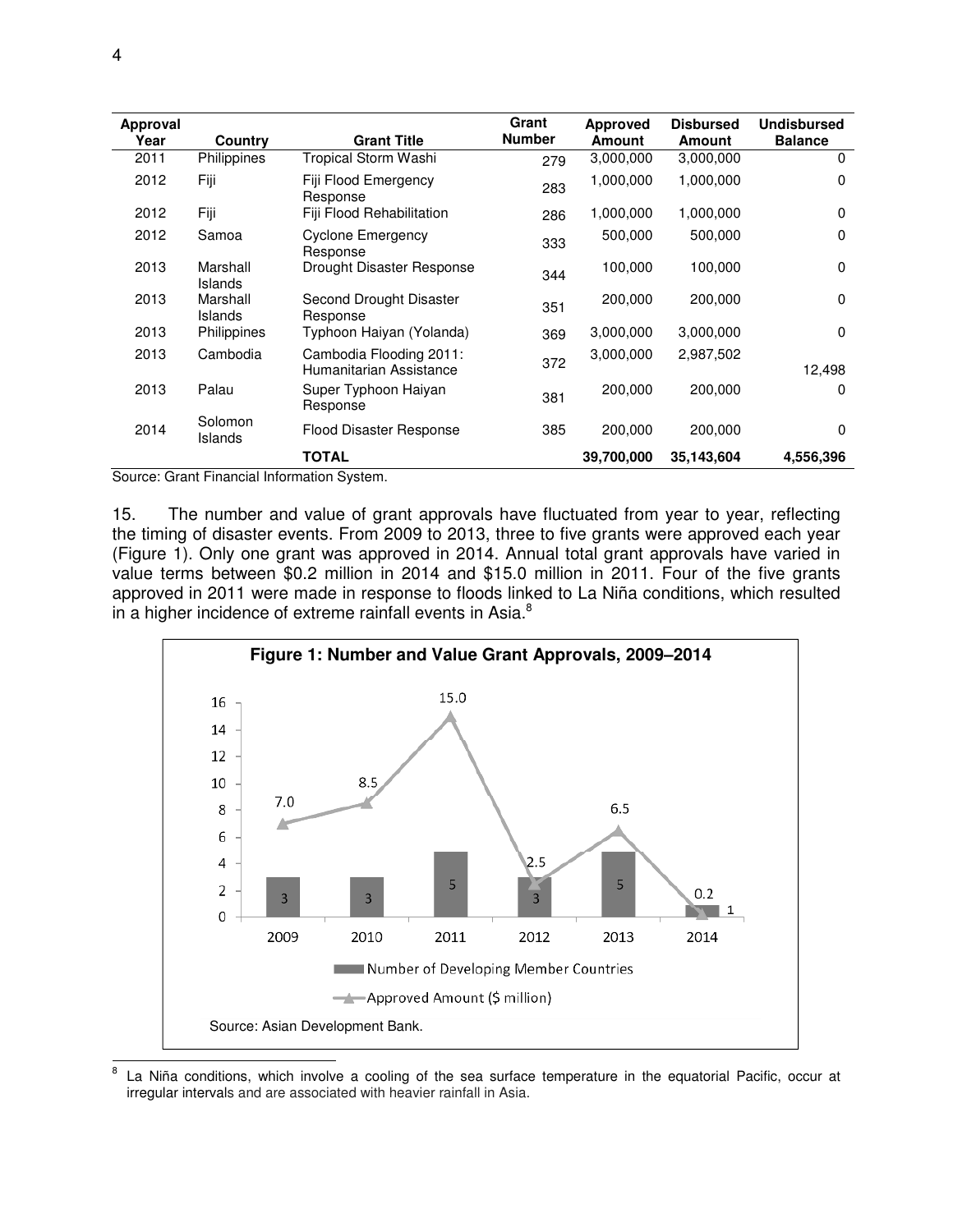| Approval Year | Country | Grant Title | Grant Number | Approved Amount | Disbursed Amount | Undisbursed Balance |
|---|---|---|---|---|---|---|
| 2011 | Philippines | Tropical Storm Washi | 279 | 3,000,000 | 3,000,000 | 0 |
| 2012 | Fiji | Fiji Flood Emergency Response | 283 | 1,000,000 | 1,000,000 | 0 |
| 2012 | Fiji | Fiji Flood Rehabilitation | 286 | 1,000,000 | 1,000,000 | 0 |
| 2012 | Samoa | Cyclone Emergency Response | 333 | 500,000 | 500,000 | 0 |
| 2013 | Marshall Islands | Drought Disaster Response | 344 | 100,000 | 100,000 | 0 |
| 2013 | Marshall Islands | Second Drought Disaster Response | 351 | 200,000 | 200,000 | 0 |
| 2013 | Philippines | Typhoon Haiyan (Yolanda) | 369 | 3,000,000 | 3,000,000 | 0 |
| 2013 | Cambodia | Cambodia Flooding 2011: Humanitarian Assistance | 372 | 3,000,000 | 2,987,502 | 12,498 |
| 2013 | Palau | Super Typhoon Haiyan Response | 381 | 200,000 | 200,000 | 0 |
| 2014 | Solomon Islands | Flood Disaster Response | 385 | 200,000 | 200,000 | 0 |
| | | **TOTAL** | | **39,700,000** | **35,143,604** | **4,556,396** |

Source: Grant Financial Information System.

15. The number and value of grant approvals have fluctuated from year to year, reflecting the timing of disaster events. From 2009 to 2013, three to five grants were approved each year (Figure 1). Only one grant was approved in 2014. Annual total grant approvals have varied in value terms between \$0.2 million in 2014 and \$15.0 million in 2011. Four of the five grants approved in 2011 were made in response to floods linked to La Niña conditions, which resulted in a higher incidence of extreme rainfall events in Asia.[8]

**Figure 1: Number and Value Grant Approvals, 2009–2014**

| Year | Number of Developing Member Countries | Approved Amount (\$ million) |
|---|---|---|
| 2009 | 3 | 7.0 |
| 2010 | 3 | 8.5 |
| 2011 | 5 | 15.0 |
| 2012 | 3 | 2.5 |
| 2013 | 5 | 6.5 |
| 2014 | 1 | 0.2 |

Source: Asian Development Bank.

[8] La Niña conditions, which involve a cooling of the sea surface temperature in the equatorial Pacific, occur at irregular intervals and are associated with heavier rainfall in Asia.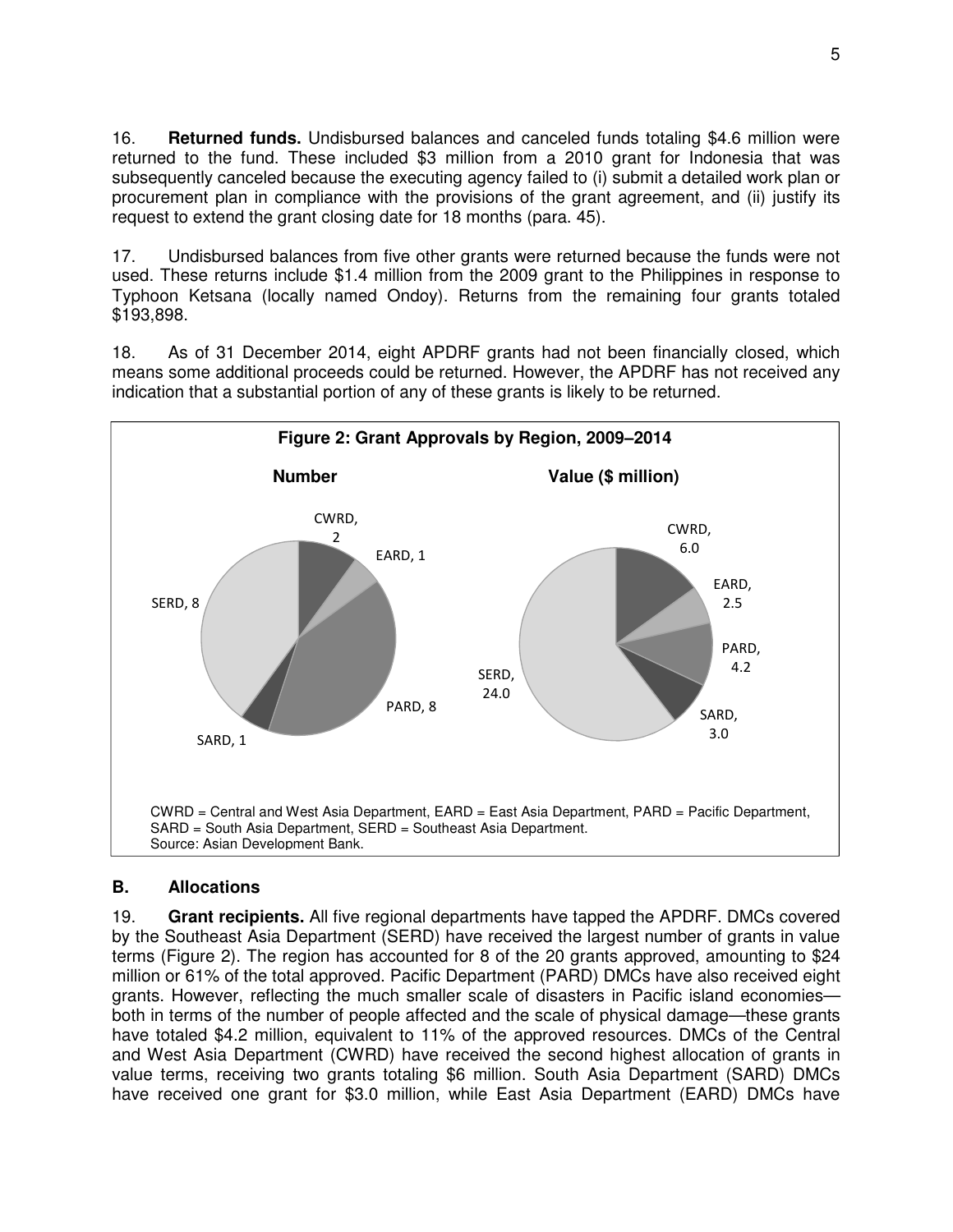16. **Returned funds.** Undisbursed balances and canceled funds totaling $4.6 million were returned to the fund. These included $3 million from a 2010 grant for Indonesia that was subsequently canceled because the executing agency failed to (i) submit a detailed work plan or procurement plan in compliance with the provisions of the grant agreement, and (ii) justify its request to extend the grant closing date for 18 months (para. 45).

17. Undisbursed balances from five other grants were returned because the funds were not used. These returns include $1.4 million from the 2009 grant to the Philippines in response to Typhoon Ketsana (locally named Ondoy). Returns from the remaining four grants totaled $193,898.

18. As of 31 December 2014, eight APDRF grants had not been financially closed, which means some additional proceeds could be returned. However, the APDRF has not received any indication that a substantial portion of any of these grants is likely to be returned.

**Figure 2: Grant Approvals by Region, 2009–2014**

| Department | Number | Value ($ million) |
|---|---|---|
| CWRD | 2 | 6.0 |
| EARD | 1 | 2.5 |
| PARD | 8 | 4.2 |
| SARD | 1 | 3.0 |
| SERD | 8 | 24.0 |

CWRD = Central and West Asia Department, EARD = East Asia Department, PARD = Pacific Department, SARD = South Asia Department, SERD = Southeast Asia Department.
Source: Asian Development Bank.

## B. Allocations

19. **Grant recipients.** All five regional departments have tapped the APDRF. DMCs covered by the Southeast Asia Department (SERD) have received the largest number of grants in value terms (Figure 2). The region has accounted for 8 of the 20 grants approved, amounting to $24 million or 61% of the total approved. Pacific Department (PARD) DMCs have also received eight grants. However, reflecting the much smaller scale of disasters in Pacific island economies—both in terms of the number of people affected and the scale of physical damage—these grants have totaled $4.2 million, equivalent to 11% of the approved resources. DMCs of the Central and West Asia Department (CWRD) have received the second highest allocation of grants in value terms, receiving two grants totaling $6 million. South Asia Department (SARD) DMCs have received one grant for $3.0 million, while East Asia Department (EARD) DMCs have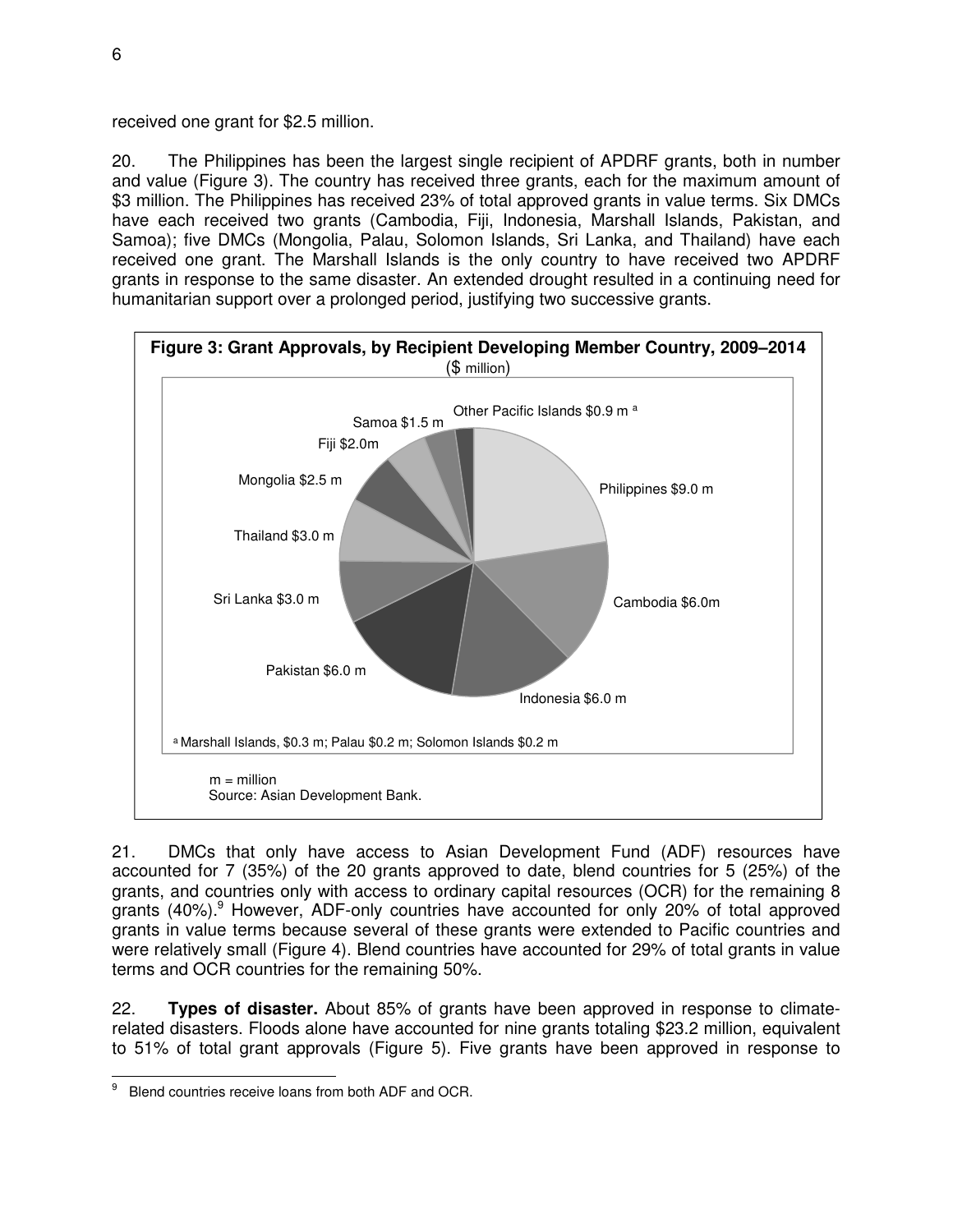received one grant for $2.5 million.

20. The Philippines has been the largest single recipient of APDRF grants, both in number and value (Figure 3). The country has received three grants, each for the maximum amount of $3 million. The Philippines has received 23% of total approved grants in value terms. Six DMCs have each received two grants (Cambodia, Fiji, Indonesia, Marshall Islands, Pakistan, and Samoa); five DMCs (Mongolia, Palau, Solomon Islands, Sri Lanka, and Thailand) have each received one grant. The Marshall Islands is the only country to have received two APDRF grants in response to the same disaster. An extended drought resulted in a continuing need for humanitarian support over a prolonged period, justifying two successive grants.

**Figure 3: Grant Approvals, by Recipient Developing Member Country, 2009–2014**
($ million)

| Recipient | Amount |
|---|---|
| Philippines | $9.0 m |
| Cambodia | $6.0m |
| Indonesia | $6.0 m |
| Pakistan | $6.0 m |
| Sri Lanka | $3.0 m |
| Thailand | $3.0 m |
| Mongolia | $2.5 m |
| Fiji | $2.0m |
| Samoa | $1.5 m |
| Other Pacific Islands[a] | $0.9 m |

[a] Marshall Islands, $0.3 m; Palau $0.2 m; Solomon Islands $0.2 m

m = million
Source: Asian Development Bank.

21. DMCs that only have access to Asian Development Fund (ADF) resources have accounted for 7 (35%) of the 20 grants approved to date, blend countries for 5 (25%) of the grants, and countries only with access to ordinary capital resources (OCR) for the remaining 8 grants (40%).[9] However, ADF-only countries have accounted for only 20% of total approved grants in value terms because several of these grants were extended to Pacific countries and were relatively small (Figure 4). Blend countries have accounted for 29% of total grants in value terms and OCR countries for the remaining 50%.

22. **Types of disaster.** About 85% of grants have been approved in response to climate-related disasters. Floods alone have accounted for nine grants totaling $23.2 million, equivalent to 51% of total grant approvals (Figure 5). Five grants have been approved in response to

[9] Blend countries receive loans from both ADF and OCR.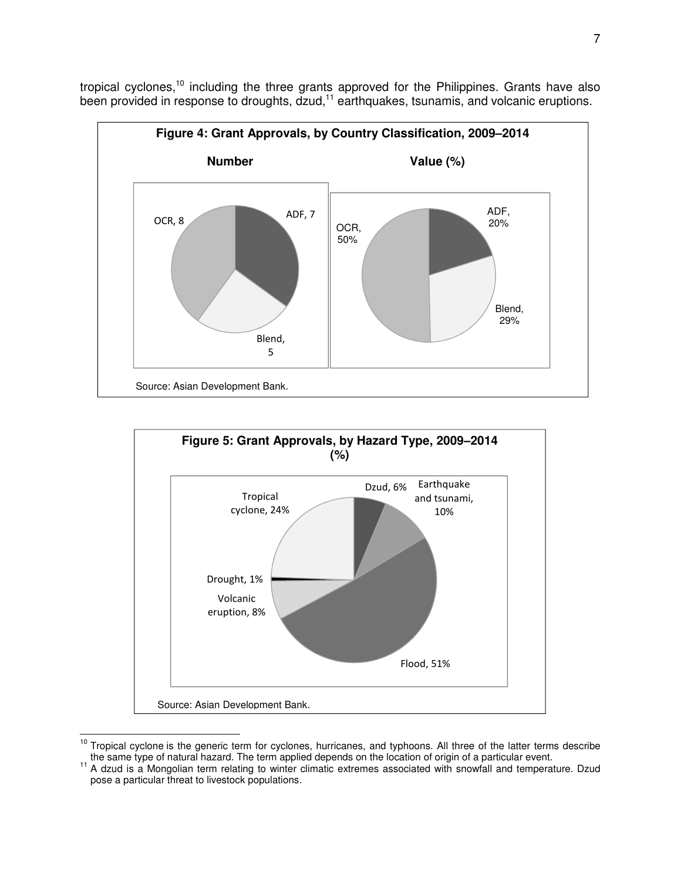tropical cyclones,[10] including the three grants approved for the Philippines. Grants have also been provided in response to droughts, dzud,[11] earthquakes, tsunamis, and volcanic eruptions.

**Figure 4: Grant Approvals, by Country Classification, 2009–2014**

**Number**

OCR, 8

ADF, 7

Blend, 5

**Value (%)**

OCR, 50%

ADF, 20%

Blend, 29%

Source: Asian Development Bank.

**Figure 5: Grant Approvals, by Hazard Type, 2009–2014 (%)**

Tropical cyclone, 24%

Dzud, 6%

Earthquake and tsunami, 10%

Drought, 1%

Volcanic eruption, 8%

Flood, 51%

Source: Asian Development Bank.

---

[10] Tropical cyclone is the generic term for cyclones, hurricanes, and typhoons. All three of the latter terms describe the same type of natural hazard. The term applied depends on the location of origin of a particular event.

[11] A dzud is a Mongolian term relating to winter climatic extremes associated with snowfall and temperature. Dzud pose a particular threat to livestock populations.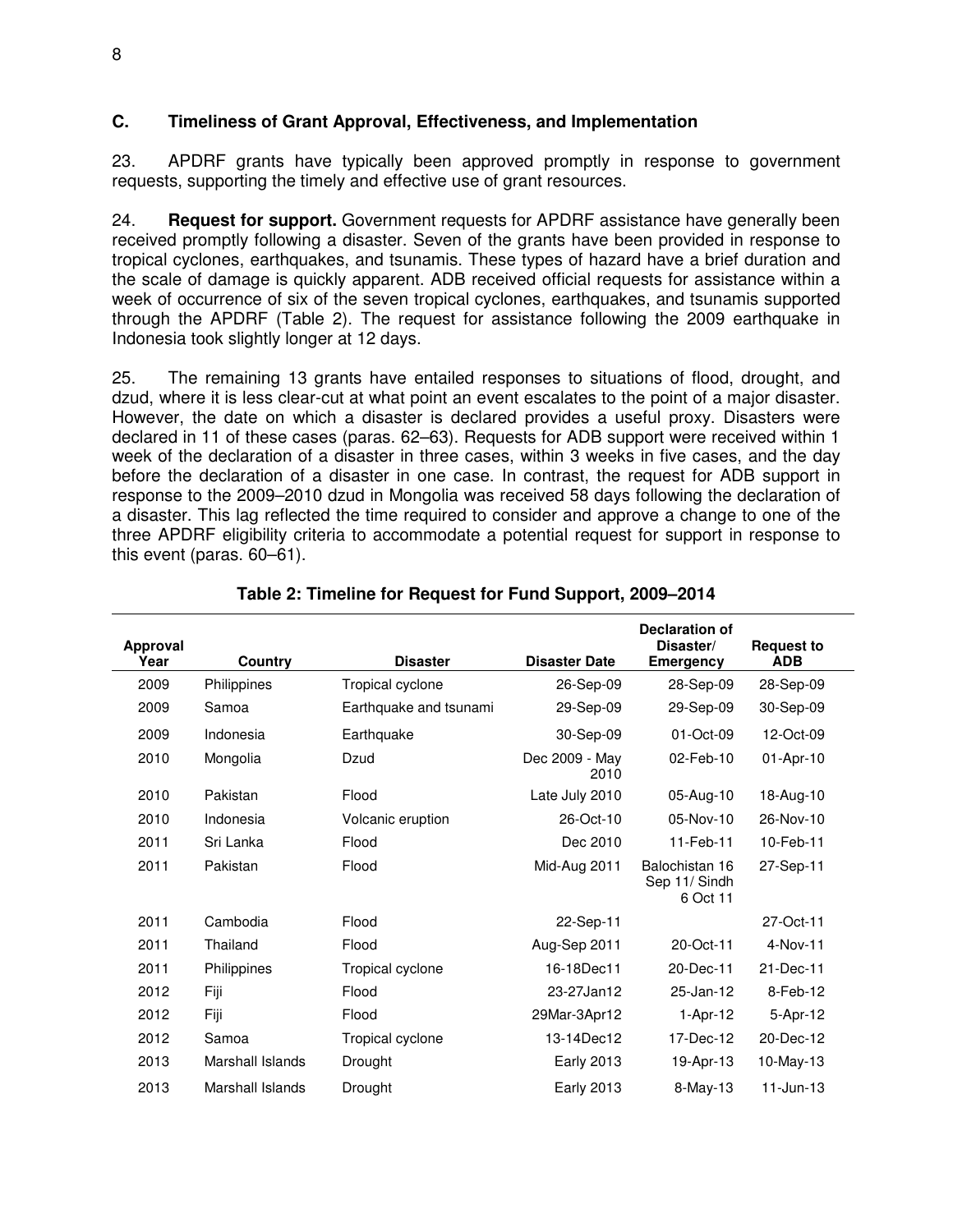### C. Timeliness of Grant Approval, Effectiveness, and Implementation

23. APDRF grants have typically been approved promptly in response to government requests, supporting the timely and effective use of grant resources.

24. **Request for support.** Government requests for APDRF assistance have generally been received promptly following a disaster. Seven of the grants have been provided in response to tropical cyclones, earthquakes, and tsunamis. These types of hazard have a brief duration and the scale of damage is quickly apparent. ADB received official requests for assistance within a week of occurrence of six of the seven tropical cyclones, earthquakes, and tsunamis supported through the APDRF (Table 2). The request for assistance following the 2009 earthquake in Indonesia took slightly longer at 12 days.

25. The remaining 13 grants have entailed responses to situations of flood, drought, and dzud, where it is less clear-cut at what point an event escalates to the point of a major disaster. However, the date on which a disaster is declared provides a useful proxy. Disasters were declared in 11 of these cases (paras. 62–63). Requests for ADB support were received within 1 week of the declaration of a disaster in three cases, within 3 weeks in five cases, and the day before the declaration of a disaster in one case. In contrast, the request for ADB support in response to the 2009–2010 dzud in Mongolia was received 58 days following the declaration of a disaster. This lag reflected the time required to consider and approve a change to one of the three APDRF eligibility criteria to accommodate a potential request for support in response to this event (paras. 60–61).

**Table 2: Timeline for Request for Fund Support, 2009–2014**

| Approval Year | Country | Disaster | Disaster Date | Declaration of Disaster/ Emergency | Request to ADB |
|---|---|---|---|---|---|
| 2009 | Philippines | Tropical cyclone | 26-Sep-09 | 28-Sep-09 | 28-Sep-09 |
| 2009 | Samoa | Earthquake and tsunami | 29-Sep-09 | 29-Sep-09 | 30-Sep-09 |
| 2009 | Indonesia | Earthquake | 30-Sep-09 | 01-Oct-09 | 12-Oct-09 |
| 2010 | Mongolia | Dzud | Dec 2009 - May 2010 | 02-Feb-10 | 01-Apr-10 |
| 2010 | Pakistan | Flood | Late July 2010 | 05-Aug-10 | 18-Aug-10 |
| 2010 | Indonesia | Volcanic eruption | 26-Oct-10 | 05-Nov-10 | 26-Nov-10 |
| 2011 | Sri Lanka | Flood | Dec 2010 | 11-Feb-11 | 10-Feb-11 |
| 2011 | Pakistan | Flood | Mid-Aug 2011 | Balochistan 16 Sep 11/ Sindh 6 Oct 11 | 27-Sep-11 |
| 2011 | Cambodia | Flood | 22-Sep-11 | | 27-Oct-11 |
| 2011 | Thailand | Flood | Aug-Sep 2011 | 20-Oct-11 | 4-Nov-11 |
| 2011 | Philippines | Tropical cyclone | 16-18Dec11 | 20-Dec-11 | 21-Dec-11 |
| 2012 | Fiji | Flood | 23-27Jan12 | 25-Jan-12 | 8-Feb-12 |
| 2012 | Fiji | Flood | 29Mar-3Apr12 | 1-Apr-12 | 5-Apr-12 |
| 2012 | Samoa | Tropical cyclone | 13-14Dec12 | 17-Dec-12 | 20-Dec-12 |
| 2013 | Marshall Islands | Drought | Early 2013 | 19-Apr-13 | 10-May-13 |
| 2013 | Marshall Islands | Drought | Early 2013 | 8-May-13 | 11-Jun-13 |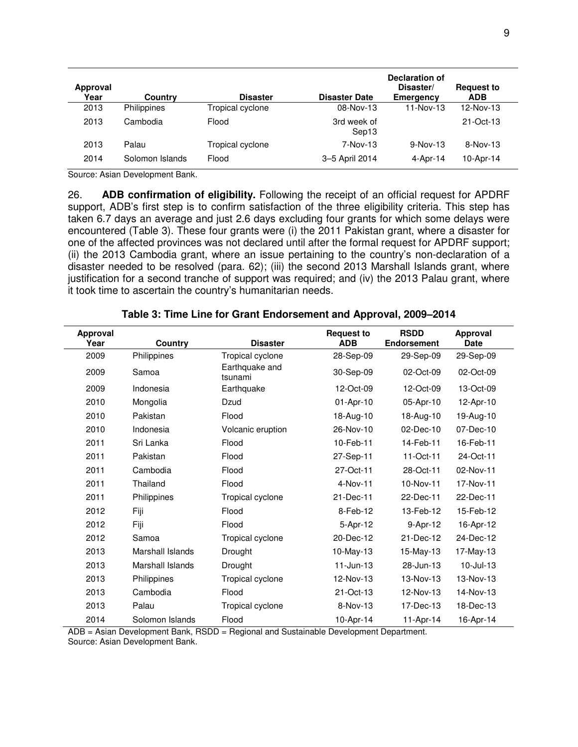| Approval Year | Country | Disaster | Disaster Date | Declaration of Disaster/ Emergency | Request to ADB |
|---|---|---|---|---|---|
| 2013 | Philippines | Tropical cyclone | 08-Nov-13 | 11-Nov-13 | 12-Nov-13 |
| 2013 | Cambodia | Flood | 3rd week of Sep13 | | 21-Oct-13 |
| 2013 | Palau | Tropical cyclone | 7-Nov-13 | 9-Nov-13 | 8-Nov-13 |
| 2014 | Solomon Islands | Flood | 3–5 April 2014 | 4-Apr-14 | 10-Apr-14 |

Source: Asian Development Bank.

26. **ADB confirmation of eligibility.** Following the receipt of an official request for APDRF support, ADB's first step is to confirm satisfaction of the three eligibility criteria. This step has taken 6.7 days an average and just 2.6 days excluding four grants for which some delays were encountered (Table 3). These four grants were (i) the 2011 Pakistan grant, where a disaster for one of the affected provinces was not declared until after the formal request for APDRF support; (ii) the 2013 Cambodia grant, where an issue pertaining to the country's non-declaration of a disaster needed to be resolved (para. 62); (iii) the second 2013 Marshall Islands grant, where justification for a second tranche of support was required; and (iv) the 2013 Palau grant, where it took time to ascertain the country's humanitarian needs.

**Table 3: Time Line for Grant Endorsement and Approval, 2009–2014**

| Approval Year | Country | Disaster | Request to ADB | RSDD Endorsement | Approval Date |
|---|---|---|---|---|---|
| 2009 | Philippines | Tropical cyclone | 28-Sep-09 | 29-Sep-09 | 29-Sep-09 |
| 2009 | Samoa | Earthquake and tsunami | 30-Sep-09 | 02-Oct-09 | 02-Oct-09 |
| 2009 | Indonesia | Earthquake | 12-Oct-09 | 12-Oct-09 | 13-Oct-09 |
| 2010 | Mongolia | Dzud | 01-Apr-10 | 05-Apr-10 | 12-Apr-10 |
| 2010 | Pakistan | Flood | 18-Aug-10 | 18-Aug-10 | 19-Aug-10 |
| 2010 | Indonesia | Volcanic eruption | 26-Nov-10 | 02-Dec-10 | 07-Dec-10 |
| 2011 | Sri Lanka | Flood | 10-Feb-11 | 14-Feb-11 | 16-Feb-11 |
| 2011 | Pakistan | Flood | 27-Sep-11 | 11-Oct-11 | 24-Oct-11 |
| 2011 | Cambodia | Flood | 27-Oct-11 | 28-Oct-11 | 02-Nov-11 |
| 2011 | Thailand | Flood | 4-Nov-11 | 10-Nov-11 | 17-Nov-11 |
| 2011 | Philippines | Tropical cyclone | 21-Dec-11 | 22-Dec-11 | 22-Dec-11 |
| 2012 | Fiji | Flood | 8-Feb-12 | 13-Feb-12 | 15-Feb-12 |
| 2012 | Fiji | Flood | 5-Apr-12 | 9-Apr-12 | 16-Apr-12 |
| 2012 | Samoa | Tropical cyclone | 20-Dec-12 | 21-Dec-12 | 24-Dec-12 |
| 2013 | Marshall Islands | Drought | 10-May-13 | 15-May-13 | 17-May-13 |
| 2013 | Marshall Islands | Drought | 11-Jun-13 | 28-Jun-13 | 10-Jul-13 |
| 2013 | Philippines | Tropical cyclone | 12-Nov-13 | 13-Nov-13 | 13-Nov-13 |
| 2013 | Cambodia | Flood | 21-Oct-13 | 12-Nov-13 | 14-Nov-13 |
| 2013 | Palau | Tropical cyclone | 8-Nov-13 | 17-Dec-13 | 18-Dec-13 |
| 2014 | Solomon Islands | Flood | 10-Apr-14 | 11-Apr-14 | 16-Apr-14 |

ADB = Asian Development Bank, RSDD = Regional and Sustainable Development Department.
Source: Asian Development Bank.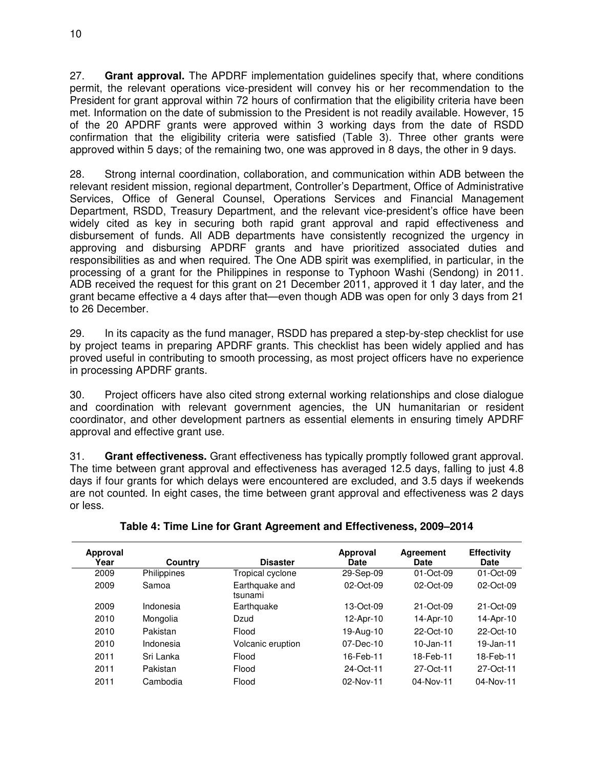27. **Grant approval.** The APDRF implementation guidelines specify that, where conditions permit, the relevant operations vice-president will convey his or her recommendation to the President for grant approval within 72 hours of confirmation that the eligibility criteria have been met. Information on the date of submission to the President is not readily available. However, 15 of the 20 APDRF grants were approved within 3 working days from the date of RSDD confirmation that the eligibility criteria were satisfied (Table 3). Three other grants were approved within 5 days; of the remaining two, one was approved in 8 days, the other in 9 days.

28. Strong internal coordination, collaboration, and communication within ADB between the relevant resident mission, regional department, Controller's Department, Office of Administrative Services, Office of General Counsel, Operations Services and Financial Management Department, RSDD, Treasury Department, and the relevant vice-president's office have been widely cited as key in securing both rapid grant approval and rapid effectiveness and disbursement of funds. All ADB departments have consistently recognized the urgency in approving and disbursing APDRF grants and have prioritized associated duties and responsibilities as and when required. The One ADB spirit was exemplified, in particular, in the processing of a grant for the Philippines in response to Typhoon Washi (Sendong) in 2011. ADB received the request for this grant on 21 December 2011, approved it 1 day later, and the grant became effective a 4 days after that—even though ADB was open for only 3 days from 21 to 26 December.

29. In its capacity as the fund manager, RSDD has prepared a step-by-step checklist for use by project teams in preparing APDRF grants. This checklist has been widely applied and has proved useful in contributing to smooth processing, as most project officers have no experience in processing APDRF grants.

30. Project officers have also cited strong external working relationships and close dialogue and coordination with relevant government agencies, the UN humanitarian or resident coordinator, and other development partners as essential elements in ensuring timely APDRF approval and effective grant use.

31. **Grant effectiveness.** Grant effectiveness has typically promptly followed grant approval. The time between grant approval and effectiveness has averaged 12.5 days, falling to just 4.8 days if four grants for which delays were encountered are excluded, and 3.5 days if weekends are not counted. In eight cases, the time between grant approval and effectiveness was 2 days or less.

**Table 4: Time Line for Grant Agreement and Effectiveness, 2009–2014**

| Approval Year | Country | Disaster | Approval Date | Agreement Date | Effectivity Date |
|---|---|---|---|---|---|
| 2009 | Philippines | Tropical cyclone | 29-Sep-09 | 01-Oct-09 | 01-Oct-09 |
| 2009 | Samoa | Earthquake and tsunami | 02-Oct-09 | 02-Oct-09 | 02-Oct-09 |
| 2009 | Indonesia | Earthquake | 13-Oct-09 | 21-Oct-09 | 21-Oct-09 |
| 2010 | Mongolia | Dzud | 12-Apr-10 | 14-Apr-10 | 14-Apr-10 |
| 2010 | Pakistan | Flood | 19-Aug-10 | 22-Oct-10 | 22-Oct-10 |
| 2010 | Indonesia | Volcanic eruption | 07-Dec-10 | 10-Jan-11 | 19-Jan-11 |
| 2011 | Sri Lanka | Flood | 16-Feb-11 | 18-Feb-11 | 18-Feb-11 |
| 2011 | Pakistan | Flood | 24-Oct-11 | 27-Oct-11 | 27-Oct-11 |
| 2011 | Cambodia | Flood | 02-Nov-11 | 04-Nov-11 | 04-Nov-11 |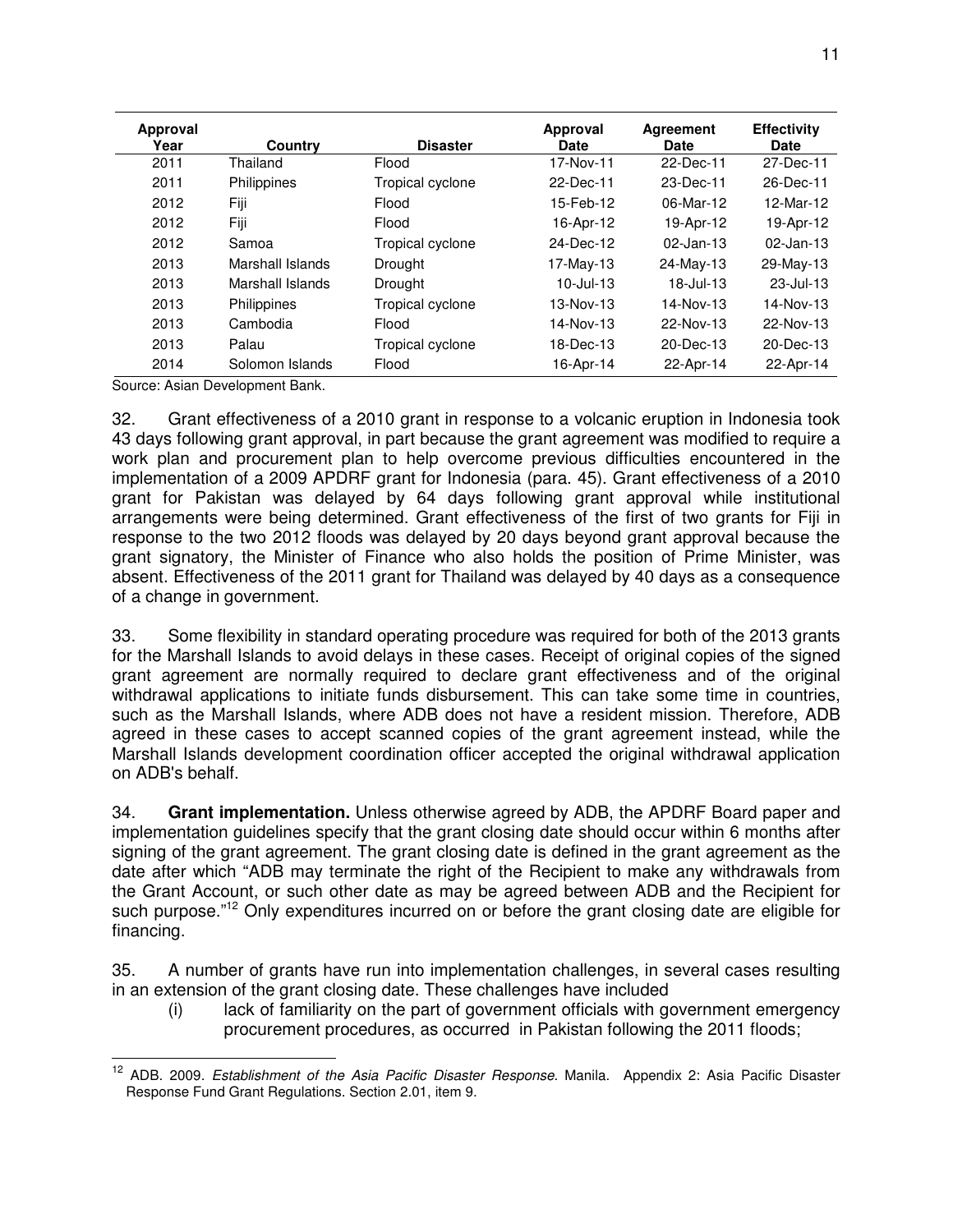| Approval Year | Country | Disaster | Approval Date | Agreement Date | Effectivity Date |
|---|---|---|---|---|---|
| 2011 | Thailand | Flood | 17-Nov-11 | 22-Dec-11 | 27-Dec-11 |
| 2011 | Philippines | Tropical cyclone | 22-Dec-11 | 23-Dec-11 | 26-Dec-11 |
| 2012 | Fiji | Flood | 15-Feb-12 | 06-Mar-12 | 12-Mar-12 |
| 2012 | Fiji | Flood | 16-Apr-12 | 19-Apr-12 | 19-Apr-12 |
| 2012 | Samoa | Tropical cyclone | 24-Dec-12 | 02-Jan-13 | 02-Jan-13 |
| 2013 | Marshall Islands | Drought | 17-May-13 | 24-May-13 | 29-May-13 |
| 2013 | Marshall Islands | Drought | 10-Jul-13 | 18-Jul-13 | 23-Jul-13 |
| 2013 | Philippines | Tropical cyclone | 13-Nov-13 | 14-Nov-13 | 14-Nov-13 |
| 2013 | Cambodia | Flood | 14-Nov-13 | 22-Nov-13 | 22-Nov-13 |
| 2013 | Palau | Tropical cyclone | 18-Dec-13 | 20-Dec-13 | 20-Dec-13 |
| 2014 | Solomon Islands | Flood | 16-Apr-14 | 22-Apr-14 | 22-Apr-14 |

Source: Asian Development Bank.

32. Grant effectiveness of a 2010 grant in response to a volcanic eruption in Indonesia took 43 days following grant approval, in part because the grant agreement was modified to require a work plan and procurement plan to help overcome previous difficulties encountered in the implementation of a 2009 APDRF grant for Indonesia (para. 45). Grant effectiveness of a 2010 grant for Pakistan was delayed by 64 days following grant approval while institutional arrangements were being determined. Grant effectiveness of the first of two grants for Fiji in response to the two 2012 floods was delayed by 20 days beyond grant approval because the grant signatory, the Minister of Finance who also holds the position of Prime Minister, was absent. Effectiveness of the 2011 grant for Thailand was delayed by 40 days as a consequence of a change in government.

33. Some flexibility in standard operating procedure was required for both of the 2013 grants for the Marshall Islands to avoid delays in these cases. Receipt of original copies of the signed grant agreement are normally required to declare grant effectiveness and of the original withdrawal applications to initiate funds disbursement. This can take some time in countries, such as the Marshall Islands, where ADB does not have a resident mission. Therefore, ADB agreed in these cases to accept scanned copies of the grant agreement instead, while the Marshall Islands development coordination officer accepted the original withdrawal application on ADB's behalf.

34. **Grant implementation.** Unless otherwise agreed by ADB, the APDRF Board paper and implementation guidelines specify that the grant closing date should occur within 6 months after signing of the grant agreement. The grant closing date is defined in the grant agreement as the date after which "ADB may terminate the right of the Recipient to make any withdrawals from the Grant Account, or such other date as may be agreed between ADB and the Recipient for such purpose."[12] Only expenditures incurred on or before the grant closing date are eligible for financing.

35. A number of grants have run into implementation challenges, in several cases resulting in an extension of the grant closing date. These challenges have included

(i) lack of familiarity on the part of government officials with government emergency procurement procedures, as occurred in Pakistan following the 2011 floods;

[12] ADB. 2009. *Establishment of the Asia Pacific Disaster Response*. Manila. Appendix 2: Asia Pacific Disaster Response Fund Grant Regulations. Section 2.01, item 9.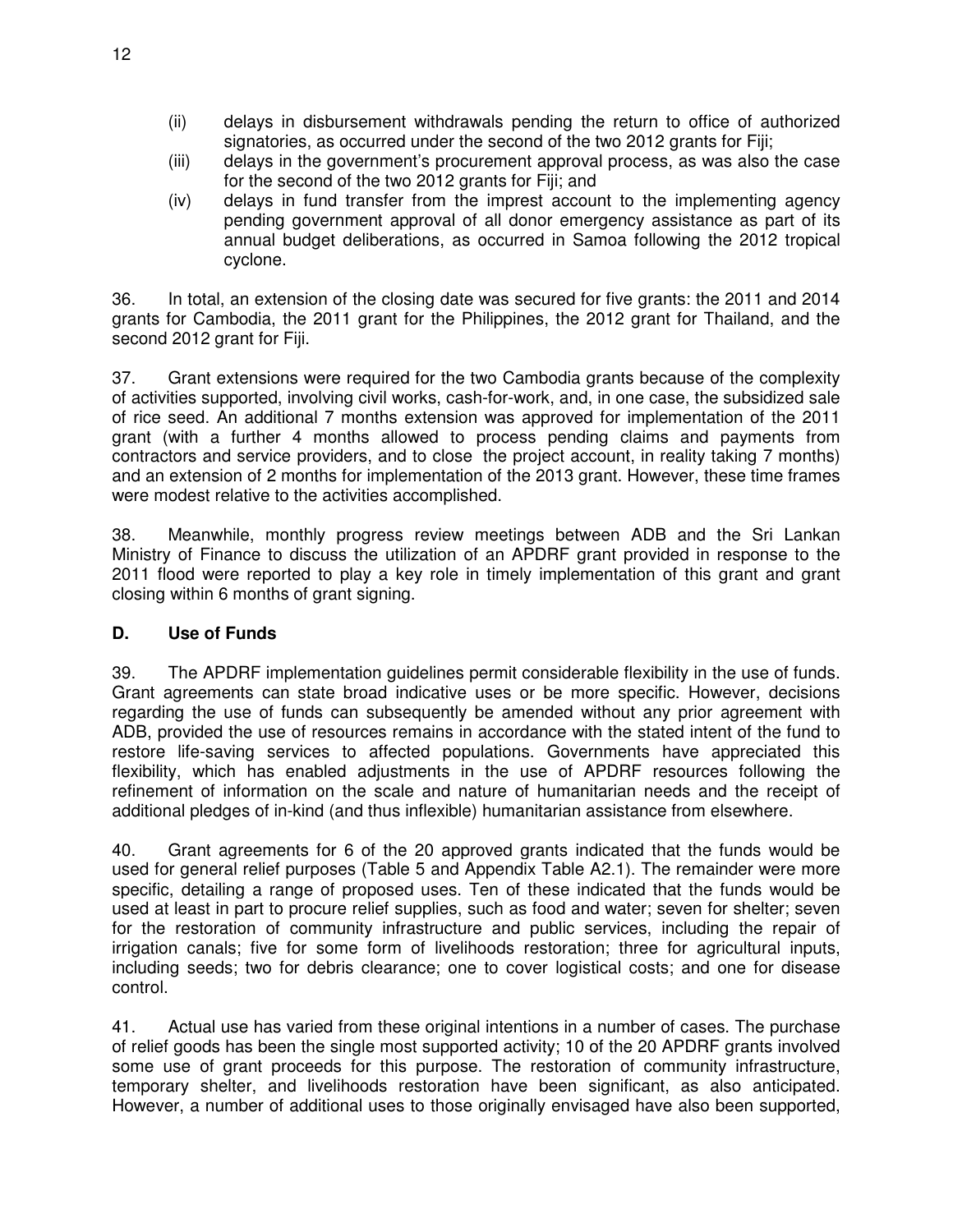(ii) delays in disbursement withdrawals pending the return to office of authorized signatories, as occurred under the second of the two 2012 grants for Fiji;

(iii) delays in the government's procurement approval process, as was also the case for the second of the two 2012 grants for Fiji; and

(iv) delays in fund transfer from the imprest account to the implementing agency pending government approval of all donor emergency assistance as part of its annual budget deliberations, as occurred in Samoa following the 2012 tropical cyclone.

36. In total, an extension of the closing date was secured for five grants: the 2011 and 2014 grants for Cambodia, the 2011 grant for the Philippines, the 2012 grant for Thailand, and the second 2012 grant for Fiji.

37. Grant extensions were required for the two Cambodia grants because of the complexity of activities supported, involving civil works, cash-for-work, and, in one case, the subsidized sale of rice seed. An additional 7 months extension was approved for implementation of the 2011 grant (with a further 4 months allowed to process pending claims and payments from contractors and service providers, and to close the project account, in reality taking 7 months) and an extension of 2 months for implementation of the 2013 grant. However, these time frames were modest relative to the activities accomplished.

38. Meanwhile, monthly progress review meetings between ADB and the Sri Lankan Ministry of Finance to discuss the utilization of an APDRF grant provided in response to the 2011 flood were reported to play a key role in timely implementation of this grant and grant closing within 6 months of grant signing.

### D. Use of Funds

39. The APDRF implementation guidelines permit considerable flexibility in the use of funds. Grant agreements can state broad indicative uses or be more specific. However, decisions regarding the use of funds can subsequently be amended without any prior agreement with ADB, provided the use of resources remains in accordance with the stated intent of the fund to restore life-saving services to affected populations. Governments have appreciated this flexibility, which has enabled adjustments in the use of APDRF resources following the refinement of information on the scale and nature of humanitarian needs and the receipt of additional pledges of in-kind (and thus inflexible) humanitarian assistance from elsewhere.

40. Grant agreements for 6 of the 20 approved grants indicated that the funds would be used for general relief purposes (Table 5 and Appendix Table A2.1). The remainder were more specific, detailing a range of proposed uses. Ten of these indicated that the funds would be used at least in part to procure relief supplies, such as food and water; seven for shelter; seven for the restoration of community infrastructure and public services, including the repair of irrigation canals; five for some form of livelihoods restoration; three for agricultural inputs, including seeds; two for debris clearance; one to cover logistical costs; and one for disease control.

41. Actual use has varied from these original intentions in a number of cases. The purchase of relief goods has been the single most supported activity; 10 of the 20 APDRF grants involved some use of grant proceeds for this purpose. The restoration of community infrastructure, temporary shelter, and livelihoods restoration have been significant, as also anticipated. However, a number of additional uses to those originally envisaged have also been supported,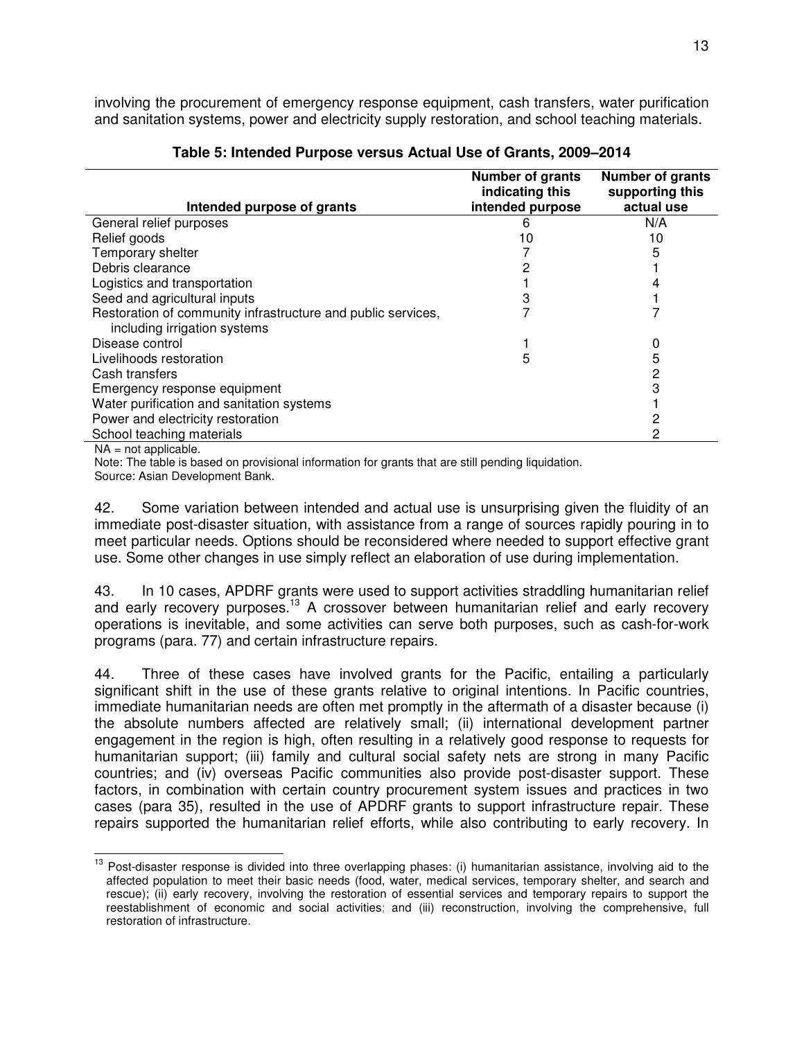involving the procurement of emergency response equipment, cash transfers, water purification and sanitation systems, power and electricity supply restoration, and school teaching materials.

**Table 5: Intended Purpose versus Actual Use of Grants, 2009–2014**

| Intended purpose of grants | Number of grants indicating this intended purpose | Number of grants supporting this actual use |
|---|---|---|
| General relief purposes | 6 | N/A |
| Relief goods | 10 | 10 |
| Temporary shelter | 7 | 5 |
| Debris clearance | 2 | 1 |
| Logistics and transportation | 1 | 4 |
| Seed and agricultural inputs | 3 | 1 |
| Restoration of community infrastructure and public services, including irrigation systems | 7 | 7 |
| Disease control | 1 | 0 |
| Livelihoods restoration | 5 | 5 |
| Cash transfers | | 2 |
| Emergency response equipment | | 3 |
| Water purification and sanitation systems | | 1 |
| Power and electricity restoration | | 2 |
| School teaching materials | | 2 |

NA = not applicable.
Note: The table is based on provisional information for grants that are still pending liquidation.
Source: Asian Development Bank.

42. Some variation between intended and actual use is unsurprising given the fluidity of an immediate post-disaster situation, with assistance from a range of sources rapidly pouring in to meet particular needs. Options should be reconsidered where needed to support effective grant use. Some other changes in use simply reflect an elaboration of use during implementation.

43. In 10 cases, APDRF grants were used to support activities straddling humanitarian relief and early recovery purposes.[13] A crossover between humanitarian relief and early recovery operations is inevitable, and some activities can serve both purposes, such as cash-for-work programs (para. 77) and certain infrastructure repairs.

44. Three of these cases have involved grants for the Pacific, entailing a particularly significant shift in the use of these grants relative to original intentions. In Pacific countries, immediate humanitarian needs are often met promptly in the aftermath of a disaster because (i) the absolute numbers affected are relatively small; (ii) international development partner engagement in the region is high, often resulting in a relatively good response to requests for humanitarian support; (iii) family and cultural social safety nets are strong in many Pacific countries; and (iv) overseas Pacific communities also provide post-disaster support. These factors, in combination with certain country procurement system issues and practices in two cases (para 35), resulted in the use of APDRF grants to support infrastructure repair. These repairs supported the humanitarian relief efforts, while also contributing to early recovery. In

[13] Post-disaster response is divided into three overlapping phases: (i) humanitarian assistance, involving aid to the affected population to meet their basic needs (food, water, medical services, temporary shelter, and search and rescue); (ii) early recovery, involving the restoration of essential services and temporary repairs to support the reestablishment of economic and social activities; and (iii) reconstruction, involving the comprehensive, full restoration of infrastructure.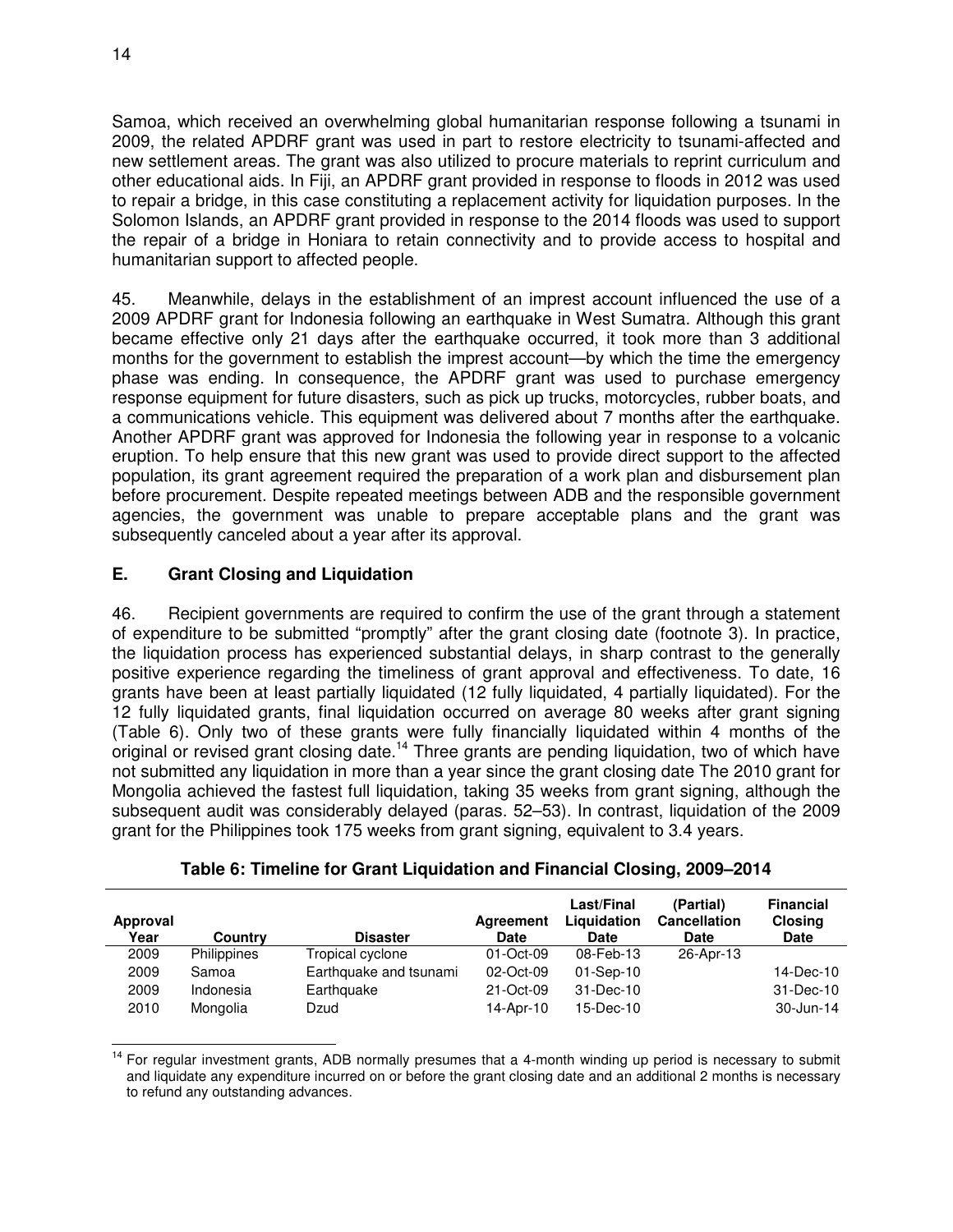Samoa, which received an overwhelming global humanitarian response following a tsunami in 2009, the related APDRF grant was used in part to restore electricity to tsunami-affected and new settlement areas. The grant was also utilized to procure materials to reprint curriculum and other educational aids. In Fiji, an APDRF grant provided in response to floods in 2012 was used to repair a bridge, in this case constituting a replacement activity for liquidation purposes. In the Solomon Islands, an APDRF grant provided in response to the 2014 floods was used to support the repair of a bridge in Honiara to retain connectivity and to provide access to hospital and humanitarian support to affected people.

45. Meanwhile, delays in the establishment of an imprest account influenced the use of a 2009 APDRF grant for Indonesia following an earthquake in West Sumatra. Although this grant became effective only 21 days after the earthquake occurred, it took more than 3 additional months for the government to establish the imprest account—by which the time the emergency phase was ending. In consequence, the APDRF grant was used to purchase emergency response equipment for future disasters, such as pick up trucks, motorcycles, rubber boats, and a communications vehicle. This equipment was delivered about 7 months after the earthquake. Another APDRF grant was approved for Indonesia the following year in response to a volcanic eruption. To help ensure that this new grant was used to provide direct support to the affected population, its grant agreement required the preparation of a work plan and disbursement plan before procurement. Despite repeated meetings between ADB and the responsible government agencies, the government was unable to prepare acceptable plans and the grant was subsequently canceled about a year after its approval.

## E. Grant Closing and Liquidation

46. Recipient governments are required to confirm the use of the grant through a statement of expenditure to be submitted "promptly" after the grant closing date (footnote 3). In practice, the liquidation process has experienced substantial delays, in sharp contrast to the generally positive experience regarding the timeliness of grant approval and effectiveness. To date, 16 grants have been at least partially liquidated (12 fully liquidated, 4 partially liquidated). For the 12 fully liquidated grants, final liquidation occurred on average 80 weeks after grant signing (Table 6). Only two of these grants were fully financially liquidated within 4 months of the original or revised grant closing date.[14] Three grants are pending liquidation, two of which have not submitted any liquidation in more than a year since the grant closing date The 2010 grant for Mongolia achieved the fastest full liquidation, taking 35 weeks from grant signing, although the subsequent audit was considerably delayed (paras. 52–53). In contrast, liquidation of the 2009 grant for the Philippines took 175 weeks from grant signing, equivalent to 3.4 years.

**Table 6: Timeline for Grant Liquidation and Financial Closing, 2009–2014**

| Approval Year | Country | Disaster | Agreement Date | Last/Final Liquidation Date | (Partial) Cancellation Date | Financial Closing Date |
|---|---|---|---|---|---|---|
| 2009 | Philippines | Tropical cyclone | 01-Oct-09 | 08-Feb-13 | 26-Apr-13 | |
| 2009 | Samoa | Earthquake and tsunami | 02-Oct-09 | 01-Sep-10 | | 14-Dec-10 |
| 2009 | Indonesia | Earthquake | 21-Oct-09 | 31-Dec-10 | | 31-Dec-10 |
| 2010 | Mongolia | Dzud | 14-Apr-10 | 15-Dec-10 | | 30-Jun-14 |

[14] For regular investment grants, ADB normally presumes that a 4-month winding up period is necessary to submit and liquidate any expenditure incurred on or before the grant closing date and an additional 2 months is necessary to refund any outstanding advances.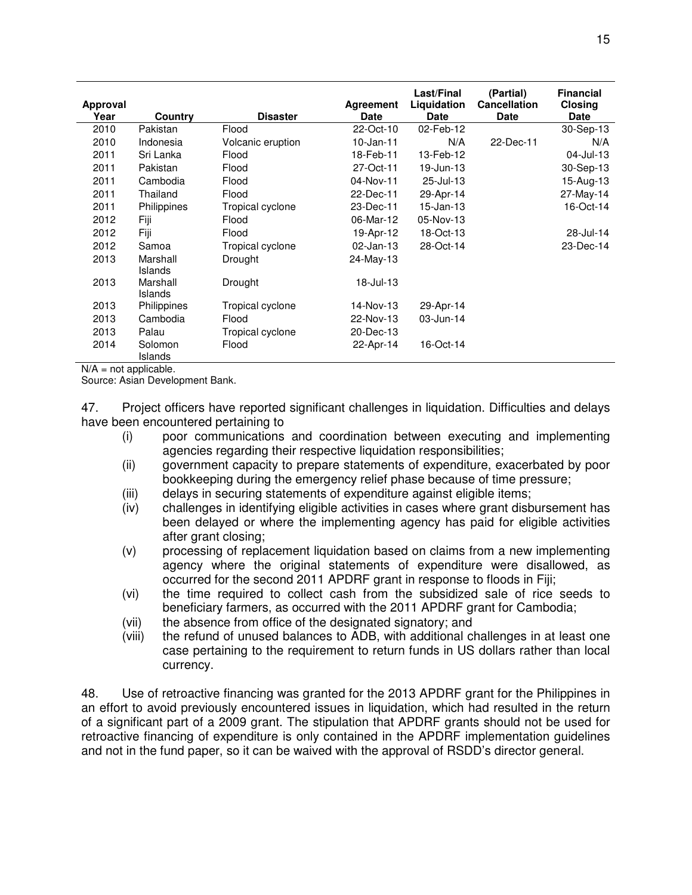| Approval Year | Country | Disaster | Agreement Date | Last/Final Liquidation Date | (Partial) Cancellation Date | Financial Closing Date |
|---|---|---|---|---|---|---|
| 2010 | Pakistan | Flood | 22-Oct-10 | 02-Feb-12 | | 30-Sep-13 |
| 2010 | Indonesia | Volcanic eruption | 10-Jan-11 | N/A | 22-Dec-11 | N/A |
| 2011 | Sri Lanka | Flood | 18-Feb-11 | 13-Feb-12 | | 04-Jul-13 |
| 2011 | Pakistan | Flood | 27-Oct-11 | 19-Jun-13 | | 30-Sep-13 |
| 2011 | Cambodia | Flood | 04-Nov-11 | 25-Jul-13 | | 15-Aug-13 |
| 2011 | Thailand | Flood | 22-Dec-11 | 29-Apr-14 | | 27-May-14 |
| 2011 | Philippines | Tropical cyclone | 23-Dec-11 | 15-Jan-13 | | 16-Oct-14 |
| 2012 | Fiji | Flood | 06-Mar-12 | 05-Nov-13 | | |
| 2012 | Fiji | Flood | 19-Apr-12 | 18-Oct-13 | | 28-Jul-14 |
| 2012 | Samoa | Tropical cyclone | 02-Jan-13 | 28-Oct-14 | | 23-Dec-14 |
| 2013 | Marshall Islands | Drought | 24-May-13 | | | |
| 2013 | Marshall Islands | Drought | 18-Jul-13 | | | |
| 2013 | Philippines | Tropical cyclone | 14-Nov-13 | 29-Apr-14 | | |
| 2013 | Cambodia | Flood | 22-Nov-13 | 03-Jun-14 | | |
| 2013 | Palau | Tropical cyclone | 20-Dec-13 | | | |
| 2014 | Solomon Islands | Flood | 22-Apr-14 | 16-Oct-14 | | |

N/A = not applicable.
Source: Asian Development Bank.

47. Project officers have reported significant challenges in liquidation. Difficulties and delays have been encountered pertaining to

(i) poor communications and coordination between executing and implementing agencies regarding their respective liquidation responsibilities;
(ii) government capacity to prepare statements of expenditure, exacerbated by poor bookkeeping during the emergency relief phase because of time pressure;
(iii) delays in securing statements of expenditure against eligible items;
(iv) challenges in identifying eligible activities in cases where grant disbursement has been delayed or where the implementing agency has paid for eligible activities after grant closing;
(v) processing of replacement liquidation based on claims from a new implementing agency where the original statements of expenditure were disallowed, as occurred for the second 2011 APDRF grant in response to floods in Fiji;
(vi) the time required to collect cash from the subsidized sale of rice seeds to beneficiary farmers, as occurred with the 2011 APDRF grant for Cambodia;
(vii) the absence from office of the designated signatory; and
(viii) the refund of unused balances to ADB, with additional challenges in at least one case pertaining to the requirement to return funds in US dollars rather than local currency.

48. Use of retroactive financing was granted for the 2013 APDRF grant for the Philippines in an effort to avoid previously encountered issues in liquidation, which had resulted in the return of a significant part of a 2009 grant. The stipulation that APDRF grants should not be used for retroactive financing of expenditure is only contained in the APDRF implementation guidelines and not in the fund paper, so it can be waived with the approval of RSDD's director general.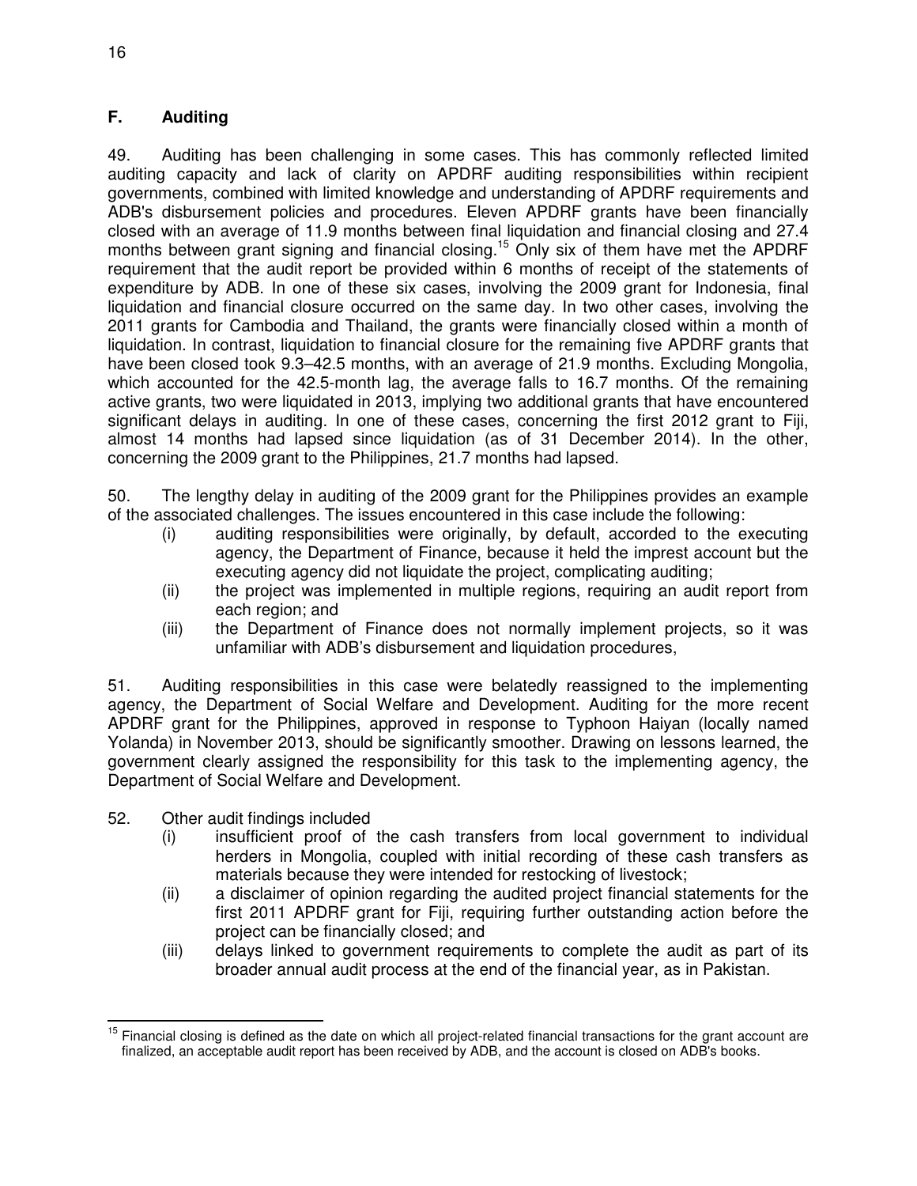## F. Auditing

49. Auditing has been challenging in some cases. This has commonly reflected limited auditing capacity and lack of clarity on APDRF auditing responsibilities within recipient governments, combined with limited knowledge and understanding of APDRF requirements and ADB's disbursement policies and procedures. Eleven APDRF grants have been financially closed with an average of 11.9 months between final liquidation and financial closing and 27.4 months between grant signing and financial closing.[15] Only six of them have met the APDRF requirement that the audit report be provided within 6 months of receipt of the statements of expenditure by ADB. In one of these six cases, involving the 2009 grant for Indonesia, final liquidation and financial closure occurred on the same day. In two other cases, involving the 2011 grants for Cambodia and Thailand, the grants were financially closed within a month of liquidation. In contrast, liquidation to financial closure for the remaining five APDRF grants that have been closed took 9.3–42.5 months, with an average of 21.9 months. Excluding Mongolia, which accounted for the 42.5-month lag, the average falls to 16.7 months. Of the remaining active grants, two were liquidated in 2013, implying two additional grants that have encountered significant delays in auditing. In one of these cases, concerning the first 2012 grant to Fiji, almost 14 months had lapsed since liquidation (as of 31 December 2014). In the other, concerning the 2009 grant to the Philippines, 21.7 months had lapsed.

50. The lengthy delay in auditing of the 2009 grant for the Philippines provides an example of the associated challenges. The issues encountered in this case include the following:

(i) auditing responsibilities were originally, by default, accorded to the executing agency, the Department of Finance, because it held the imprest account but the executing agency did not liquidate the project, complicating auditing;
(ii) the project was implemented in multiple regions, requiring an audit report from each region; and
(iii) the Department of Finance does not normally implement projects, so it was unfamiliar with ADB's disbursement and liquidation procedures,

51. Auditing responsibilities in this case were belatedly reassigned to the implementing agency, the Department of Social Welfare and Development. Auditing for the more recent APDRF grant for the Philippines, approved in response to Typhoon Haiyan (locally named Yolanda) in November 2013, should be significantly smoother. Drawing on lessons learned, the government clearly assigned the responsibility for this task to the implementing agency, the Department of Social Welfare and Development.

52. Other audit findings included

(i) insufficient proof of the cash transfers from local government to individual herders in Mongolia, coupled with initial recording of these cash transfers as materials because they were intended for restocking of livestock;
(ii) a disclaimer of opinion regarding the audited project financial statements for the first 2011 APDRF grant for Fiji, requiring further outstanding action before the project can be financially closed; and
(iii) delays linked to government requirements to complete the audit as part of its broader annual audit process at the end of the financial year, as in Pakistan.

---

[15] Financial closing is defined as the date on which all project-related financial transactions for the grant account are finalized, an acceptable audit report has been received by ADB, and the account is closed on ADB's books.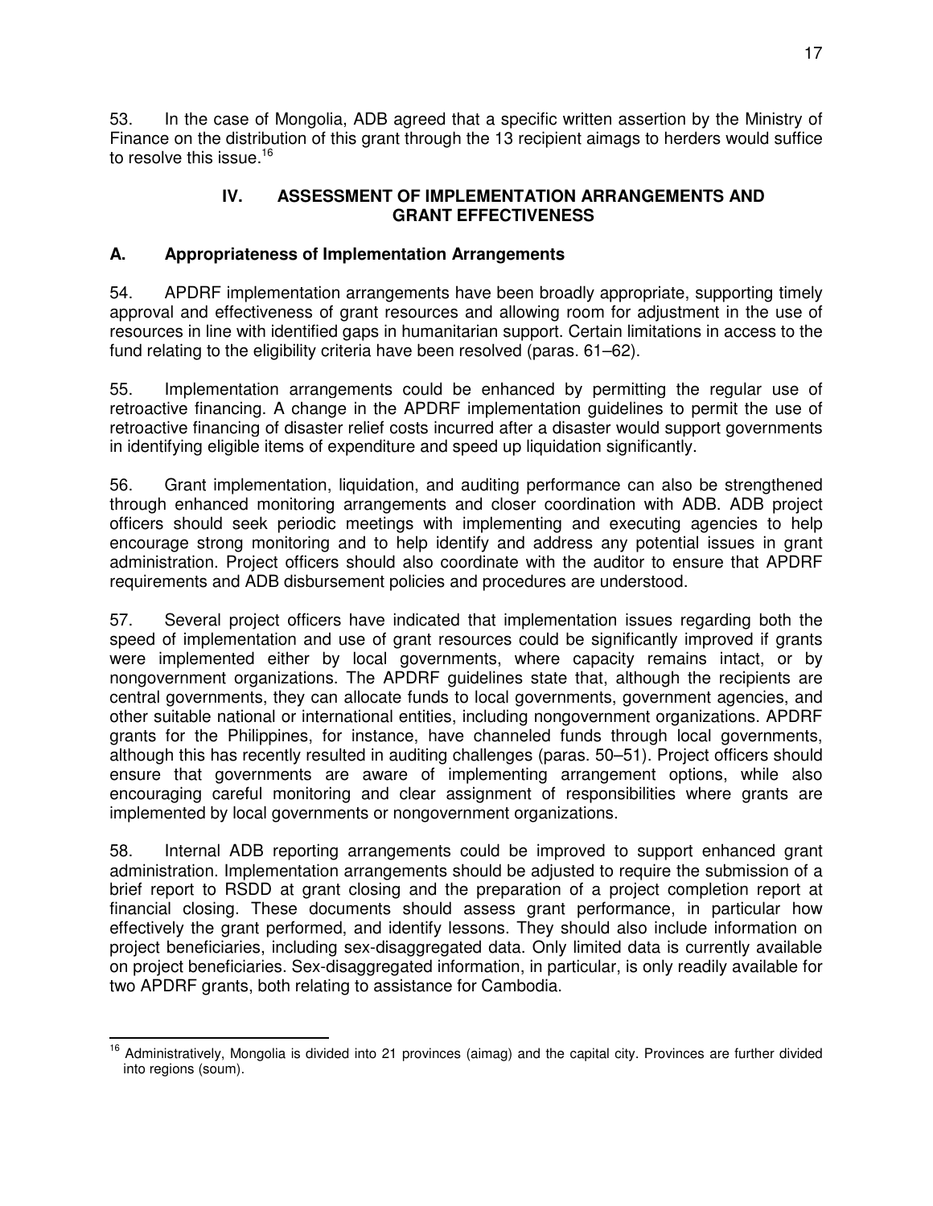53. In the case of Mongolia, ADB agreed that a specific written assertion by the Ministry of Finance on the distribution of this grant through the 13 recipient aimags to herders would suffice to resolve this issue.[16]

## IV. ASSESSMENT OF IMPLEMENTATION ARRANGEMENTS AND GRANT EFFECTIVENESS

### A. Appropriateness of Implementation Arrangements

54. APDRF implementation arrangements have been broadly appropriate, supporting timely approval and effectiveness of grant resources and allowing room for adjustment in the use of resources in line with identified gaps in humanitarian support. Certain limitations in access to the fund relating to the eligibility criteria have been resolved (paras. 61–62).

55. Implementation arrangements could be enhanced by permitting the regular use of retroactive financing. A change in the APDRF implementation guidelines to permit the use of retroactive financing of disaster relief costs incurred after a disaster would support governments in identifying eligible items of expenditure and speed up liquidation significantly.

56. Grant implementation, liquidation, and auditing performance can also be strengthened through enhanced monitoring arrangements and closer coordination with ADB. ADB project officers should seek periodic meetings with implementing and executing agencies to help encourage strong monitoring and to help identify and address any potential issues in grant administration. Project officers should also coordinate with the auditor to ensure that APDRF requirements and ADB disbursement policies and procedures are understood.

57. Several project officers have indicated that implementation issues regarding both the speed of implementation and use of grant resources could be significantly improved if grants were implemented either by local governments, where capacity remains intact, or by nongovernment organizations. The APDRF guidelines state that, although the recipients are central governments, they can allocate funds to local governments, government agencies, and other suitable national or international entities, including nongovernment organizations. APDRF grants for the Philippines, for instance, have channeled funds through local governments, although this has recently resulted in auditing challenges (paras. 50–51). Project officers should ensure that governments are aware of implementing arrangement options, while also encouraging careful monitoring and clear assignment of responsibilities where grants are implemented by local governments or nongovernment organizations.

58. Internal ADB reporting arrangements could be improved to support enhanced grant administration. Implementation arrangements should be adjusted to require the submission of a brief report to RSDD at grant closing and the preparation of a project completion report at financial closing. These documents should assess grant performance, in particular how effectively the grant performed, and identify lessons. They should also include information on project beneficiaries, including sex-disaggregated data. Only limited data is currently available on project beneficiaries. Sex-disaggregated information, in particular, is only readily available for two APDRF grants, both relating to assistance for Cambodia.

---

[16] Administratively, Mongolia is divided into 21 provinces (aimag) and the capital city. Provinces are further divided into regions (soum).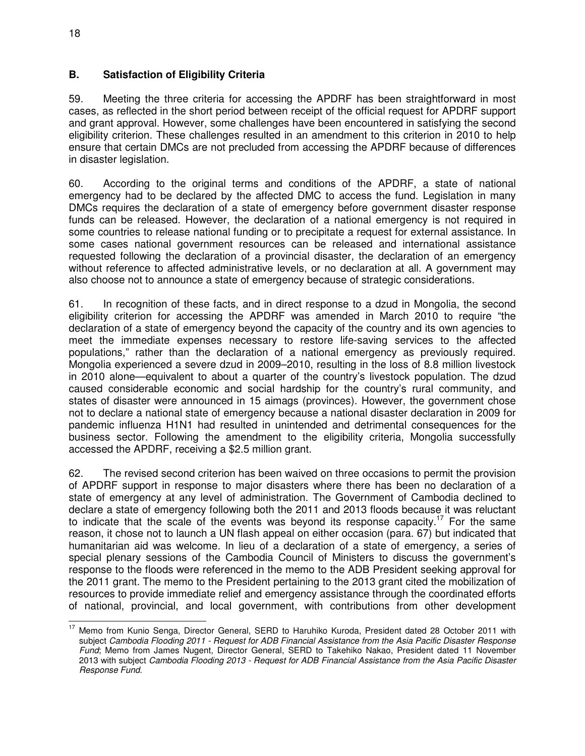## B. Satisfaction of Eligibility Criteria

59. Meeting the three criteria for accessing the APDRF has been straightforward in most cases, as reflected in the short period between receipt of the official request for APDRF support and grant approval. However, some challenges have been encountered in satisfying the second eligibility criterion. These challenges resulted in an amendment to this criterion in 2010 to help ensure that certain DMCs are not precluded from accessing the APDRF because of differences in disaster legislation.

60. According to the original terms and conditions of the APDRF, a state of national emergency had to be declared by the affected DMC to access the fund. Legislation in many DMCs requires the declaration of a state of emergency before government disaster response funds can be released. However, the declaration of a national emergency is not required in some countries to release national funding or to precipitate a request for external assistance. In some cases national government resources can be released and international assistance requested following the declaration of a provincial disaster, the declaration of an emergency without reference to affected administrative levels, or no declaration at all. A government may also choose not to announce a state of emergency because of strategic considerations.

61. In recognition of these facts, and in direct response to a dzud in Mongolia, the second eligibility criterion for accessing the APDRF was amended in March 2010 to require "the declaration of a state of emergency beyond the capacity of the country and its own agencies to meet the immediate expenses necessary to restore life-saving services to the affected populations," rather than the declaration of a national emergency as previously required. Mongolia experienced a severe dzud in 2009–2010, resulting in the loss of 8.8 million livestock in 2010 alone—equivalent to about a quarter of the country's livestock population. The dzud caused considerable economic and social hardship for the country's rural community, and states of disaster were announced in 15 aimags (provinces). However, the government chose not to declare a national state of emergency because a national disaster declaration in 2009 for pandemic influenza H1N1 had resulted in unintended and detrimental consequences for the business sector. Following the amendment to the eligibility criteria, Mongolia successfully accessed the APDRF, receiving a $2.5 million grant.

62. The revised second criterion has been waived on three occasions to permit the provision of APDRF support in response to major disasters where there has been no declaration of a state of emergency at any level of administration. The Government of Cambodia declined to declare a state of emergency following both the 2011 and 2013 floods because it was reluctant to indicate that the scale of the events was beyond its response capacity.[17] For the same reason, it chose not to launch a UN flash appeal on either occasion (para. 67) but indicated that humanitarian aid was welcome. In lieu of a declaration of a state of emergency, a series of special plenary sessions of the Cambodia Council of Ministers to discuss the government's response to the floods were referenced in the memo to the ADB President seeking approval for the 2011 grant. The memo to the President pertaining to the 2013 grant cited the mobilization of resources to provide immediate relief and emergency assistance through the coordinated efforts of national, provincial, and local government, with contributions from other development

[17] Memo from Kunio Senga, Director General, SERD to Haruhiko Kuroda, President dated 28 October 2011 with subject *Cambodia Flooding 2011 - Request for ADB Financial Assistance from the Asia Pacific Disaster Response Fund*; Memo from James Nugent, Director General, SERD to Takehiko Nakao, President dated 11 November 2013 with subject *Cambodia Flooding 2013 - Request for ADB Financial Assistance from the Asia Pacific Disaster Response Fund*.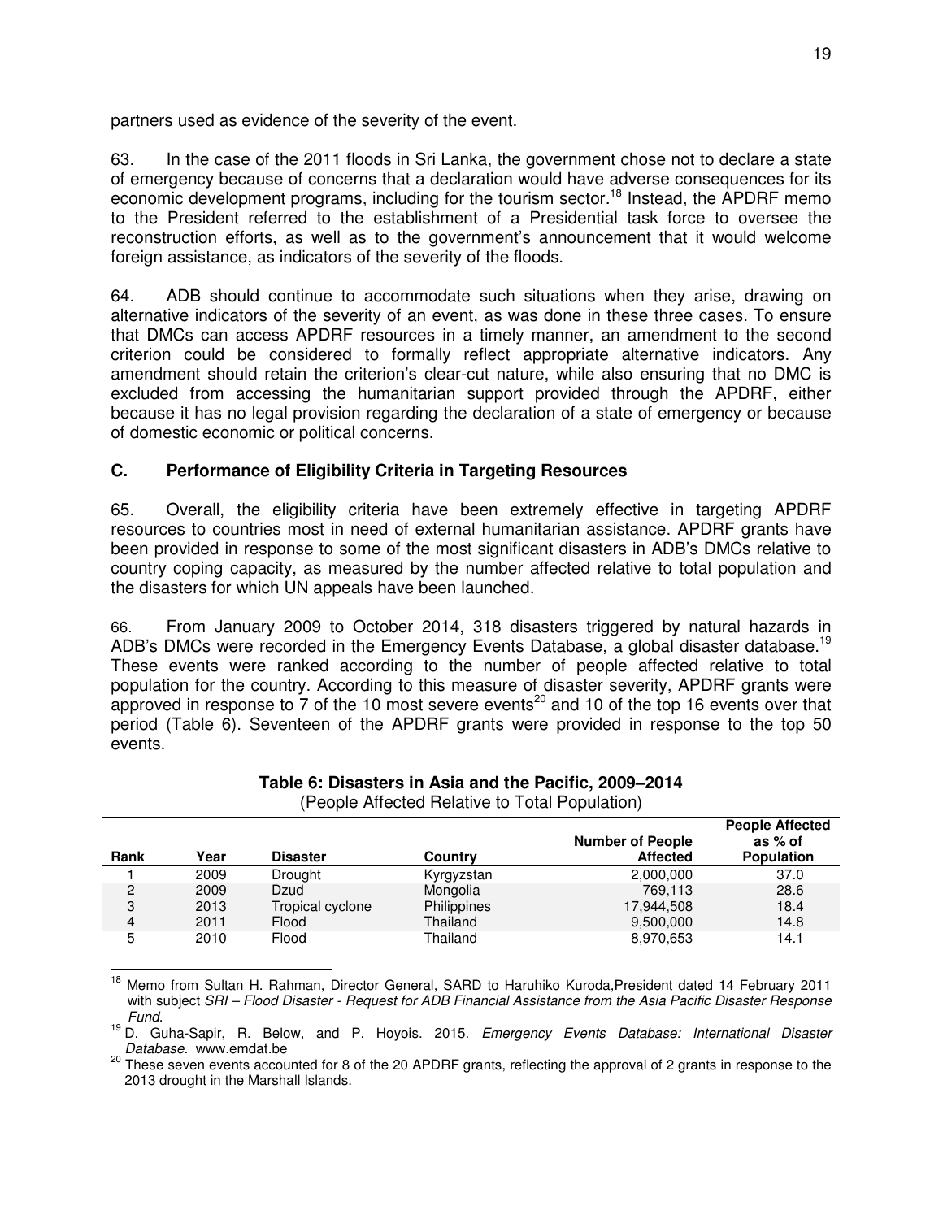partners used as evidence of the severity of the event.

63. In the case of the 2011 floods in Sri Lanka, the government chose not to declare a state of emergency because of concerns that a declaration would have adverse consequences for its economic development programs, including for the tourism sector.[18] Instead, the APDRF memo to the President referred to the establishment of a Presidential task force to oversee the reconstruction efforts, as well as to the government's announcement that it would welcome foreign assistance, as indicators of the severity of the floods.

64. ADB should continue to accommodate such situations when they arise, drawing on alternative indicators of the severity of an event, as was done in these three cases. To ensure that DMCs can access APDRF resources in a timely manner, an amendment to the second criterion could be considered to formally reflect appropriate alternative indicators. Any amendment should retain the criterion's clear-cut nature, while also ensuring that no DMC is excluded from accessing the humanitarian support provided through the APDRF, either because it has no legal provision regarding the declaration of a state of emergency or because of domestic economic or political concerns.

## C. Performance of Eligibility Criteria in Targeting Resources

65. Overall, the eligibility criteria have been extremely effective in targeting APDRF resources to countries most in need of external humanitarian assistance. APDRF grants have been provided in response to some of the most significant disasters in ADB's DMCs relative to country coping capacity, as measured by the number affected relative to total population and the disasters for which UN appeals have been launched.

66. From January 2009 to October 2014, 318 disasters triggered by natural hazards in ADB's DMCs were recorded in the Emergency Events Database, a global disaster database.[19] These events were ranked according to the number of people affected relative to total population for the country. According to this measure of disaster severity, APDRF grants were approved in response to 7 of the 10 most severe events[20] and 10 of the top 16 events over that period (Table 6). Seventeen of the APDRF grants were provided in response to the top 50 events.

**Table 6: Disasters in Asia and the Pacific, 2009–2014**
(People Affected Relative to Total Population)

| Rank | Year | Disaster | Country | Number of People Affected | People Affected as % of Population |
|---|---|---|---|---|---|
| 1 | 2009 | Drought | Kyrgyzstan | 2,000,000 | 37.0 |
| 2 | 2009 | Dzud | Mongolia | 769,113 | 28.6 |
| 3 | 2013 | Tropical cyclone | Philippines | 17,944,508 | 18.4 |
| 4 | 2011 | Flood | Thailand | 9,500,000 | 14.8 |
| 5 | 2010 | Flood | Thailand | 8,970,653 | 14.1 |

[18] Memo from Sultan H. Rahman, Director General, SARD to Haruhiko Kuroda,President dated 14 February 2011 with subject *SRI – Flood Disaster - Request for ADB Financial Assistance from the Asia Pacific Disaster Response Fund*.

[19] D. Guha-Sapir, R. Below, and P. Hoyois. 2015. *Emergency Events Database: International Disaster Database.* www.emdat.be

[20] These seven events accounted for 8 of the 20 APDRF grants, reflecting the approval of 2 grants in response to the 2013 drought in the Marshall Islands.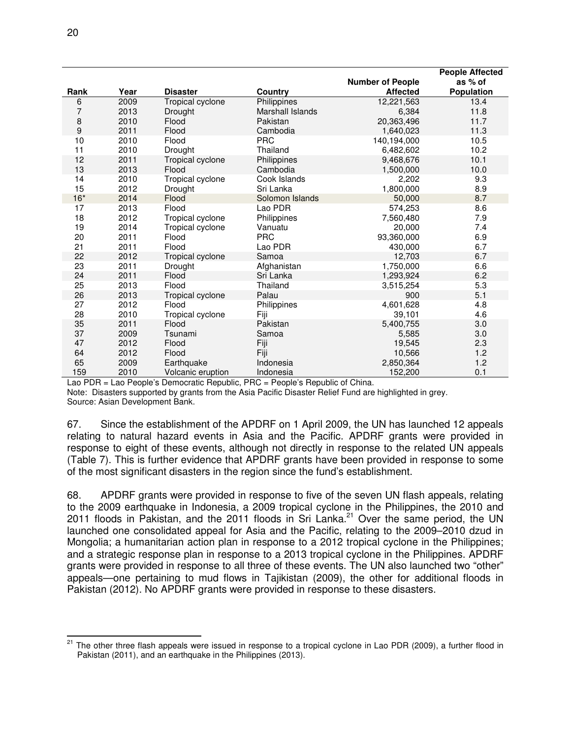| Rank | Year | Disaster | Country | Number of People Affected | People Affected as % of Population |
|---|---|---|---|---|---|
| 6 | 2009 | Tropical cyclone | Philippines | 12,221,563 | 13.4 |
| 7 | 2013 | Drought | Marshall Islands | 6,384 | 11.8 |
| 8 | 2010 | Flood | Pakistan | 20,363,496 | 11.7 |
| 9 | 2011 | Flood | Cambodia | 1,640,023 | 11.3 |
| 10 | 2010 | Flood | PRC | 140,194,000 | 10.5 |
| 11 | 2010 | Drought | Thailand | 6,482,602 | 10.2 |
| 12 | 2011 | Tropical cyclone | Philippines | 9,468,676 | 10.1 |
| 13 | 2013 | Flood | Cambodia | 1,500,000 | 10.0 |
| 14 | 2010 | Tropical cyclone | Cook Islands | 2,202 | 9.3 |
| 15 | 2012 | Drought | Sri Lanka | 1,800,000 | 8.9 |
| 16* | 2014 | Flood | Solomon Islands | 50,000 | 8.7 |
| 17 | 2013 | Flood | Lao PDR | 574,253 | 8.6 |
| 18 | 2012 | Tropical cyclone | Philippines | 7,560,480 | 7.9 |
| 19 | 2014 | Tropical cyclone | Vanuatu | 20,000 | 7.4 |
| 20 | 2011 | Flood | PRC | 93,360,000 | 6.9 |
| 21 | 2011 | Flood | Lao PDR | 430,000 | 6.7 |
| 22 | 2012 | Tropical cyclone | Samoa | 12,703 | 6.7 |
| 23 | 2011 | Drought | Afghanistan | 1,750,000 | 6.6 |
| 24 | 2011 | Flood | Sri Lanka | 1,293,924 | 6.2 |
| 25 | 2013 | Flood | Thailand | 3,515,254 | 5.3 |
| 26 | 2013 | Tropical cyclone | Palau | 900 | 5.1 |
| 27 | 2012 | Flood | Philippines | 4,601,628 | 4.8 |
| 28 | 2010 | Tropical cyclone | Fiji | 39,101 | 4.6 |
| 35 | 2011 | Flood | Pakistan | 5,400,755 | 3.0 |
| 37 | 2009 | Tsunami | Samoa | 5,585 | 3.0 |
| 47 | 2012 | Flood | Fiji | 19,545 | 2.3 |
| 64 | 2012 | Flood | Fiji | 10,566 | 1.2 |
| 65 | 2009 | Earthquake | Indonesia | 2,850,364 | 1.2 |
| 159 | 2010 | Volcanic eruption | Indonesia | 152,200 | 0.1 |

Lao PDR = Lao People's Democratic Republic, PRC = People's Republic of China.

Note: Disasters supported by grants from the Asia Pacific Disaster Relief Fund are highlighted in grey.

Source: Asian Development Bank.

67. Since the establishment of the APDRF on 1 April 2009, the UN has launched 12 appeals relating to natural hazard events in Asia and the Pacific. APDRF grants were provided in response to eight of these events, although not directly in response to the related UN appeals (Table 7). This is further evidence that APDRF grants have been provided in response to some of the most significant disasters in the region since the fund's establishment.

68. APDRF grants were provided in response to five of the seven UN flash appeals, relating to the 2009 earthquake in Indonesia, a 2009 tropical cyclone in the Philippines, the 2010 and 2011 floods in Pakistan, and the 2011 floods in Sri Lanka.[21] Over the same period, the UN launched one consolidated appeal for Asia and the Pacific, relating to the 2009–2010 dzud in Mongolia; a humanitarian action plan in response to a 2012 tropical cyclone in the Philippines; and a strategic response plan in response to a 2013 tropical cyclone in the Philippines. APDRF grants were provided in response to all three of these events. The UN also launched two "other" appeals—one pertaining to mud flows in Tajikistan (2009), the other for additional floods in Pakistan (2012). No APDRF grants were provided in response to these disasters.

[21] The other three flash appeals were issued in response to a tropical cyclone in Lao PDR (2009), a further flood in Pakistan (2011), and an earthquake in the Philippines (2013).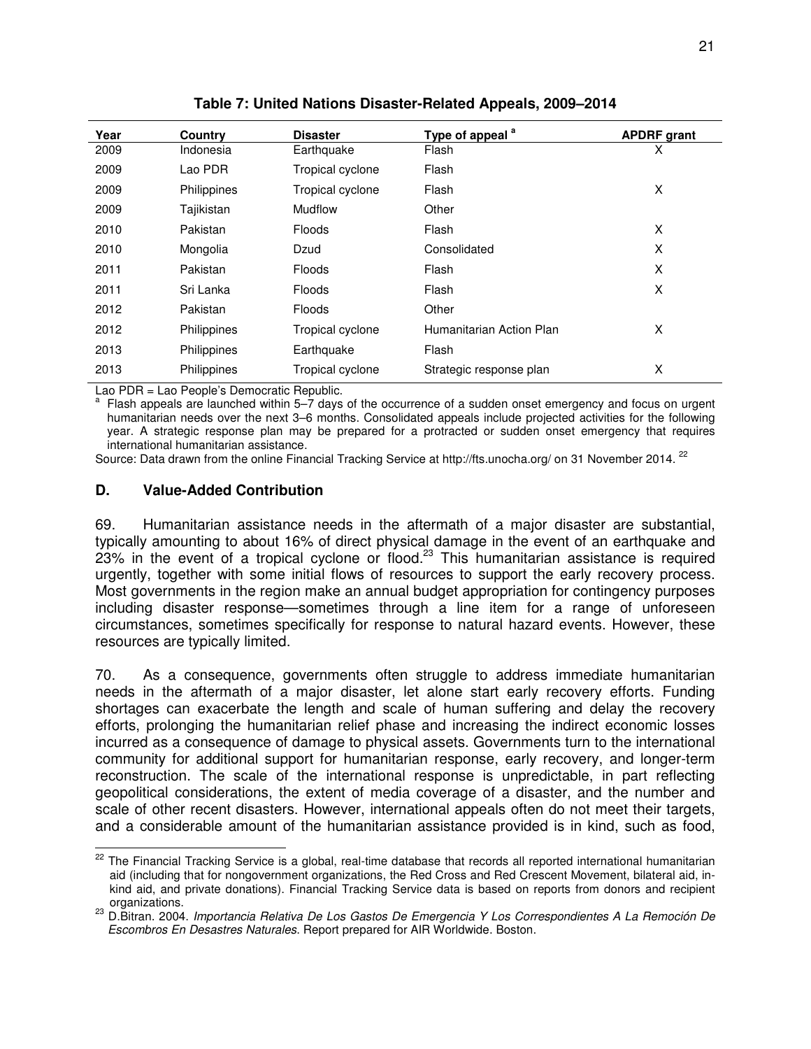**Table 7: United Nations Disaster-Related Appeals, 2009–2014**

| Year | Country | Disaster | Type of appeal [a] | APDRF grant |
|---|---|---|---|---|
| 2009 | Indonesia | Earthquake | Flash | X |
| 2009 | Lao PDR | Tropical cyclone | Flash | |
| 2009 | Philippines | Tropical cyclone | Flash | X |
| 2009 | Tajikistan | Mudflow | Other | |
| 2010 | Pakistan | Floods | Flash | X |
| 2010 | Mongolia | Dzud | Consolidated | X |
| 2011 | Pakistan | Floods | Flash | X |
| 2011 | Sri Lanka | Floods | Flash | X |
| 2012 | Pakistan | Floods | Other | |
| 2012 | Philippines | Tropical cyclone | Humanitarian Action Plan | X |
| 2013 | Philippines | Earthquake | Flash | |
| 2013 | Philippines | Tropical cyclone | Strategic response plan | X |

Lao PDR = Lao People's Democratic Republic.

[a] Flash appeals are launched within 5–7 days of the occurrence of a sudden onset emergency and focus on urgent humanitarian needs over the next 3–6 months. Consolidated appeals include projected activities for the following year. A strategic response plan may be prepared for a protracted or sudden onset emergency that requires international humanitarian assistance.

Source: Data drawn from the online Financial Tracking Service at http://fts.unocha.org/ on 31 November 2014. [22]

### D. Value-Added Contribution

69. Humanitarian assistance needs in the aftermath of a major disaster are substantial, typically amounting to about 16% of direct physical damage in the event of an earthquake and 23% in the event of a tropical cyclone or flood.[23] This humanitarian assistance is required urgently, together with some initial flows of resources to support the early recovery process. Most governments in the region make an annual budget appropriation for contingency purposes including disaster response—sometimes through a line item for a range of unforeseen circumstances, sometimes specifically for response to natural hazard events. However, these resources are typically limited.

70. As a consequence, governments often struggle to address immediate humanitarian needs in the aftermath of a major disaster, let alone start early recovery efforts. Funding shortages can exacerbate the length and scale of human suffering and delay the recovery efforts, prolonging the humanitarian relief phase and increasing the indirect economic losses incurred as a consequence of damage to physical assets. Governments turn to the international community for additional support for humanitarian response, early recovery, and longer-term reconstruction. The scale of the international response is unpredictable, in part reflecting geopolitical considerations, the extent of media coverage of a disaster, and the number and scale of other recent disasters. However, international appeals often do not meet their targets, and a considerable amount of the humanitarian assistance provided is in kind, such as food,

---

[22] The Financial Tracking Service is a global, real-time database that records all reported international humanitarian aid (including that for nongovernment organizations, the Red Cross and Red Crescent Movement, bilateral aid, in-kind aid, and private donations). Financial Tracking Service data is based on reports from donors and recipient organizations.

[23] D.Bitran. 2004. *Importancia Relativa De Los Gastos De Emergencia Y Los Correspondientes A La Remoción De Escombros En Desastres Naturales.* Report prepared for AIR Worldwide. Boston.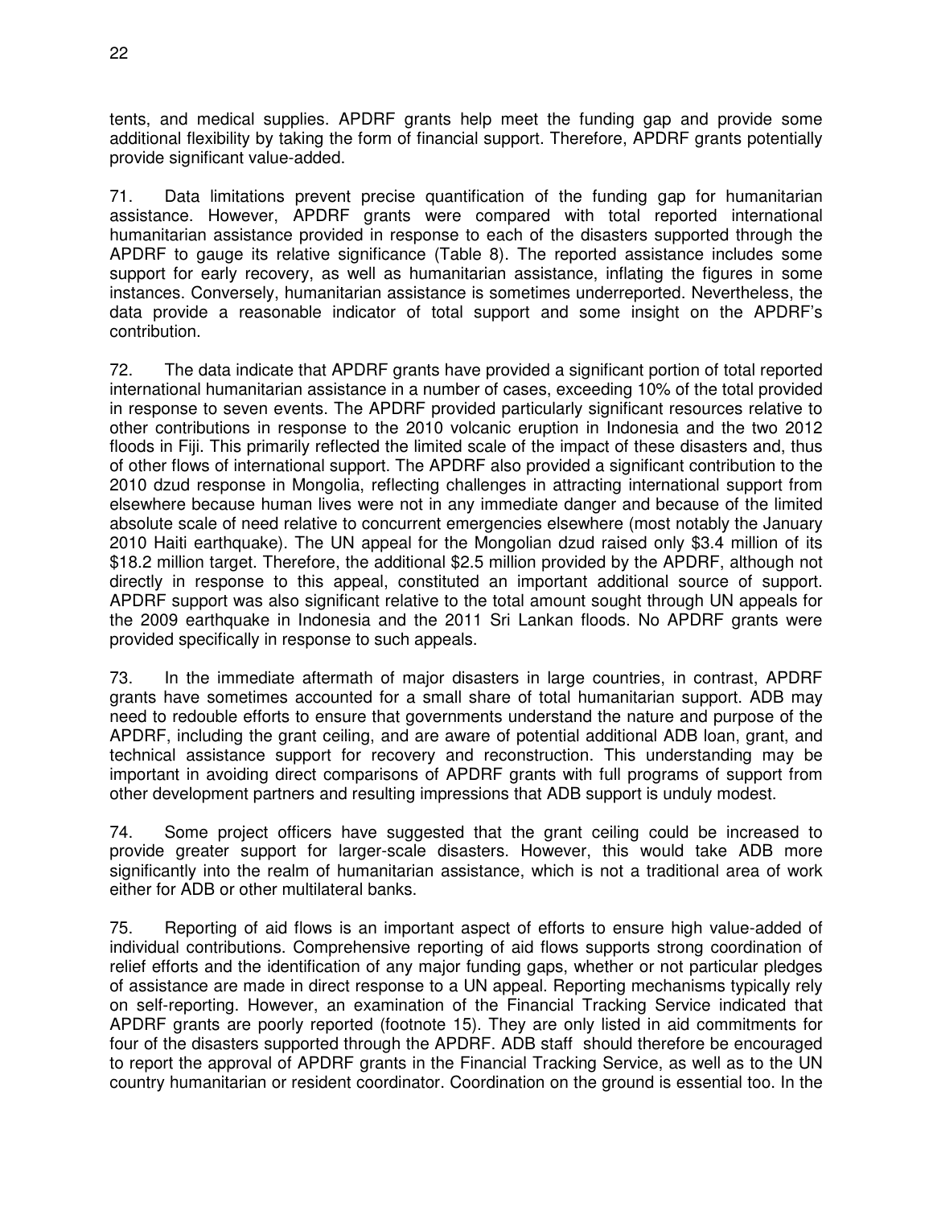tents, and medical supplies. APDRF grants help meet the funding gap and provide some additional flexibility by taking the form of financial support. Therefore, APDRF grants potentially provide significant value-added.

71. Data limitations prevent precise quantification of the funding gap for humanitarian assistance. However, APDRF grants were compared with total reported international humanitarian assistance provided in response to each of the disasters supported through the APDRF to gauge its relative significance (Table 8). The reported assistance includes some support for early recovery, as well as humanitarian assistance, inflating the figures in some instances. Conversely, humanitarian assistance is sometimes underreported. Nevertheless, the data provide a reasonable indicator of total support and some insight on the APDRF's contribution.

72. The data indicate that APDRF grants have provided a significant portion of total reported international humanitarian assistance in a number of cases, exceeding 10% of the total provided in response to seven events. The APDRF provided particularly significant resources relative to other contributions in response to the 2010 volcanic eruption in Indonesia and the two 2012 floods in Fiji. This primarily reflected the limited scale of the impact of these disasters and, thus of other flows of international support. The APDRF also provided a significant contribution to the 2010 dzud response in Mongolia, reflecting challenges in attracting international support from elsewhere because human lives were not in any immediate danger and because of the limited absolute scale of need relative to concurrent emergencies elsewhere (most notably the January 2010 Haiti earthquake). The UN appeal for the Mongolian dzud raised only \$3.4 million of its \$18.2 million target. Therefore, the additional \$2.5 million provided by the APDRF, although not directly in response to this appeal, constituted an important additional source of support. APDRF support was also significant relative to the total amount sought through UN appeals for the 2009 earthquake in Indonesia and the 2011 Sri Lankan floods. No APDRF grants were provided specifically in response to such appeals.

73. In the immediate aftermath of major disasters in large countries, in contrast, APDRF grants have sometimes accounted for a small share of total humanitarian support. ADB may need to redouble efforts to ensure that governments understand the nature and purpose of the APDRF, including the grant ceiling, and are aware of potential additional ADB loan, grant, and technical assistance support for recovery and reconstruction. This understanding may be important in avoiding direct comparisons of APDRF grants with full programs of support from other development partners and resulting impressions that ADB support is unduly modest.

74. Some project officers have suggested that the grant ceiling could be increased to provide greater support for larger-scale disasters. However, this would take ADB more significantly into the realm of humanitarian assistance, which is not a traditional area of work either for ADB or other multilateral banks.

75. Reporting of aid flows is an important aspect of efforts to ensure high value-added of individual contributions. Comprehensive reporting of aid flows supports strong coordination of relief efforts and the identification of any major funding gaps, whether or not particular pledges of assistance are made in direct response to a UN appeal. Reporting mechanisms typically rely on self-reporting. However, an examination of the Financial Tracking Service indicated that APDRF grants are poorly reported (footnote 15). They are only listed in aid commitments for four of the disasters supported through the APDRF. ADB staff should therefore be encouraged to report the approval of APDRF grants in the Financial Tracking Service, as well as to the UN country humanitarian or resident coordinator. Coordination on the ground is essential too. In the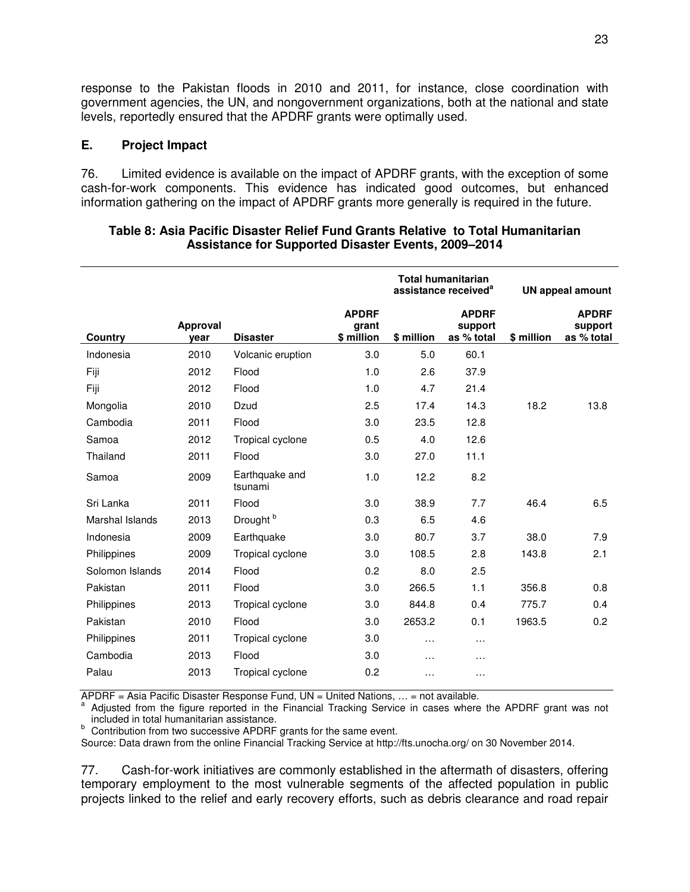response to the Pakistan floods in 2010 and 2011, for instance, close coordination with government agencies, the UN, and nongovernment organizations, both at the national and state levels, reportedly ensured that the APDRF grants were optimally used.

### E. Project Impact

76. Limited evidence is available on the impact of APDRF grants, with the exception of some cash-for-work components. This evidence has indicated good outcomes, but enhanced information gathering on the impact of APDRF grants more generally is required in the future.

**Table 8: Asia Pacific Disaster Relief Fund Grants Relative to Total Humanitarian Assistance for Supported Disaster Events, 2009–2014**

| | | | | Total humanitarian assistance received[a] | | UN appeal amount | |
|---|---|---|---|---|---|---|---|
| Country | Approval year | Disaster | APDRF grant $ million | $ million | APDRF support as % total | $ million | APDRF support as % total |
| Indonesia | 2010 | Volcanic eruption | 3.0 | 5.0 | 60.1 | | |
| Fiji | 2012 | Flood | 1.0 | 2.6 | 37.9 | | |
| Fiji | 2012 | Flood | 1.0 | 4.7 | 21.4 | | |
| Mongolia | 2010 | Dzud | 2.5 | 17.4 | 14.3 | 18.2 | 13.8 |
| Cambodia | 2011 | Flood | 3.0 | 23.5 | 12.8 | | |
| Samoa | 2012 | Tropical cyclone | 0.5 | 4.0 | 12.6 | | |
| Thailand | 2011 | Flood | 3.0 | 27.0 | 11.1 | | |
| Samoa | 2009 | Earthquake and tsunami | 1.0 | 12.2 | 8.2 | | |
| Sri Lanka | 2011 | Flood | 3.0 | 38.9 | 7.7 | 46.4 | 6.5 |
| Marshal Islands | 2013 | Drought [b] | 0.3 | 6.5 | 4.6 | | |
| Indonesia | 2009 | Earthquake | 3.0 | 80.7 | 3.7 | 38.0 | 7.9 |
| Philippines | 2009 | Tropical cyclone | 3.0 | 108.5 | 2.8 | 143.8 | 2.1 |
| Solomon Islands | 2014 | Flood | 0.2 | 8.0 | 2.5 | | |
| Pakistan | 2011 | Flood | 3.0 | 266.5 | 1.1 | 356.8 | 0.8 |
| Philippines | 2013 | Tropical cyclone | 3.0 | 844.8 | 0.4 | 775.7 | 0.4 |
| Pakistan | 2010 | Flood | 3.0 | 2653.2 | 0.1 | 1963.5 | 0.2 |
| Philippines | 2011 | Tropical cyclone | 3.0 | … | … | | |
| Cambodia | 2013 | Flood | 3.0 | … | … | | |
| Palau | 2013 | Tropical cyclone | 0.2 | … | … | | |

APDRF = Asia Pacific Disaster Response Fund, UN = United Nations, … = not available.
[a] Adjusted from the figure reported in the Financial Tracking Service in cases where the APDRF grant was not included in total humanitarian assistance.
[b] Contribution from two successive APDRF grants for the same event.
Source: Data drawn from the online Financial Tracking Service at http://fts.unocha.org/ on 30 November 2014.

77. Cash-for-work initiatives are commonly established in the aftermath of disasters, offering temporary employment to the most vulnerable segments of the affected population in public projects linked to the relief and early recovery efforts, such as debris clearance and road repair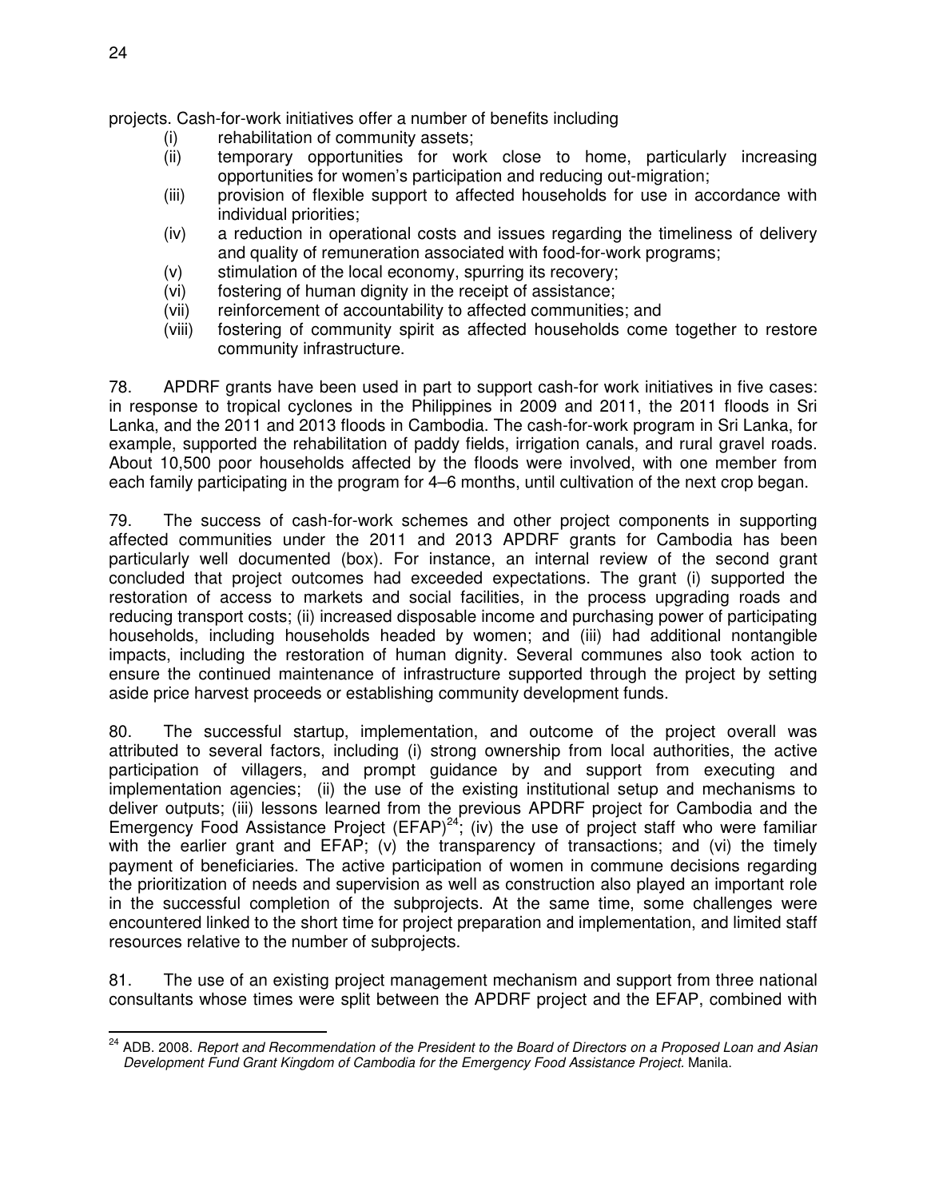projects. Cash-for-work initiatives offer a number of benefits including

- (i) rehabilitation of community assets;
- (ii) temporary opportunities for work close to home, particularly increasing opportunities for women's participation and reducing out-migration;
- (iii) provision of flexible support to affected households for use in accordance with individual priorities;
- (iv) a reduction in operational costs and issues regarding the timeliness of delivery and quality of remuneration associated with food-for-work programs;
- (v) stimulation of the local economy, spurring its recovery;
- (vi) fostering of human dignity in the receipt of assistance;
- (vii) reinforcement of accountability to affected communities; and
- (viii) fostering of community spirit as affected households come together to restore community infrastructure.

78. APDRF grants have been used in part to support cash-for work initiatives in five cases: in response to tropical cyclones in the Philippines in 2009 and 2011, the 2011 floods in Sri Lanka, and the 2011 and 2013 floods in Cambodia. The cash-for-work program in Sri Lanka, for example, supported the rehabilitation of paddy fields, irrigation canals, and rural gravel roads. About 10,500 poor households affected by the floods were involved, with one member from each family participating in the program for 4–6 months, until cultivation of the next crop began.

79. The success of cash-for-work schemes and other project components in supporting affected communities under the 2011 and 2013 APDRF grants for Cambodia has been particularly well documented (box). For instance, an internal review of the second grant concluded that project outcomes had exceeded expectations. The grant (i) supported the restoration of access to markets and social facilities, in the process upgrading roads and reducing transport costs; (ii) increased disposable income and purchasing power of participating households, including households headed by women; and (iii) had additional nontangible impacts, including the restoration of human dignity. Several communes also took action to ensure the continued maintenance of infrastructure supported through the project by setting aside price harvest proceeds or establishing community development funds.

80. The successful startup, implementation, and outcome of the project overall was attributed to several factors, including (i) strong ownership from local authorities, the active participation of villagers, and prompt guidance by and support from executing and implementation agencies; (ii) the use of the existing institutional setup and mechanisms to deliver outputs; (iii) lessons learned from the previous APDRF project for Cambodia and the Emergency Food Assistance Project (EFAP)[24]; (iv) the use of project staff who were familiar with the earlier grant and EFAP; (v) the transparency of transactions; and (vi) the timely payment of beneficiaries. The active participation of women in commune decisions regarding the prioritization of needs and supervision as well as construction also played an important role in the successful completion of the subprojects. At the same time, some challenges were encountered linked to the short time for project preparation and implementation, and limited staff resources relative to the number of subprojects.

81. The use of an existing project management mechanism and support from three national consultants whose times were split between the APDRF project and the EFAP, combined with

[24] ADB. 2008. *Report and Recommendation of the President to the Board of Directors on a Proposed Loan and Asian Development Fund Grant Kingdom of Cambodia for the Emergency Food Assistance Project.* Manila.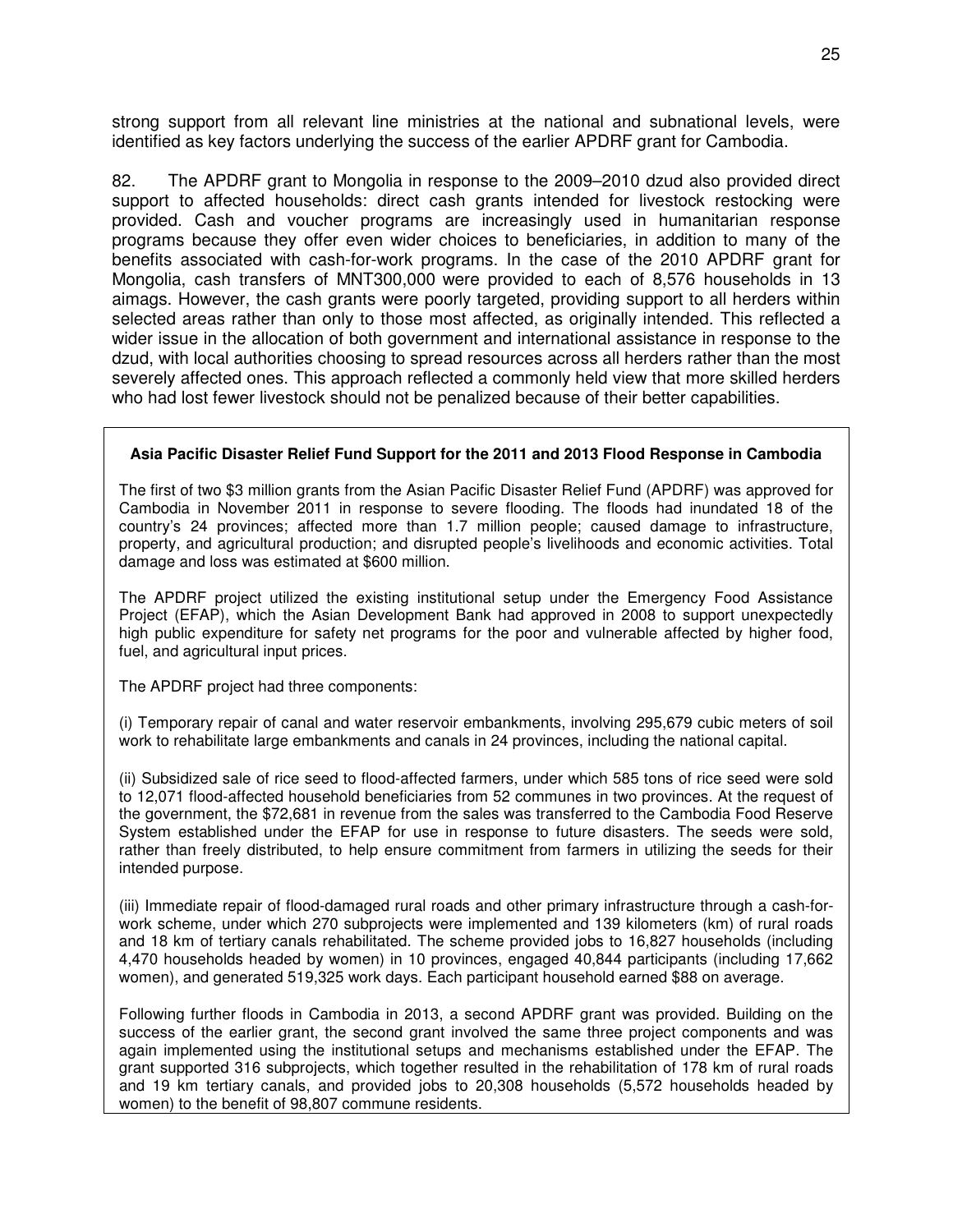strong support from all relevant line ministries at the national and subnational levels, were identified as key factors underlying the success of the earlier APDRF grant for Cambodia.

82. The APDRF grant to Mongolia in response to the 2009–2010 dzud also provided direct support to affected households: direct cash grants intended for livestock restocking were provided. Cash and voucher programs are increasingly used in humanitarian response programs because they offer even wider choices to beneficiaries, in addition to many of the benefits associated with cash-for-work programs. In the case of the 2010 APDRF grant for Mongolia, cash transfers of MNT300,000 were provided to each of 8,576 households in 13 aimags. However, the cash grants were poorly targeted, providing support to all herders within selected areas rather than only to those most affected, as originally intended. This reflected a wider issue in the allocation of both government and international assistance in response to the dzud, with local authorities choosing to spread resources across all herders rather than the most severely affected ones. This approach reflected a commonly held view that more skilled herders who had lost fewer livestock should not be penalized because of their better capabilities.

**Asia Pacific Disaster Relief Fund Support for the 2011 and 2013 Flood Response in Cambodia**

The first of two $3 million grants from the Asian Pacific Disaster Relief Fund (APDRF) was approved for Cambodia in November 2011 in response to severe flooding. The floods had inundated 18 of the country's 24 provinces; affected more than 1.7 million people; caused damage to infrastructure, property, and agricultural production; and disrupted people's livelihoods and economic activities. Total damage and loss was estimated at $600 million.

The APDRF project utilized the existing institutional setup under the Emergency Food Assistance Project (EFAP), which the Asian Development Bank had approved in 2008 to support unexpectedly high public expenditure for safety net programs for the poor and vulnerable affected by higher food, fuel, and agricultural input prices.

The APDRF project had three components:

(i) Temporary repair of canal and water reservoir embankments, involving 295,679 cubic meters of soil work to rehabilitate large embankments and canals in 24 provinces, including the national capital.

(ii) Subsidized sale of rice seed to flood-affected farmers, under which 585 tons of rice seed were sold to 12,071 flood-affected household beneficiaries from 52 communes in two provinces. At the request of the government, the $72,681 in revenue from the sales was transferred to the Cambodia Food Reserve System established under the EFAP for use in response to future disasters. The seeds were sold, rather than freely distributed, to help ensure commitment from farmers in utilizing the seeds for their intended purpose.

(iii) Immediate repair of flood-damaged rural roads and other primary infrastructure through a cash-for-work scheme, under which 270 subprojects were implemented and 139 kilometers (km) of rural roads and 18 km of tertiary canals rehabilitated. The scheme provided jobs to 16,827 households (including 4,470 households headed by women) in 10 provinces, engaged 40,844 participants (including 17,662 women), and generated 519,325 work days. Each participant household earned $88 on average.

Following further floods in Cambodia in 2013, a second APDRF grant was provided. Building on the success of the earlier grant, the second grant involved the same three project components and was again implemented using the institutional setups and mechanisms established under the EFAP. The grant supported 316 subprojects, which together resulted in the rehabilitation of 178 km of rural roads and 19 km tertiary canals, and provided jobs to 20,308 households (5,572 households headed by women) to the benefit of 98,807 commune residents.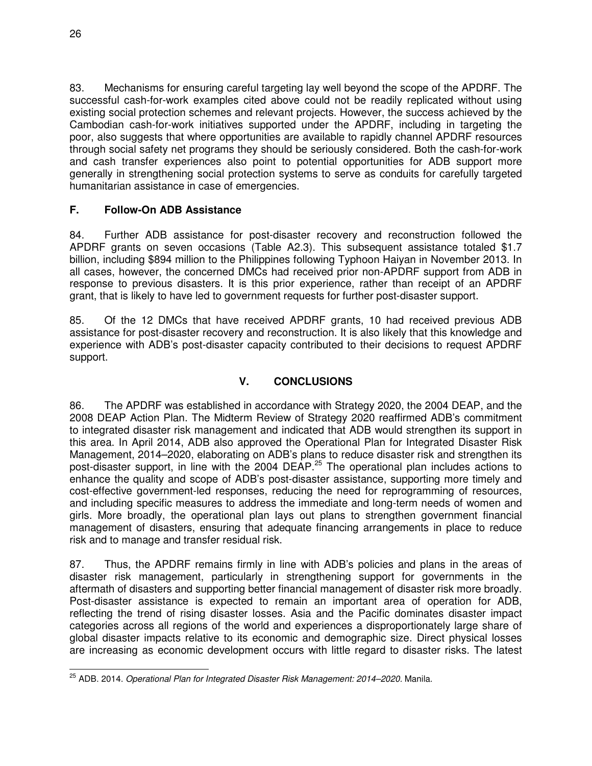83. Mechanisms for ensuring careful targeting lay well beyond the scope of the APDRF. The successful cash-for-work examples cited above could not be readily replicated without using existing social protection schemes and relevant projects. However, the success achieved by the Cambodian cash-for-work initiatives supported under the APDRF, including in targeting the poor, also suggests that where opportunities are available to rapidly channel APDRF resources through social safety net programs they should be seriously considered. Both the cash-for-work and cash transfer experiences also point to potential opportunities for ADB support more generally in strengthening social protection systems to serve as conduits for carefully targeted humanitarian assistance in case of emergencies.

### F. Follow-On ADB Assistance

84. Further ADB assistance for post-disaster recovery and reconstruction followed the APDRF grants on seven occasions (Table A2.3). This subsequent assistance totaled $1.7 billion, including $894 million to the Philippines following Typhoon Haiyan in November 2013. In all cases, however, the concerned DMCs had received prior non-APDRF support from ADB in response to previous disasters. It is this prior experience, rather than receipt of an APDRF grant, that is likely to have led to government requests for further post-disaster support.

85. Of the 12 DMCs that have received APDRF grants, 10 had received previous ADB assistance for post-disaster recovery and reconstruction. It is also likely that this knowledge and experience with ADB's post-disaster capacity contributed to their decisions to request APDRF support.

## V. CONCLUSIONS

86. The APDRF was established in accordance with Strategy 2020, the 2004 DEAP, and the 2008 DEAP Action Plan. The Midterm Review of Strategy 2020 reaffirmed ADB's commitment to integrated disaster risk management and indicated that ADB would strengthen its support in this area. In April 2014, ADB also approved the Operational Plan for Integrated Disaster Risk Management, 2014–2020, elaborating on ADB's plans to reduce disaster risk and strengthen its post-disaster support, in line with the 2004 DEAP.[25] The operational plan includes actions to enhance the quality and scope of ADB's post-disaster assistance, supporting more timely and cost-effective government-led responses, reducing the need for reprogramming of resources, and including specific measures to address the immediate and long-term needs of women and girls. More broadly, the operational plan lays out plans to strengthen government financial management of disasters, ensuring that adequate financing arrangements in place to reduce risk and to manage and transfer residual risk.

87. Thus, the APDRF remains firmly in line with ADB's policies and plans in the areas of disaster risk management, particularly in strengthening support for governments in the aftermath of disasters and supporting better financial management of disaster risk more broadly. Post-disaster assistance is expected to remain an important area of operation for ADB, reflecting the trend of rising disaster losses. Asia and the Pacific dominates disaster impact categories across all regions of the world and experiences a disproportionately large share of global disaster impacts relative to its economic and demographic size. Direct physical losses are increasing as economic development occurs with little regard to disaster risks. The latest

---

[25] ADB. 2014. *Operational Plan for Integrated Disaster Risk Management: 2014–2020*. Manila.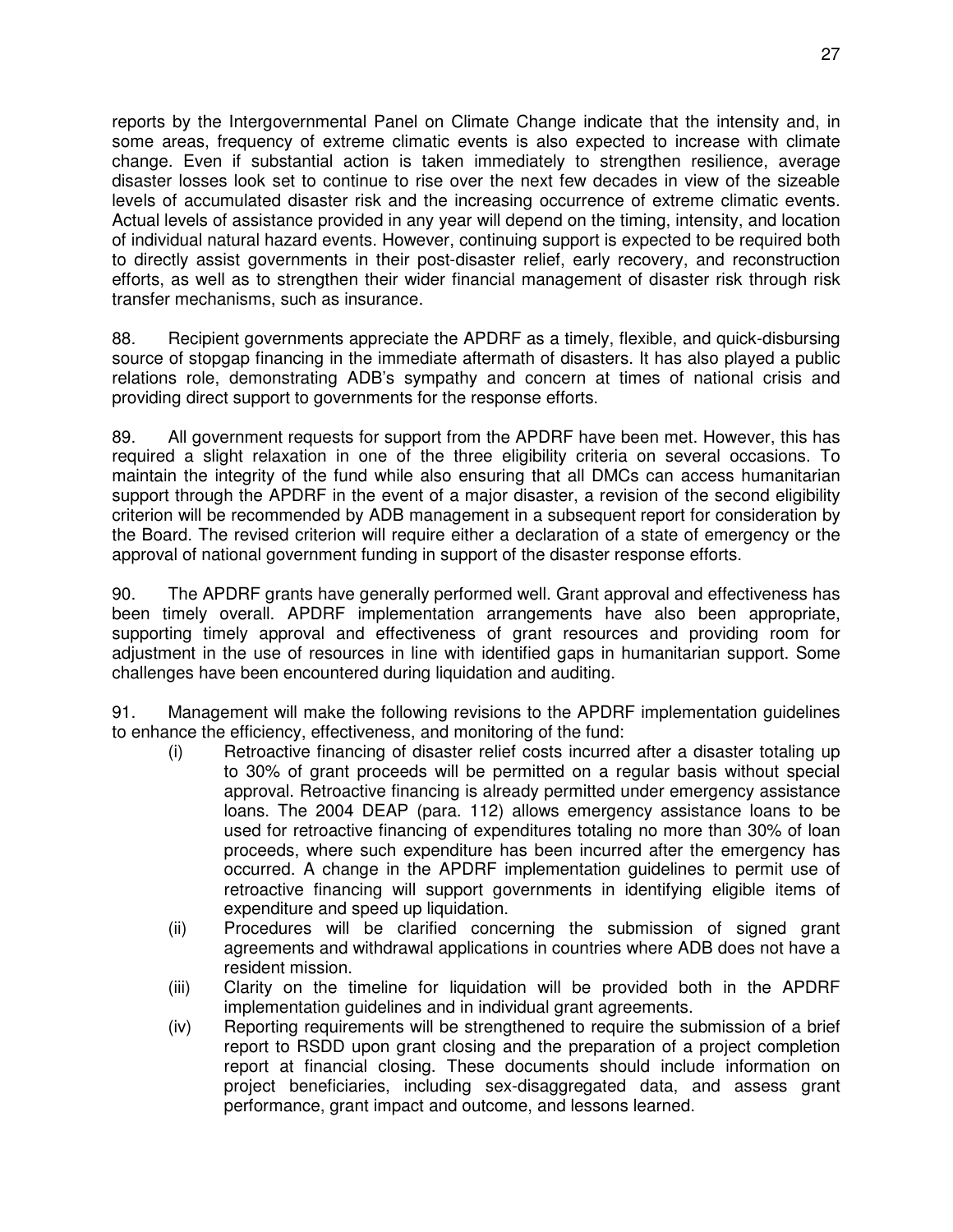reports by the Intergovernmental Panel on Climate Change indicate that the intensity and, in some areas, frequency of extreme climatic events is also expected to increase with climate change. Even if substantial action is taken immediately to strengthen resilience, average disaster losses look set to continue to rise over the next few decades in view of the sizeable levels of accumulated disaster risk and the increasing occurrence of extreme climatic events. Actual levels of assistance provided in any year will depend on the timing, intensity, and location of individual natural hazard events. However, continuing support is expected to be required both to directly assist governments in their post-disaster relief, early recovery, and reconstruction efforts, as well as to strengthen their wider financial management of disaster risk through risk transfer mechanisms, such as insurance.

88. Recipient governments appreciate the APDRF as a timely, flexible, and quick-disbursing source of stopgap financing in the immediate aftermath of disasters. It has also played a public relations role, demonstrating ADB's sympathy and concern at times of national crisis and providing direct support to governments for the response efforts.

89. All government requests for support from the APDRF have been met. However, this has required a slight relaxation in one of the three eligibility criteria on several occasions. To maintain the integrity of the fund while also ensuring that all DMCs can access humanitarian support through the APDRF in the event of a major disaster, a revision of the second eligibility criterion will be recommended by ADB management in a subsequent report for consideration by the Board. The revised criterion will require either a declaration of a state of emergency or the approval of national government funding in support of the disaster response efforts.

90. The APDRF grants have generally performed well. Grant approval and effectiveness has been timely overall. APDRF implementation arrangements have also been appropriate, supporting timely approval and effectiveness of grant resources and providing room for adjustment in the use of resources in line with identified gaps in humanitarian support. Some challenges have been encountered during liquidation and auditing.

91. Management will make the following revisions to the APDRF implementation guidelines to enhance the efficiency, effectiveness, and monitoring of the fund:

(i) Retroactive financing of disaster relief costs incurred after a disaster totaling up to 30% of grant proceeds will be permitted on a regular basis without special approval. Retroactive financing is already permitted under emergency assistance loans. The 2004 DEAP (para. 112) allows emergency assistance loans to be used for retroactive financing of expenditures totaling no more than 30% of loan proceeds, where such expenditure has been incurred after the emergency has occurred. A change in the APDRF implementation guidelines to permit use of retroactive financing will support governments in identifying eligible items of expenditure and speed up liquidation.

(ii) Procedures will be clarified concerning the submission of signed grant agreements and withdrawal applications in countries where ADB does not have a resident mission.

(iii) Clarity on the timeline for liquidation will be provided both in the APDRF implementation guidelines and in individual grant agreements.

(iv) Reporting requirements will be strengthened to require the submission of a brief report to RSDD upon grant closing and the preparation of a project completion report at financial closing. These documents should include information on project beneficiaries, including sex-disaggregated data, and assess grant performance, grant impact and outcome, and lessons learned.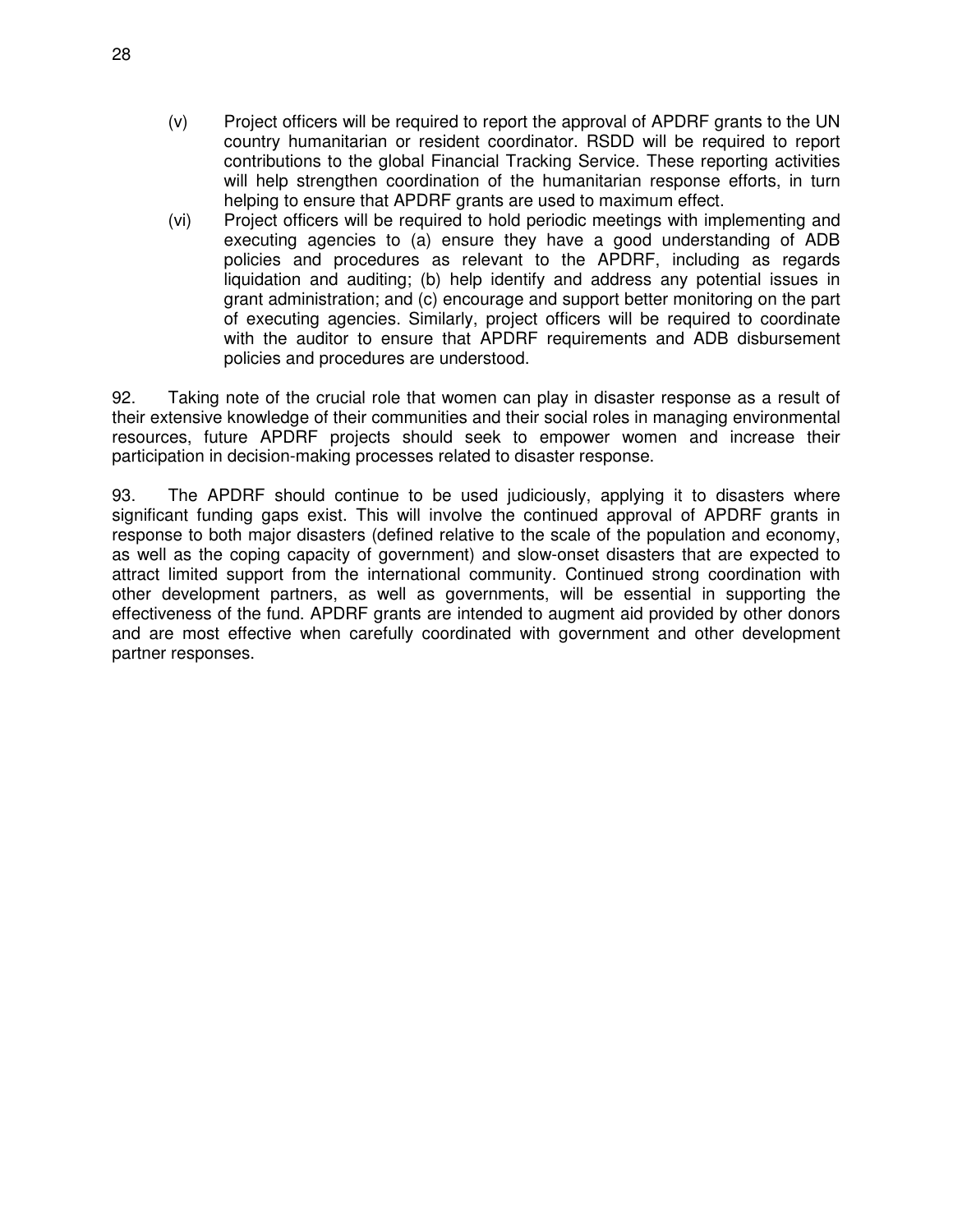(v) Project officers will be required to report the approval of APDRF grants to the UN country humanitarian or resident coordinator. RSDD will be required to report contributions to the global Financial Tracking Service. These reporting activities will help strengthen coordination of the humanitarian response efforts, in turn helping to ensure that APDRF grants are used to maximum effect.

(vi) Project officers will be required to hold periodic meetings with implementing and executing agencies to (a) ensure they have a good understanding of ADB policies and procedures as relevant to the APDRF, including as regards liquidation and auditing; (b) help identify and address any potential issues in grant administration; and (c) encourage and support better monitoring on the part of executing agencies. Similarly, project officers will be required to coordinate with the auditor to ensure that APDRF requirements and ADB disbursement policies and procedures are understood.

92. Taking note of the crucial role that women can play in disaster response as a result of their extensive knowledge of their communities and their social roles in managing environmental resources, future APDRF projects should seek to empower women and increase their participation in decision-making processes related to disaster response.

93. The APDRF should continue to be used judiciously, applying it to disasters where significant funding gaps exist. This will involve the continued approval of APDRF grants in response to both major disasters (defined relative to the scale of the population and economy, as well as the coping capacity of government) and slow-onset disasters that are expected to attract limited support from the international community. Continued strong coordination with other development partners, as well as governments, will be essential in supporting the effectiveness of the fund. APDRF grants are intended to augment aid provided by other donors and are most effective when carefully coordinated with government and other development partner responses.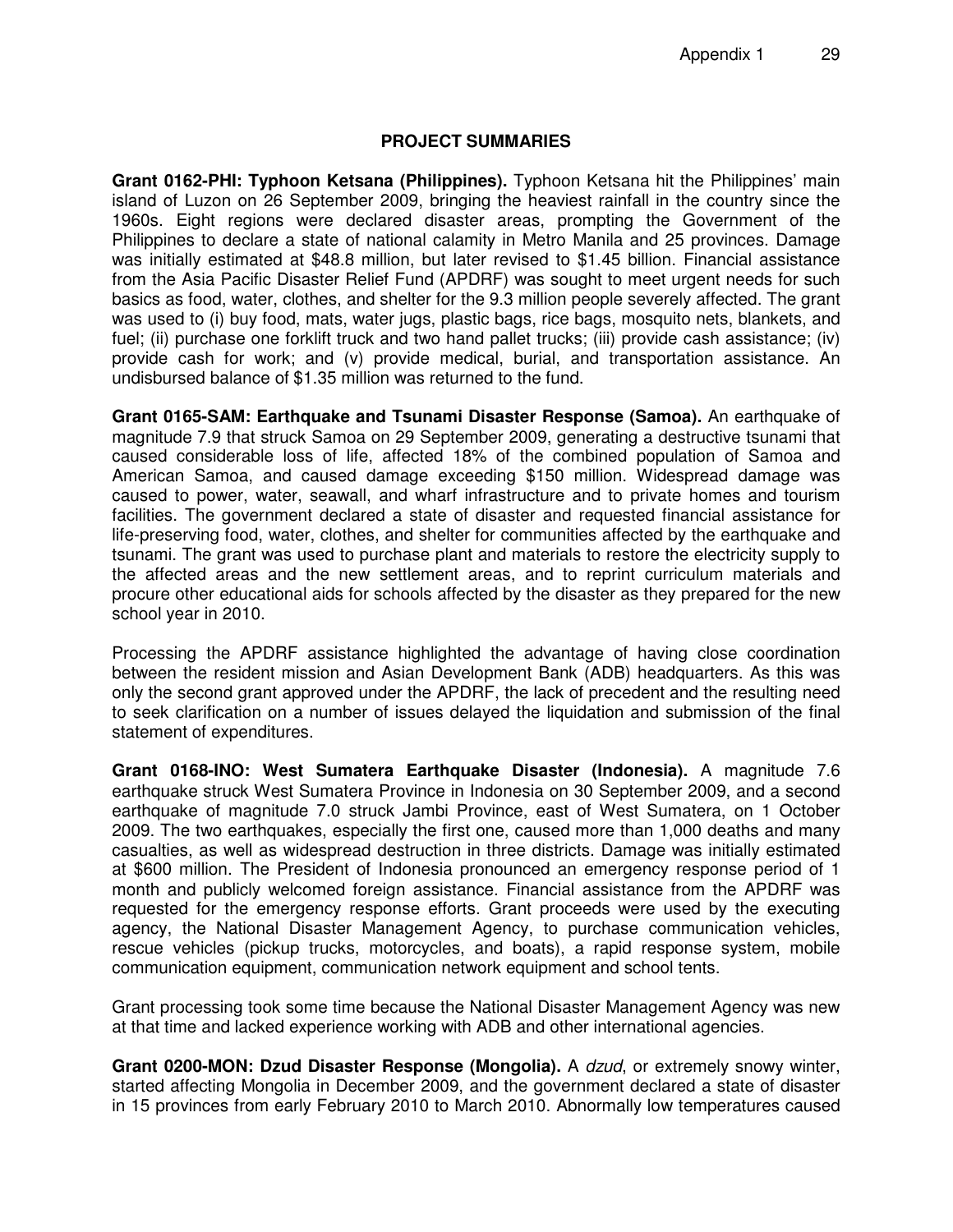## PROJECT SUMMARIES

**Grant 0162-PHI: Typhoon Ketsana (Philippines).** Typhoon Ketsana hit the Philippines' main island of Luzon on 26 September 2009, bringing the heaviest rainfall in the country since the 1960s. Eight regions were declared disaster areas, prompting the Government of the Philippines to declare a state of national calamity in Metro Manila and 25 provinces. Damage was initially estimated at $48.8 million, but later revised to $1.45 billion. Financial assistance from the Asia Pacific Disaster Relief Fund (APDRF) was sought to meet urgent needs for such basics as food, water, clothes, and shelter for the 9.3 million people severely affected. The grant was used to (i) buy food, mats, water jugs, plastic bags, rice bags, mosquito nets, blankets, and fuel; (ii) purchase one forklift truck and two hand pallet trucks; (iii) provide cash assistance; (iv) provide cash for work; and (v) provide medical, burial, and transportation assistance. An undisbursed balance of $1.35 million was returned to the fund.

**Grant 0165-SAM: Earthquake and Tsunami Disaster Response (Samoa).** An earthquake of magnitude 7.9 that struck Samoa on 29 September 2009, generating a destructive tsunami that caused considerable loss of life, affected 18% of the combined population of Samoa and American Samoa, and caused damage exceeding $150 million. Widespread damage was caused to power, water, seawall, and wharf infrastructure and to private homes and tourism facilities. The government declared a state of disaster and requested financial assistance for life-preserving food, water, clothes, and shelter for communities affected by the earthquake and tsunami. The grant was used to purchase plant and materials to restore the electricity supply to the affected areas and the new settlement areas, and to reprint curriculum materials and procure other educational aids for schools affected by the disaster as they prepared for the new school year in 2010.

Processing the APDRF assistance highlighted the advantage of having close coordination between the resident mission and Asian Development Bank (ADB) headquarters. As this was only the second grant approved under the APDRF, the lack of precedent and the resulting need to seek clarification on a number of issues delayed the liquidation and submission of the final statement of expenditures.

**Grant 0168-INO: West Sumatera Earthquake Disaster (Indonesia).** A magnitude 7.6 earthquake struck West Sumatera Province in Indonesia on 30 September 2009, and a second earthquake of magnitude 7.0 struck Jambi Province, east of West Sumatera, on 1 October 2009. The two earthquakes, especially the first one, caused more than 1,000 deaths and many casualties, as well as widespread destruction in three districts. Damage was initially estimated at $600 million. The President of Indonesia pronounced an emergency response period of 1 month and publicly welcomed foreign assistance. Financial assistance from the APDRF was requested for the emergency response efforts. Grant proceeds were used by the executing agency, the National Disaster Management Agency, to purchase communication vehicles, rescue vehicles (pickup trucks, motorcycles, and boats), a rapid response system, mobile communication equipment, communication network equipment and school tents.

Grant processing took some time because the National Disaster Management Agency was new at that time and lacked experience working with ADB and other international agencies.

**Grant 0200-MON: Dzud Disaster Response (Mongolia).** A *dzud*, or extremely snowy winter, started affecting Mongolia in December 2009, and the government declared a state of disaster in 15 provinces from early February 2010 to March 2010. Abnormally low temperatures caused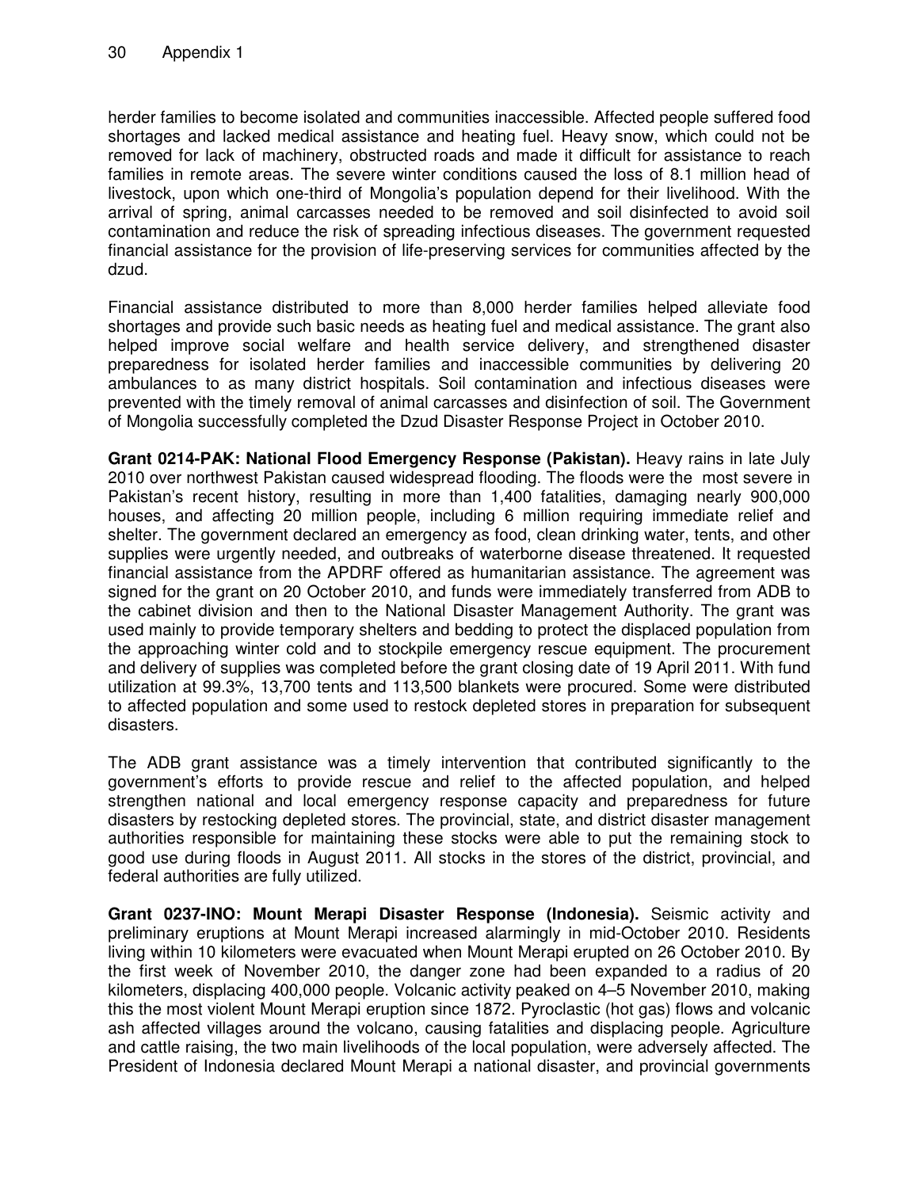herder families to become isolated and communities inaccessible. Affected people suffered food shortages and lacked medical assistance and heating fuel. Heavy snow, which could not be removed for lack of machinery, obstructed roads and made it difficult for assistance to reach families in remote areas. The severe winter conditions caused the loss of 8.1 million head of livestock, upon which one-third of Mongolia's population depend for their livelihood. With the arrival of spring, animal carcasses needed to be removed and soil disinfected to avoid soil contamination and reduce the risk of spreading infectious diseases. The government requested financial assistance for the provision of life-preserving services for communities affected by the dzud.

Financial assistance distributed to more than 8,000 herder families helped alleviate food shortages and provide such basic needs as heating fuel and medical assistance. The grant also helped improve social welfare and health service delivery, and strengthened disaster preparedness for isolated herder families and inaccessible communities by delivering 20 ambulances to as many district hospitals. Soil contamination and infectious diseases were prevented with the timely removal of animal carcasses and disinfection of soil. The Government of Mongolia successfully completed the Dzud Disaster Response Project in October 2010.

**Grant 0214-PAK: National Flood Emergency Response (Pakistan).** Heavy rains in late July 2010 over northwest Pakistan caused widespread flooding. The floods were the most severe in Pakistan's recent history, resulting in more than 1,400 fatalities, damaging nearly 900,000 houses, and affecting 20 million people, including 6 million requiring immediate relief and shelter. The government declared an emergency as food, clean drinking water, tents, and other supplies were urgently needed, and outbreaks of waterborne disease threatened. It requested financial assistance from the APDRF offered as humanitarian assistance. The agreement was signed for the grant on 20 October 2010, and funds were immediately transferred from ADB to the cabinet division and then to the National Disaster Management Authority. The grant was used mainly to provide temporary shelters and bedding to protect the displaced population from the approaching winter cold and to stockpile emergency rescue equipment. The procurement and delivery of supplies was completed before the grant closing date of 19 April 2011. With fund utilization at 99.3%, 13,700 tents and 113,500 blankets were procured. Some were distributed to affected population and some used to restock depleted stores in preparation for subsequent disasters.

The ADB grant assistance was a timely intervention that contributed significantly to the government's efforts to provide rescue and relief to the affected population, and helped strengthen national and local emergency response capacity and preparedness for future disasters by restocking depleted stores. The provincial, state, and district disaster management authorities responsible for maintaining these stocks were able to put the remaining stock to good use during floods in August 2011. All stocks in the stores of the district, provincial, and federal authorities are fully utilized.

**Grant 0237-INO: Mount Merapi Disaster Response (Indonesia).** Seismic activity and preliminary eruptions at Mount Merapi increased alarmingly in mid-October 2010. Residents living within 10 kilometers were evacuated when Mount Merapi erupted on 26 October 2010. By the first week of November 2010, the danger zone had been expanded to a radius of 20 kilometers, displacing 400,000 people. Volcanic activity peaked on 4–5 November 2010, making this the most violent Mount Merapi eruption since 1872. Pyroclastic (hot gas) flows and volcanic ash affected villages around the volcano, causing fatalities and displacing people. Agriculture and cattle raising, the two main livelihoods of the local population, were adversely affected. The President of Indonesia declared Mount Merapi a national disaster, and provincial governments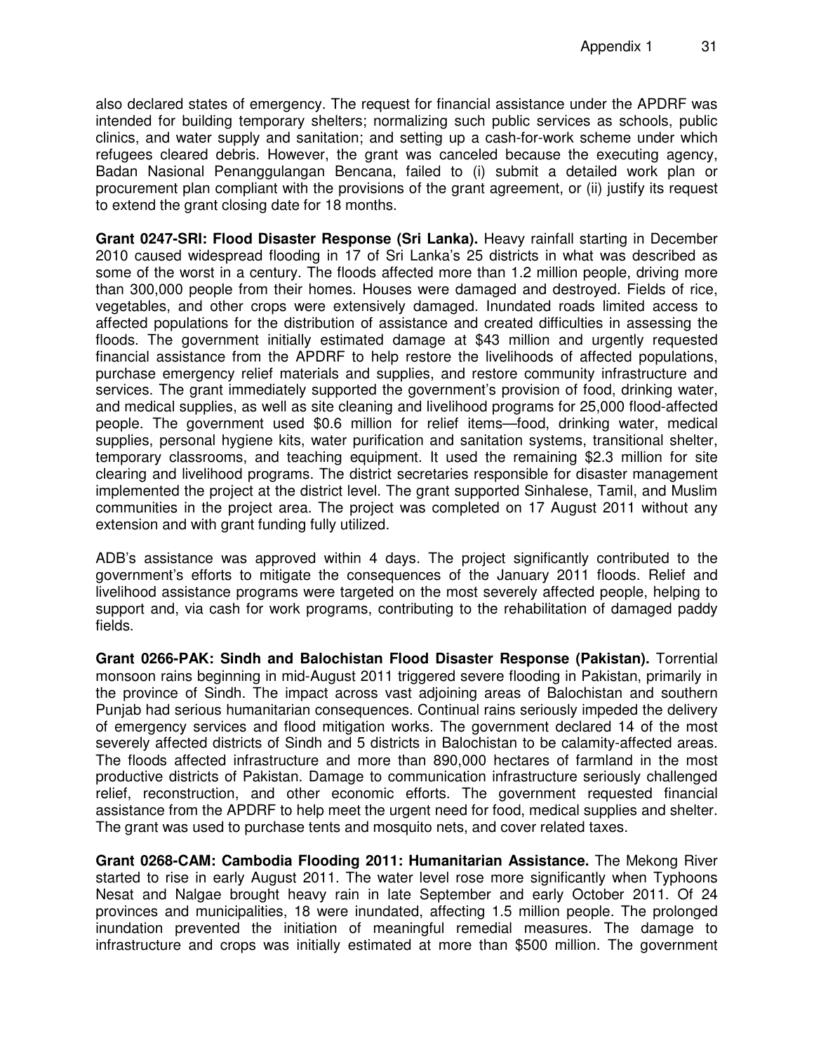also declared states of emergency. The request for financial assistance under the APDRF was intended for building temporary shelters; normalizing such public services as schools, public clinics, and water supply and sanitation; and setting up a cash-for-work scheme under which refugees cleared debris. However, the grant was canceled because the executing agency, Badan Nasional Penanggulangan Bencana, failed to (i) submit a detailed work plan or procurement plan compliant with the provisions of the grant agreement, or (ii) justify its request to extend the grant closing date for 18 months.

**Grant 0247-SRI: Flood Disaster Response (Sri Lanka).** Heavy rainfall starting in December 2010 caused widespread flooding in 17 of Sri Lanka's 25 districts in what was described as some of the worst in a century. The floods affected more than 1.2 million people, driving more than 300,000 people from their homes. Houses were damaged and destroyed. Fields of rice, vegetables, and other crops were extensively damaged. Inundated roads limited access to affected populations for the distribution of assistance and created difficulties in assessing the floods. The government initially estimated damage at $43 million and urgently requested financial assistance from the APDRF to help restore the livelihoods of affected populations, purchase emergency relief materials and supplies, and restore community infrastructure and services. The grant immediately supported the government's provision of food, drinking water, and medical supplies, as well as site cleaning and livelihood programs for 25,000 flood-affected people. The government used $0.6 million for relief items—food, drinking water, medical supplies, personal hygiene kits, water purification and sanitation systems, transitional shelter, temporary classrooms, and teaching equipment. It used the remaining $2.3 million for site clearing and livelihood programs. The district secretaries responsible for disaster management implemented the project at the district level. The grant supported Sinhalese, Tamil, and Muslim communities in the project area. The project was completed on 17 August 2011 without any extension and with grant funding fully utilized.

ADB's assistance was approved within 4 days. The project significantly contributed to the government's efforts to mitigate the consequences of the January 2011 floods. Relief and livelihood assistance programs were targeted on the most severely affected people, helping to support and, via cash for work programs, contributing to the rehabilitation of damaged paddy fields.

**Grant 0266-PAK: Sindh and Balochistan Flood Disaster Response (Pakistan).** Torrential monsoon rains beginning in mid-August 2011 triggered severe flooding in Pakistan, primarily in the province of Sindh. The impact across vast adjoining areas of Balochistan and southern Punjab had serious humanitarian consequences. Continual rains seriously impeded the delivery of emergency services and flood mitigation works. The government declared 14 of the most severely affected districts of Sindh and 5 districts in Balochistan to be calamity-affected areas. The floods affected infrastructure and more than 890,000 hectares of farmland in the most productive districts of Pakistan. Damage to communication infrastructure seriously challenged relief, reconstruction, and other economic efforts. The government requested financial assistance from the APDRF to help meet the urgent need for food, medical supplies and shelter. The grant was used to purchase tents and mosquito nets, and cover related taxes.

**Grant 0268-CAM: Cambodia Flooding 2011: Humanitarian Assistance.** The Mekong River started to rise in early August 2011. The water level rose more significantly when Typhoons Nesat and Nalgae brought heavy rain in late September and early October 2011. Of 24 provinces and municipalities, 18 were inundated, affecting 1.5 million people. The prolonged inundation prevented the initiation of meaningful remedial measures. The damage to infrastructure and crops was initially estimated at more than $500 million. The government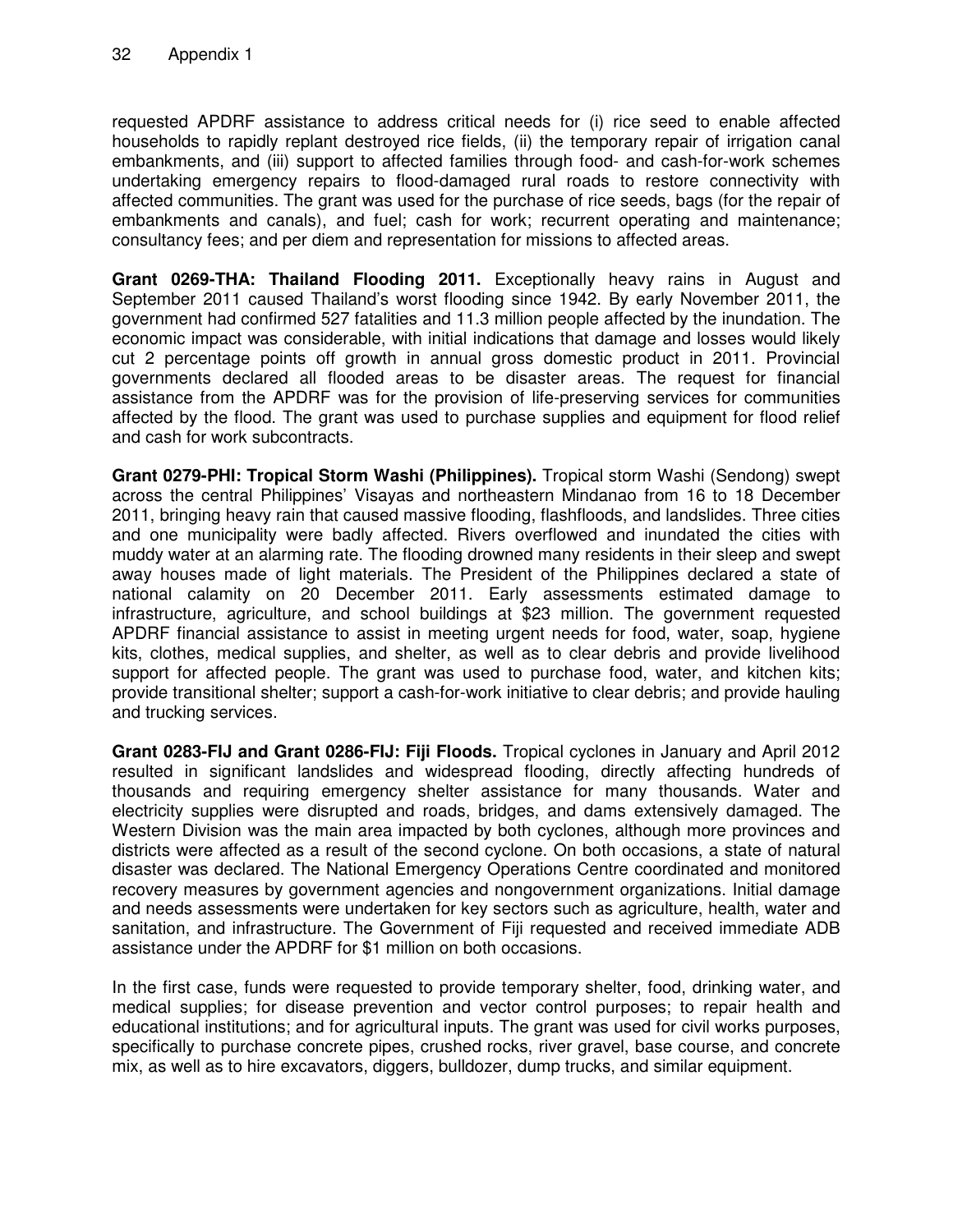requested APDRF assistance to address critical needs for (i) rice seed to enable affected households to rapidly replant destroyed rice fields, (ii) the temporary repair of irrigation canal embankments, and (iii) support to affected families through food- and cash-for-work schemes undertaking emergency repairs to flood-damaged rural roads to restore connectivity with affected communities. The grant was used for the purchase of rice seeds, bags (for the repair of embankments and canals), and fuel; cash for work; recurrent operating and maintenance; consultancy fees; and per diem and representation for missions to affected areas.

**Grant 0269-THA: Thailand Flooding 2011.** Exceptionally heavy rains in August and September 2011 caused Thailand's worst flooding since 1942. By early November 2011, the government had confirmed 527 fatalities and 11.3 million people affected by the inundation. The economic impact was considerable, with initial indications that damage and losses would likely cut 2 percentage points off growth in annual gross domestic product in 2011. Provincial governments declared all flooded areas to be disaster areas. The request for financial assistance from the APDRF was for the provision of life-preserving services for communities affected by the flood. The grant was used to purchase supplies and equipment for flood relief and cash for work subcontracts.

**Grant 0279-PHI: Tropical Storm Washi (Philippines).** Tropical storm Washi (Sendong) swept across the central Philippines' Visayas and northeastern Mindanao from 16 to 18 December 2011, bringing heavy rain that caused massive flooding, flashfloods, and landslides. Three cities and one municipality were badly affected. Rivers overflowed and inundated the cities with muddy water at an alarming rate. The flooding drowned many residents in their sleep and swept away houses made of light materials. The President of the Philippines declared a state of national calamity on 20 December 2011. Early assessments estimated damage to infrastructure, agriculture, and school buildings at $23 million. The government requested APDRF financial assistance to assist in meeting urgent needs for food, water, soap, hygiene kits, clothes, medical supplies, and shelter, as well as to clear debris and provide livelihood support for affected people. The grant was used to purchase food, water, and kitchen kits; provide transitional shelter; support a cash-for-work initiative to clear debris; and provide hauling and trucking services.

**Grant 0283-FIJ and Grant 0286-FIJ: Fiji Floods.** Tropical cyclones in January and April 2012 resulted in significant landslides and widespread flooding, directly affecting hundreds of thousands and requiring emergency shelter assistance for many thousands. Water and electricity supplies were disrupted and roads, bridges, and dams extensively damaged. The Western Division was the main area impacted by both cyclones, although more provinces and districts were affected as a result of the second cyclone. On both occasions, a state of natural disaster was declared. The National Emergency Operations Centre coordinated and monitored recovery measures by government agencies and nongovernment organizations. Initial damage and needs assessments were undertaken for key sectors such as agriculture, health, water and sanitation, and infrastructure. The Government of Fiji requested and received immediate ADB assistance under the APDRF for $1 million on both occasions.

In the first case, funds were requested to provide temporary shelter, food, drinking water, and medical supplies; for disease prevention and vector control purposes; to repair health and educational institutions; and for agricultural inputs. The grant was used for civil works purposes, specifically to purchase concrete pipes, crushed rocks, river gravel, base course, and concrete mix, as well as to hire excavators, diggers, bulldozer, dump trucks, and similar equipment.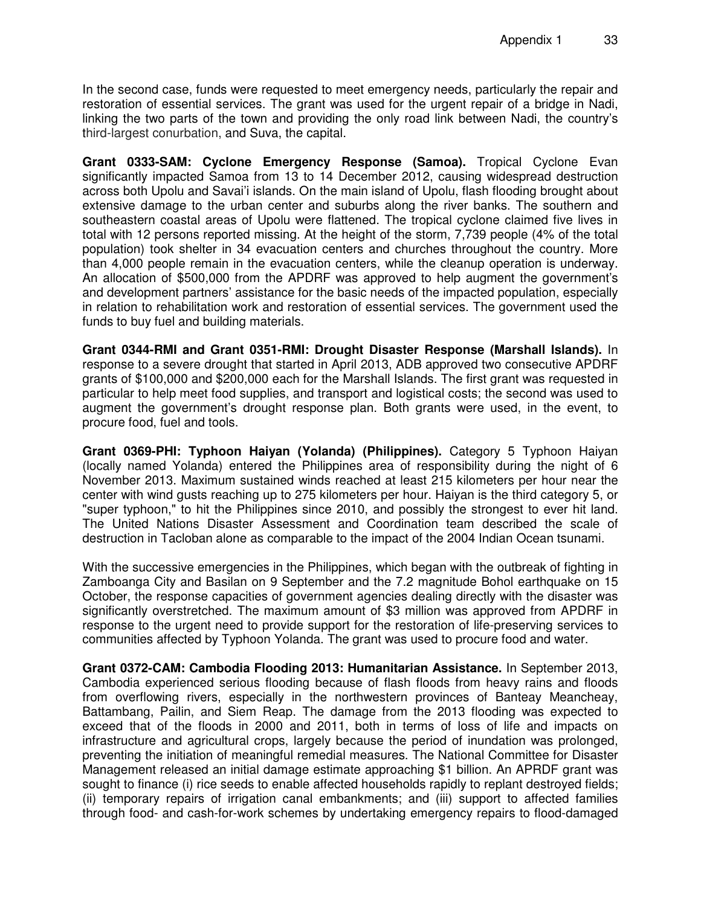In the second case, funds were requested to meet emergency needs, particularly the repair and restoration of essential services. The grant was used for the urgent repair of a bridge in Nadi, linking the two parts of the town and providing the only road link between Nadi, the country's third-largest conurbation, and Suva, the capital.

**Grant 0333-SAM: Cyclone Emergency Response (Samoa).** Tropical Cyclone Evan significantly impacted Samoa from 13 to 14 December 2012, causing widespread destruction across both Upolu and Savai'i islands. On the main island of Upolu, flash flooding brought about extensive damage to the urban center and suburbs along the river banks. The southern and southeastern coastal areas of Upolu were flattened. The tropical cyclone claimed five lives in total with 12 persons reported missing. At the height of the storm, 7,739 people (4% of the total population) took shelter in 34 evacuation centers and churches throughout the country. More than 4,000 people remain in the evacuation centers, while the cleanup operation is underway. An allocation of $500,000 from the APDRF was approved to help augment the government's and development partners' assistance for the basic needs of the impacted population, especially in relation to rehabilitation work and restoration of essential services. The government used the funds to buy fuel and building materials.

**Grant 0344-RMI and Grant 0351-RMI: Drought Disaster Response (Marshall Islands).** In response to a severe drought that started in April 2013, ADB approved two consecutive APDRF grants of $100,000 and $200,000 each for the Marshall Islands. The first grant was requested in particular to help meet food supplies, and transport and logistical costs; the second was used to augment the government's drought response plan. Both grants were used, in the event, to procure food, fuel and tools.

**Grant 0369-PHI: Typhoon Haiyan (Yolanda) (Philippines).** Category 5 Typhoon Haiyan (locally named Yolanda) entered the Philippines area of responsibility during the night of 6 November 2013. Maximum sustained winds reached at least 215 kilometers per hour near the center with wind gusts reaching up to 275 kilometers per hour. Haiyan is the third category 5, or "super typhoon," to hit the Philippines since 2010, and possibly the strongest to ever hit land. The United Nations Disaster Assessment and Coordination team described the scale of destruction in Tacloban alone as comparable to the impact of the 2004 Indian Ocean tsunami.

With the successive emergencies in the Philippines, which began with the outbreak of fighting in Zamboanga City and Basilan on 9 September and the 7.2 magnitude Bohol earthquake on 15 October, the response capacities of government agencies dealing directly with the disaster was significantly overstretched. The maximum amount of $3 million was approved from APDRF in response to the urgent need to provide support for the restoration of life-preserving services to communities affected by Typhoon Yolanda. The grant was used to procure food and water.

**Grant 0372-CAM: Cambodia Flooding 2013: Humanitarian Assistance.** In September 2013, Cambodia experienced serious flooding because of flash floods from heavy rains and floods from overflowing rivers, especially in the northwestern provinces of Banteay Meancheay, Battambang, Pailin, and Siem Reap. The damage from the 2013 flooding was expected to exceed that of the floods in 2000 and 2011, both in terms of loss of life and impacts on infrastructure and agricultural crops, largely because the period of inundation was prolonged, preventing the initiation of meaningful remedial measures. The National Committee for Disaster Management released an initial damage estimate approaching $1 billion. An APRDF grant was sought to finance (i) rice seeds to enable affected households rapidly to replant destroyed fields; (ii) temporary repairs of irrigation canal embankments; and (iii) support to affected families through food- and cash-for-work schemes by undertaking emergency repairs to flood-damaged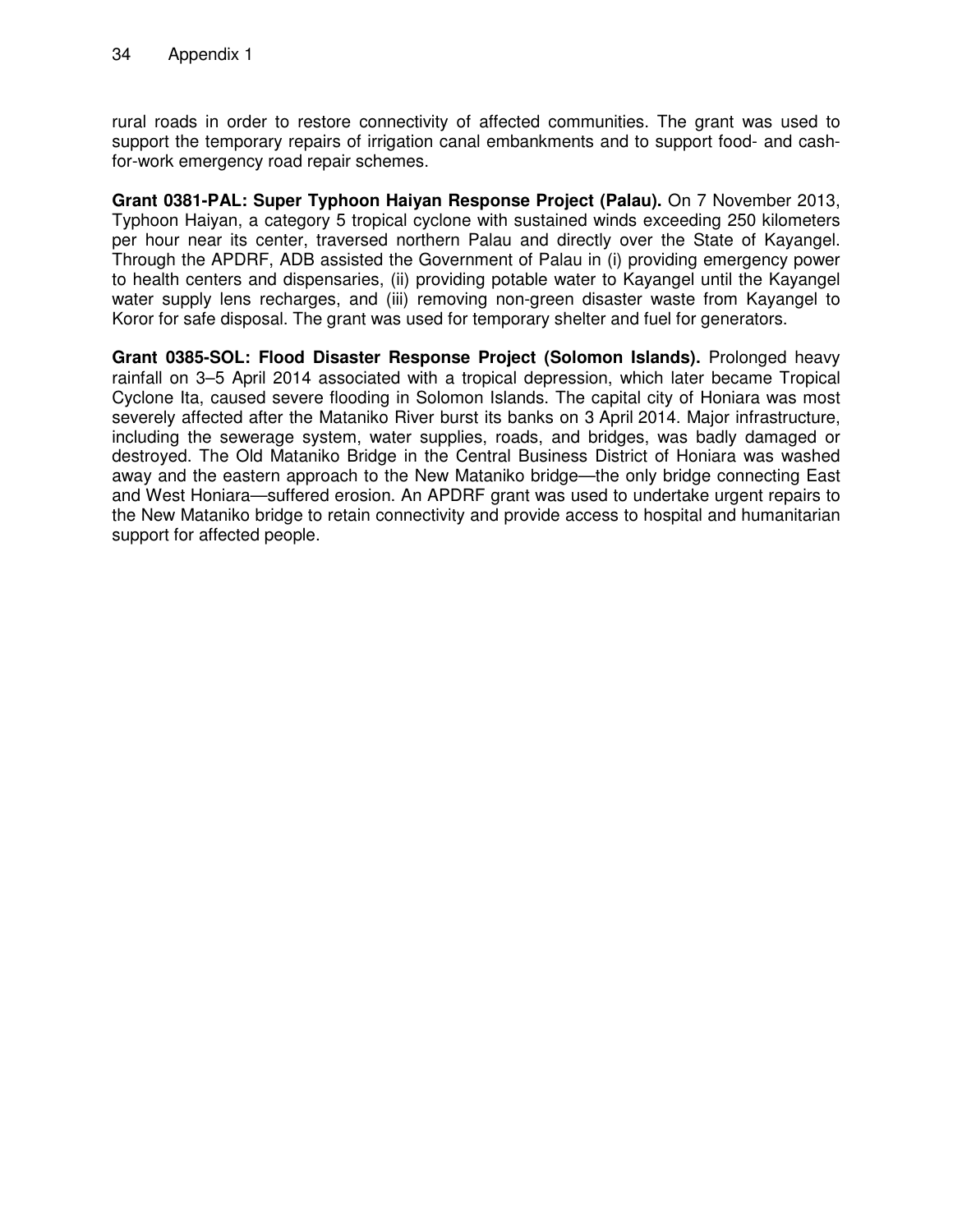rural roads in order to restore connectivity of affected communities. The grant was used to support the temporary repairs of irrigation canal embankments and to support food- and cash-for-work emergency road repair schemes.

**Grant 0381-PAL: Super Typhoon Haiyan Response Project (Palau).** On 7 November 2013, Typhoon Haiyan, a category 5 tropical cyclone with sustained winds exceeding 250 kilometers per hour near its center, traversed northern Palau and directly over the State of Kayangel. Through the APDRF, ADB assisted the Government of Palau in (i) providing emergency power to health centers and dispensaries, (ii) providing potable water to Kayangel until the Kayangel water supply lens recharges, and (iii) removing non-green disaster waste from Kayangel to Koror for safe disposal. The grant was used for temporary shelter and fuel for generators.

**Grant 0385-SOL: Flood Disaster Response Project (Solomon Islands).** Prolonged heavy rainfall on 3–5 April 2014 associated with a tropical depression, which later became Tropical Cyclone Ita, caused severe flooding in Solomon Islands. The capital city of Honiara was most severely affected after the Mataniko River burst its banks on 3 April 2014. Major infrastructure, including the sewerage system, water supplies, roads, and bridges, was badly damaged or destroyed. The Old Mataniko Bridge in the Central Business District of Honiara was washed away and the eastern approach to the New Mataniko bridge—the only bridge connecting East and West Honiara—suffered erosion. An APDRF grant was used to undertake urgent repairs to the New Mataniko bridge to retain connectivity and provide access to hospital and humanitarian support for affected people.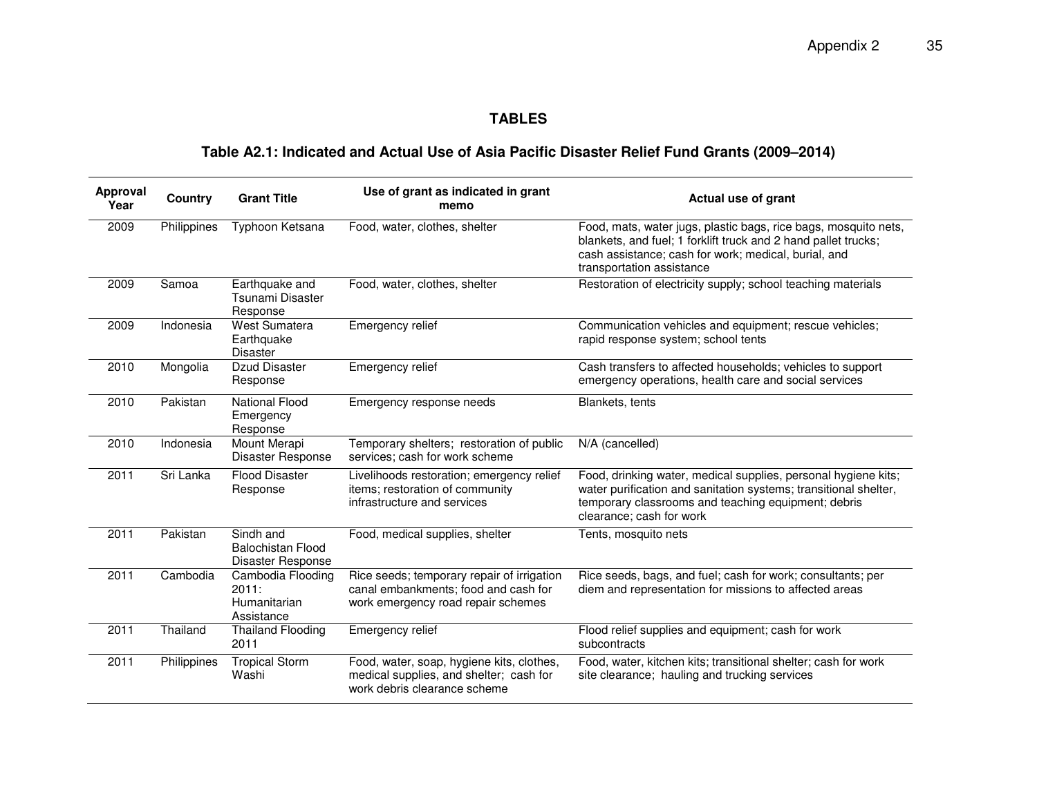## TABLES

### Table A2.1: Indicated and Actual Use of Asia Pacific Disaster Relief Fund Grants (2009–2014)

| Approval Year | Country | Grant Title | Use of grant as indicated in grant memo | Actual use of grant |
|---|---|---|---|---|
| 2009 | Philippines | Typhoon Ketsana | Food, water, clothes, shelter | Food, mats, water jugs, plastic bags, rice bags, mosquito nets, blankets, and fuel; 1 forklift truck and 2 hand pallet trucks; cash assistance; cash for work; medical, burial, and transportation assistance |
| 2009 | Samoa | Earthquake and Tsunami Disaster Response | Food, water, clothes, shelter | Restoration of electricity supply; school teaching materials |
| 2009 | Indonesia | West Sumatera Earthquake Disaster | Emergency relief | Communication vehicles and equipment; rescue vehicles; rapid response system; school tents |
| 2010 | Mongolia | Dzud Disaster Response | Emergency relief | Cash transfers to affected households; vehicles to support emergency operations, health care and social services |
| 2010 | Pakistan | National Flood Emergency Response | Emergency response needs | Blankets, tents |
| 2010 | Indonesia | Mount Merapi Disaster Response | Temporary shelters; restoration of public services; cash for work scheme | N/A (cancelled) |
| 2011 | Sri Lanka | Flood Disaster Response | Livelihoods restoration; emergency relief items; restoration of community infrastructure and services | Food, drinking water, medical supplies, personal hygiene kits; water purification and sanitation systems; transitional shelter, temporary classrooms and teaching equipment; debris clearance; cash for work |
| 2011 | Pakistan | Sindh and Balochistan Flood Disaster Response | Food, medical supplies, shelter | Tents, mosquito nets |
| 2011 | Cambodia | Cambodia Flooding 2011: Humanitarian Assistance | Rice seeds; temporary repair of irrigation canal embankments; food and cash for work emergency road repair schemes | Rice seeds, bags, and fuel; cash for work; consultants; per diem and representation for missions to affected areas |
| 2011 | Thailand | Thailand Flooding 2011 | Emergency relief | Flood relief supplies and equipment; cash for work subcontracts |
| 2011 | Philippines | Tropical Storm Washi | Food, water, soap, hygiene kits, clothes, medical supplies, and shelter; cash for work debris clearance scheme | Food, water, kitchen kits; transitional shelter; cash for work site clearance; hauling and trucking services |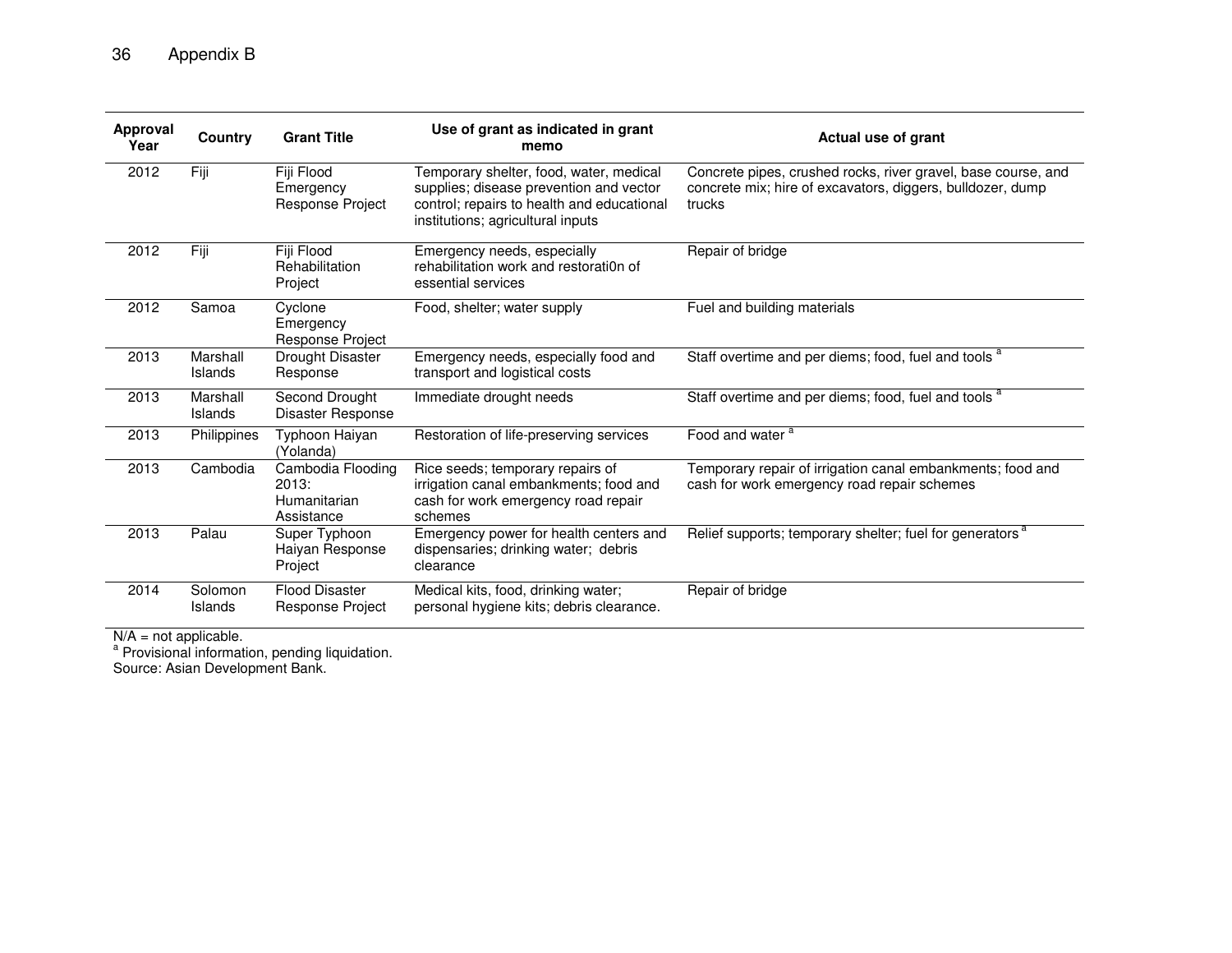| Approval Year | Country | Grant Title | Use of grant as indicated in grant memo | Actual use of grant |
|---|---|---|---|---|
| 2012 | Fiji | Fiji Flood Emergency Response Project | Temporary shelter, food, water, medical supplies; disease prevention and vector control; repairs to health and educational institutions; agricultural inputs | Concrete pipes, crushed rocks, river gravel, base course, and concrete mix; hire of excavators, diggers, bulldozer, dump trucks |
| 2012 | Fiji | Fiji Flood Rehabilitation Project | Emergency needs, especially rehabilitation work and restorati0n of essential services | Repair of bridge |
| 2012 | Samoa | Cyclone Emergency Response Project | Food, shelter; water supply | Fuel and building materials |
| 2013 | Marshall Islands | Drought Disaster Response | Emergency needs, especially food and transport and logistical costs | Staff overtime and per diems; food, fuel and tools [a] |
| 2013 | Marshall Islands | Second Drought Disaster Response | Immediate drought needs | Staff overtime and per diems; food, fuel and tools [a] |
| 2013 | Philippines | Typhoon Haiyan (Yolanda) | Restoration of life-preserving services | Food and water [a] |
| 2013 | Cambodia | Cambodia Flooding 2013: Humanitarian Assistance | Rice seeds; temporary repairs of irrigation canal embankments; food and cash for work emergency road repair schemes | Temporary repair of irrigation canal embankments; food and cash for work emergency road repair schemes |
| 2013 | Palau | Super Typhoon Haiyan Response Project | Emergency power for health centers and dispensaries; drinking water; debris clearance | Relief supports; temporary shelter; fuel for generators [a] |
| 2014 | Solomon Islands | Flood Disaster Response Project | Medical kits, food, drinking water; personal hygiene kits; debris clearance. | Repair of bridge |

N/A = not applicable.
[a] Provisional information, pending liquidation.
Source: Asian Development Bank.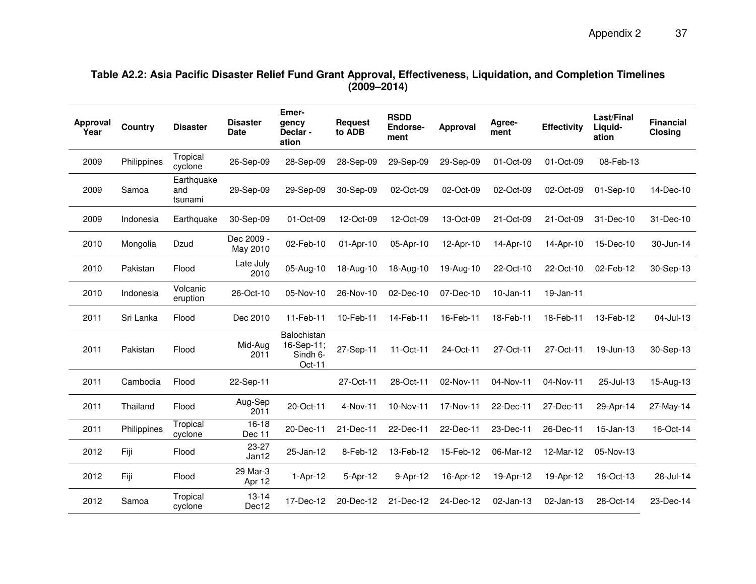**Table A2.2: Asia Pacific Disaster Relief Fund Grant Approval, Effectiveness, Liquidation, and Completion Timelines (2009–2014)**

| Approval Year | Country | Disaster | Disaster Date | Emergency Declar - ation | Request to ADB | RSDD Endorse-ment | Approval | Agree-ment | Effectivity | Last/Final Liquid-ation | Financial Closing |
|---|---|---|---|---|---|---|---|---|---|---|---|
| 2009 | Philippines | Tropical cyclone | 26-Sep-09 | 28-Sep-09 | 28-Sep-09 | 29-Sep-09 | 29-Sep-09 | 01-Oct-09 | 01-Oct-09 | 08-Feb-13 | |
| 2009 | Samoa | Earthquake and tsunami | 29-Sep-09 | 29-Sep-09 | 30-Sep-09 | 02-Oct-09 | 02-Oct-09 | 02-Oct-09 | 02-Oct-09 | 01-Sep-10 | 14-Dec-10 |
| 2009 | Indonesia | Earthquake | 30-Sep-09 | 01-Oct-09 | 12-Oct-09 | 12-Oct-09 | 13-Oct-09 | 21-Oct-09 | 21-Oct-09 | 31-Dec-10 | 31-Dec-10 |
| 2010 | Mongolia | Dzud | Dec 2009 - May 2010 | 02-Feb-10 | 01-Apr-10 | 05-Apr-10 | 12-Apr-10 | 14-Apr-10 | 14-Apr-10 | 15-Dec-10 | 30-Jun-14 |
| 2010 | Pakistan | Flood | Late July 2010 | 05-Aug-10 | 18-Aug-10 | 18-Aug-10 | 19-Aug-10 | 22-Oct-10 | 22-Oct-10 | 02-Feb-12 | 30-Sep-13 |
| 2010 | Indonesia | Volcanic eruption | 26-Oct-10 | 05-Nov-10 | 26-Nov-10 | 02-Dec-10 | 07-Dec-10 | 10-Jan-11 | 19-Jan-11 | | |
| 2011 | Sri Lanka | Flood | Dec 2010 | 11-Feb-11 | 10-Feb-11 | 14-Feb-11 | 16-Feb-11 | 18-Feb-11 | 18-Feb-11 | 13-Feb-12 | 04-Jul-13 |
| 2011 | Pakistan | Flood | Mid-Aug 2011 | Balochistan 16-Sep-11; Sindh 6-Oct-11 | 27-Sep-11 | 11-Oct-11 | 24-Oct-11 | 27-Oct-11 | 27-Oct-11 | 19-Jun-13 | 30-Sep-13 |
| 2011 | Cambodia | Flood | 22-Sep-11 | | 27-Oct-11 | 28-Oct-11 | 02-Nov-11 | 04-Nov-11 | 04-Nov-11 | 25-Jul-13 | 15-Aug-13 |
| 2011 | Thailand | Flood | Aug-Sep 2011 | 20-Oct-11 | 4-Nov-11 | 10-Nov-11 | 17-Nov-11 | 22-Dec-11 | 27-Dec-11 | 29-Apr-14 | 27-May-14 |
| 2011 | Philippines | Tropical cyclone | 16-18 Dec 11 | 20-Dec-11 | 21-Dec-11 | 22-Dec-11 | 22-Dec-11 | 23-Dec-11 | 26-Dec-11 | 15-Jan-13 | 16-Oct-14 |
| 2012 | Fiji | Flood | 23-27 Jan12 | 25-Jan-12 | 8-Feb-12 | 13-Feb-12 | 15-Feb-12 | 06-Mar-12 | 12-Mar-12 | 05-Nov-13 | |
| 2012 | Fiji | Flood | 29 Mar-3 Apr 12 | 1-Apr-12 | 5-Apr-12 | 9-Apr-12 | 16-Apr-12 | 19-Apr-12 | 19-Apr-12 | 18-Oct-13 | 28-Jul-14 |
| 2012 | Samoa | Tropical cyclone | 13-14 Dec12 | 17-Dec-12 | 20-Dec-12 | 21-Dec-12 | 24-Dec-12 | 02-Jan-13 | 02-Jan-13 | 28-Oct-14 | 23-Dec-14 |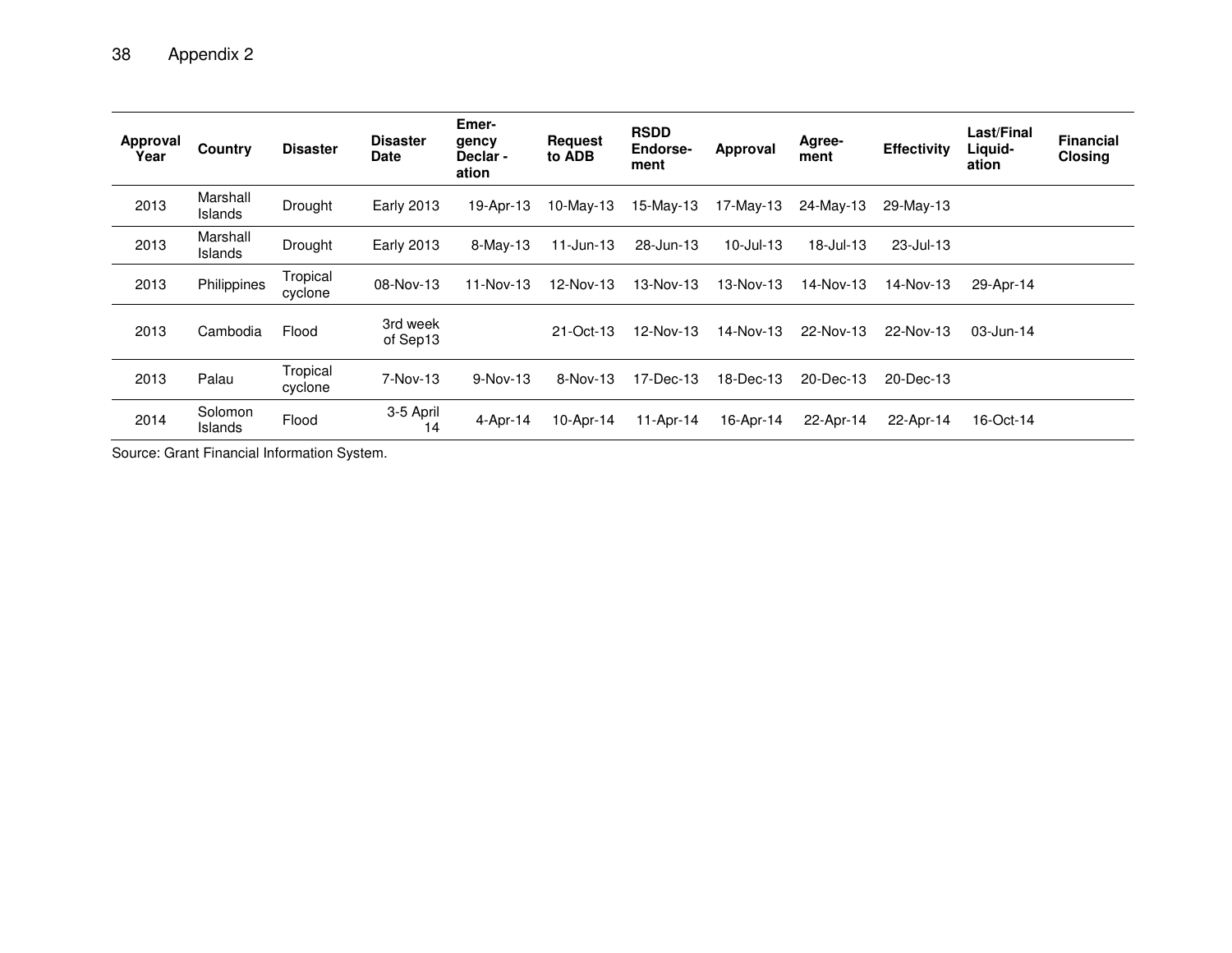| Approval Year | Country | Disaster | Disaster Date | Emergency Declaration | Request to ADB | RSDD Endorsement | Approval | Agreement | Effectivity | Last/Final Liquidation | Financial Closing |
|---|---|---|---|---|---|---|---|---|---|---|---|
| 2013 | Marshall Islands | Drought | Early 2013 | 19-Apr-13 | 10-May-13 | 15-May-13 | 17-May-13 | 24-May-13 | 29-May-13 | | |
| 2013 | Marshall Islands | Drought | Early 2013 | 8-May-13 | 11-Jun-13 | 28-Jun-13 | 10-Jul-13 | 18-Jul-13 | 23-Jul-13 | | |
| 2013 | Philippines | Tropical cyclone | 08-Nov-13 | 11-Nov-13 | 12-Nov-13 | 13-Nov-13 | 13-Nov-13 | 14-Nov-13 | 14-Nov-13 | 29-Apr-14 | |
| 2013 | Cambodia | Flood | 3rd week of Sep13 | | 21-Oct-13 | 12-Nov-13 | 14-Nov-13 | 22-Nov-13 | 22-Nov-13 | 03-Jun-14 | |
| 2013 | Palau | Tropical cyclone | 7-Nov-13 | 9-Nov-13 | 8-Nov-13 | 17-Dec-13 | 18-Dec-13 | 20-Dec-13 | 20-Dec-13 | | |
| 2014 | Solomon Islands | Flood | 3-5 April 14 | 4-Apr-14 | 10-Apr-14 | 11-Apr-14 | 16-Apr-14 | 22-Apr-14 | 22-Apr-14 | 16-Oct-14 | |

Source: Grant Financial Information System.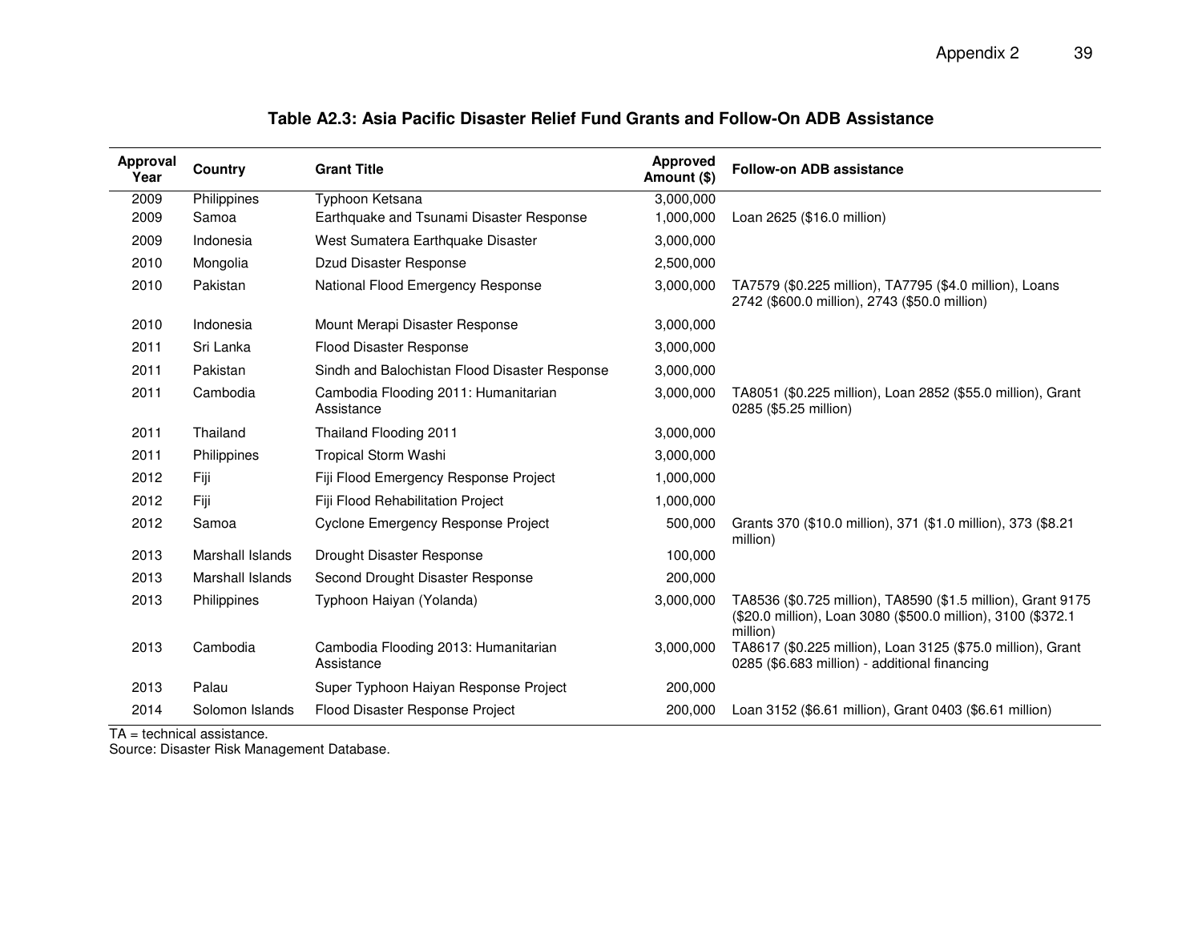**Table A2.3: Asia Pacific Disaster Relief Fund Grants and Follow-On ADB Assistance**

| Approval Year | Country | Grant Title | Approved Amount ($) | Follow-on ADB assistance |
|---|---|---|---|---|
| 2009 | Philippines | Typhoon Ketsana | 3,000,000 | |
| 2009 | Samoa | Earthquake and Tsunami Disaster Response | 1,000,000 | Loan 2625 ($16.0 million) |
| 2009 | Indonesia | West Sumatera Earthquake Disaster | 3,000,000 | |
| 2010 | Mongolia | Dzud Disaster Response | 2,500,000 | |
| 2010 | Pakistan | National Flood Emergency Response | 3,000,000 | TA7579 ($0.225 million), TA7795 ($4.0 million), Loans 2742 ($600.0 million), 2743 ($50.0 million) |
| 2010 | Indonesia | Mount Merapi Disaster Response | 3,000,000 | |
| 2011 | Sri Lanka | Flood Disaster Response | 3,000,000 | |
| 2011 | Pakistan | Sindh and Balochistan Flood Disaster Response | 3,000,000 | |
| 2011 | Cambodia | Cambodia Flooding 2011: Humanitarian Assistance | 3,000,000 | TA8051 ($0.225 million), Loan 2852 ($55.0 million), Grant 0285 ($5.25 million) |
| 2011 | Thailand | Thailand Flooding 2011 | 3,000,000 | |
| 2011 | Philippines | Tropical Storm Washi | 3,000,000 | |
| 2012 | Fiji | Fiji Flood Emergency Response Project | 1,000,000 | |
| 2012 | Fiji | Fiji Flood Rehabilitation Project | 1,000,000 | |
| 2012 | Samoa | Cyclone Emergency Response Project | 500,000 | Grants 370 ($10.0 million), 371 ($1.0 million), 373 ($8.21 million) |
| 2013 | Marshall Islands | Drought Disaster Response | 100,000 | |
| 2013 | Marshall Islands | Second Drought Disaster Response | 200,000 | |
| 2013 | Philippines | Typhoon Haiyan (Yolanda) | 3,000,000 | TA8536 ($0.725 million), TA8590 ($1.5 million), Grant 9175 ($20.0 million), Loan 3080 ($500.0 million), 3100 ($372.1 million) |
| 2013 | Cambodia | Cambodia Flooding 2013: Humanitarian Assistance | 3,000,000 | TA8617 ($0.225 million), Loan 3125 ($75.0 million), Grant 0285 ($6.683 million) - additional financing |
| 2013 | Palau | Super Typhoon Haiyan Response Project | 200,000 | |
| 2014 | Solomon Islands | Flood Disaster Response Project | 200,000 | Loan 3152 ($6.61 million), Grant 0403 ($6.61 million) |

TA = technical assistance.
Source: Disaster Risk Management Database.